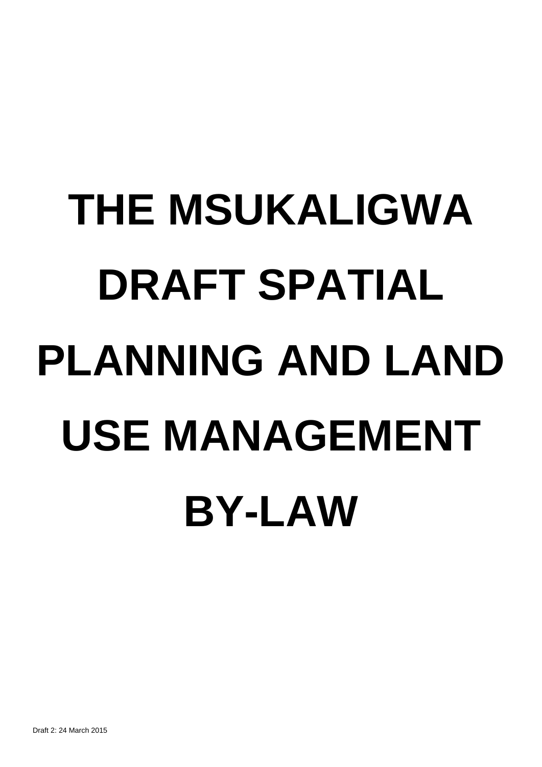# THE MSUKALIGWA DRAFT SPATIAL PLANNING AND LAND USE MANAGEMENT BY-LAW

Draft 2: 24 March 2015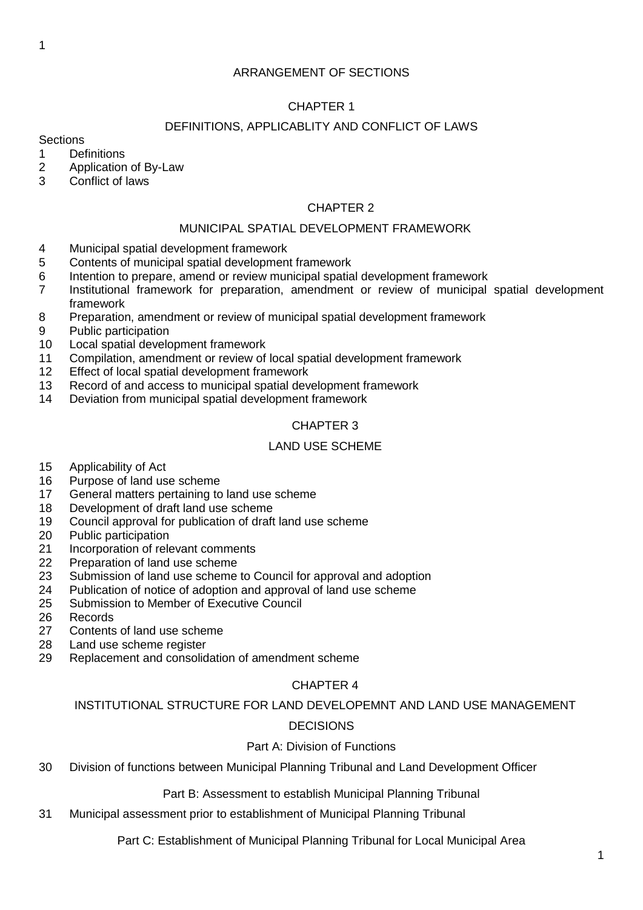## ARRANGEMENT OF SECTIONS

### CHAPTER 1

### DEFINITIONS, APPLICABLITY AND CONFLICT OF LAWS

Sections

1 Definitions
2 Application of By-Law
3 Conflict of laws

### CHAPTER 2

### MUNICIPAL SPATIAL DEVELOPMENT FRAMEWORK

4 Municipal spatial development framework
5 Contents of municipal spatial development framework
6 Intention to prepare, amend or review municipal spatial development framework
7 Institutional framework for preparation, amendment or review of municipal spatial development framework
8 Preparation, amendment or review of municipal spatial development framework
9 Public participation
10 Local spatial development framework
11 Compilation, amendment or review of local spatial development framework
12 Effect of local spatial development framework
13 Record of and access to municipal spatial development framework
14 Deviation from municipal spatial development framework

### CHAPTER 3

### LAND USE SCHEME

15 Applicability of Act
16 Purpose of land use scheme
17 General matters pertaining to land use scheme
18 Development of draft land use scheme
19 Council approval for publication of draft land use scheme
20 Public participation
21 Incorporation of relevant comments
22 Preparation of land use scheme
23 Submission of land use scheme to Council for approval and adoption
24 Publication of notice of adoption and approval of land use scheme
25 Submission to Member of Executive Council
26 Records
27 Contents of land use scheme
28 Land use scheme register
29 Replacement and consolidation of amendment scheme

### CHAPTER 4

### INSTITUTIONAL STRUCTURE FOR LAND DEVELOPEMNT AND LAND USE MANAGEMENT DECISIONS

#### Part A: Division of Functions

30 Division of functions between Municipal Planning Tribunal and Land Development Officer

#### Part B: Assessment to establish Municipal Planning Tribunal

31 Municipal assessment prior to establishment of Municipal Planning Tribunal

#### Part C: Establishment of Municipal Planning Tribunal for Local Municipal Area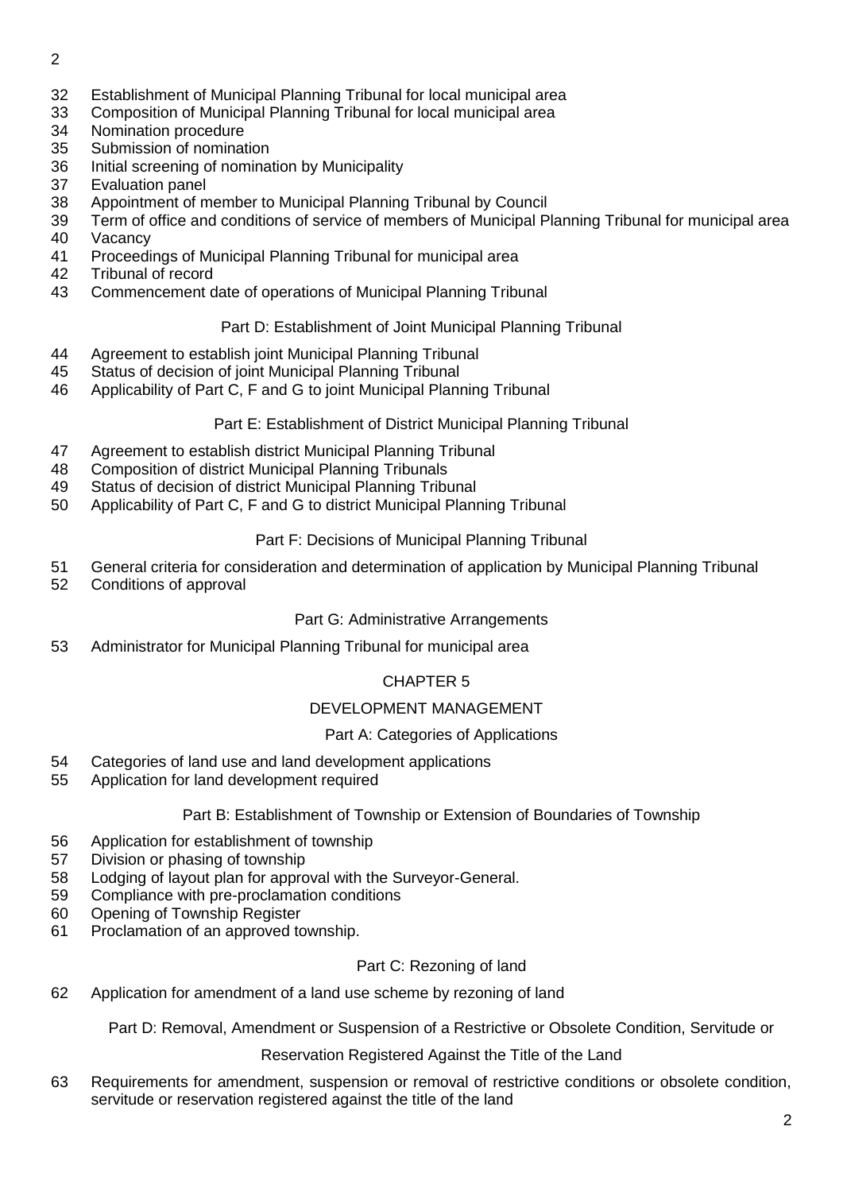32 Establishment of Municipal Planning Tribunal for local municipal area
33 Composition of Municipal Planning Tribunal for local municipal area
34 Nomination procedure
35 Submission of nomination
36 Initial screening of nomination by Municipality
37 Evaluation panel
38 Appointment of member to Municipal Planning Tribunal by Council
39 Term of office and conditions of service of members of Municipal Planning Tribunal for municipal area
40 Vacancy
41 Proceedings of Municipal Planning Tribunal for municipal area
42 Tribunal of record
43 Commencement date of operations of Municipal Planning Tribunal

Part D: Establishment of Joint Municipal Planning Tribunal

44 Agreement to establish joint Municipal Planning Tribunal
45 Status of decision of joint Municipal Planning Tribunal
46 Applicability of Part C, F and G to joint Municipal Planning Tribunal

Part E: Establishment of District Municipal Planning Tribunal

47 Agreement to establish district Municipal Planning Tribunal
48 Composition of district Municipal Planning Tribunals
49 Status of decision of district Municipal Planning Tribunal
50 Applicability of Part C, F and G to district Municipal Planning Tribunal

Part F: Decisions of Municipal Planning Tribunal

51 General criteria for consideration and determination of application by Municipal Planning Tribunal
52 Conditions of approval

Part G: Administrative Arrangements

53 Administrator for Municipal Planning Tribunal for municipal area

## CHAPTER 5

## DEVELOPMENT MANAGEMENT

Part A: Categories of Applications

54 Categories of land use and land development applications
55 Application for land development required

Part B: Establishment of Township or Extension of Boundaries of Township

56 Application for establishment of township
57 Division or phasing of township
58 Lodging of layout plan for approval with the Surveyor-General.
59 Compliance with pre-proclamation conditions
60 Opening of Township Register
61 Proclamation of an approved township.

Part C: Rezoning of land

62 Application for amendment of a land use scheme by rezoning of land

Part D: Removal, Amendment or Suspension of a Restrictive or Obsolete Condition, Servitude or Reservation Registered Against the Title of the Land

63 Requirements for amendment, suspension or removal of restrictive conditions or obsolete condition, servitude or reservation registered against the title of the land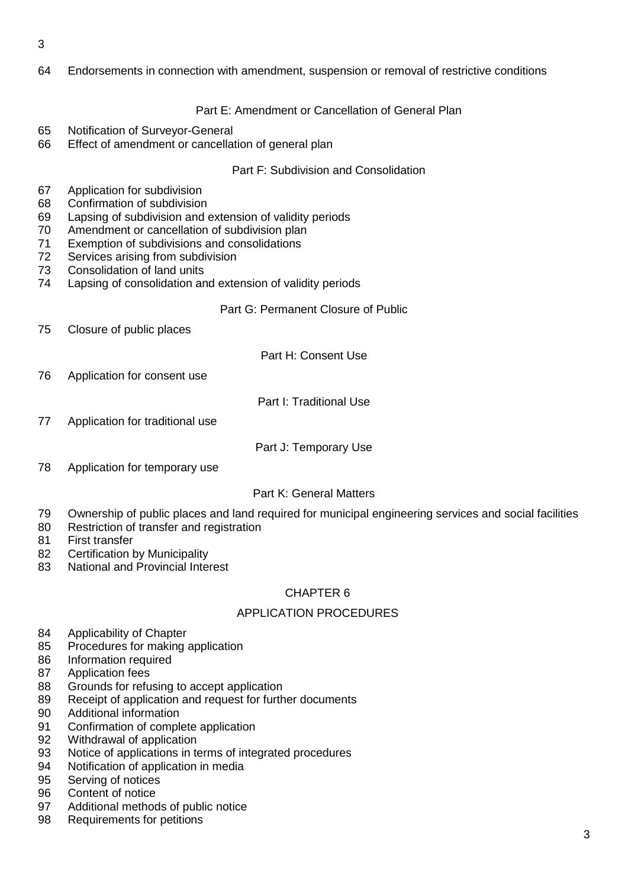64 Endorsements in connection with amendment, suspension or removal of restrictive conditions

Part E: Amendment or Cancellation of General Plan

65 Notification of Surveyor-General
66 Effect of amendment or cancellation of general plan

Part F: Subdivision and Consolidation

67 Application for subdivision
68 Confirmation of subdivision
69 Lapsing of subdivision and extension of validity periods
70 Amendment or cancellation of subdivision plan
71 Exemption of subdivisions and consolidations
72 Services arising from subdivision
73 Consolidation of land units
74 Lapsing of consolidation and extension of validity periods

Part G: Permanent Closure of Public

75 Closure of public places

Part H: Consent Use

76 Application for consent use

Part I: Traditional Use

77 Application for traditional use

Part J: Temporary Use

78 Application for temporary use

Part K: General Matters

79 Ownership of public places and land required for municipal engineering services and social facilities
80 Restriction of transfer and registration
81 First transfer
82 Certification by Municipality
83 National and Provincial Interest

CHAPTER 6

APPLICATION PROCEDURES

84 Applicability of Chapter
85 Procedures for making application
86 Information required
87 Application fees
88 Grounds for refusing to accept application
89 Receipt of application and request for further documents
90 Additional information
91 Confirmation of complete application
92 Withdrawal of application
93 Notice of applications in terms of integrated procedures
94 Notification of application in media
95 Serving of notices
96 Content of notice
97 Additional methods of public notice
98 Requirements for petitions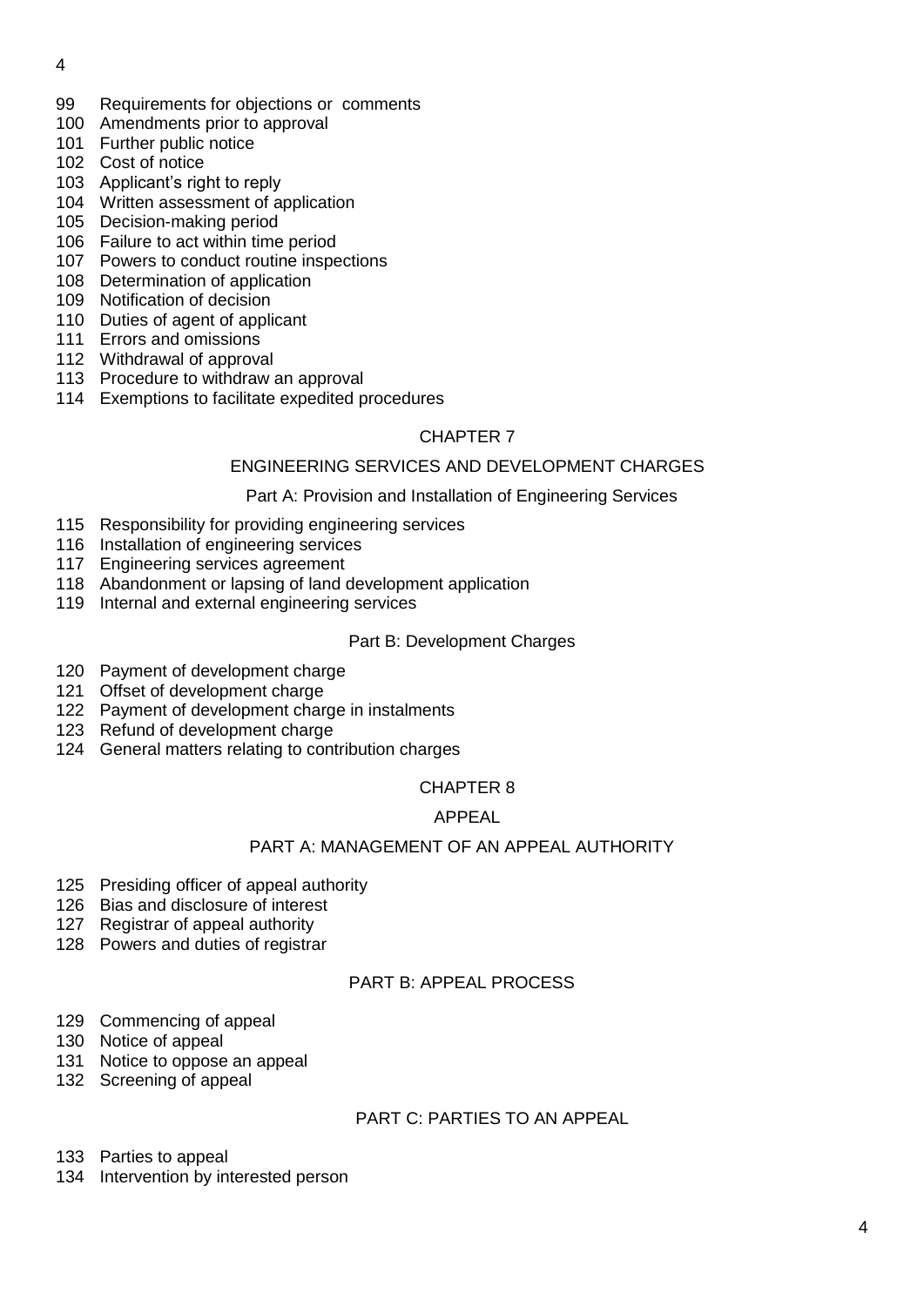99 Requirements for objections or comments
100 Amendments prior to approval
101 Further public notice
102 Cost of notice
103 Applicant's right to reply
104 Written assessment of application
105 Decision-making period
106 Failure to act within time period
107 Powers to conduct routine inspections
108 Determination of application
109 Notification of decision
110 Duties of agent of applicant
111 Errors and omissions
112 Withdrawal of approval
113 Procedure to withdraw an approval
114 Exemptions to facilitate expedited procedures

## CHAPTER 7

## ENGINEERING SERVICES AND DEVELOPMENT CHARGES

### Part A: Provision and Installation of Engineering Services

115 Responsibility for providing engineering services
116 Installation of engineering services
117 Engineering services agreement
118 Abandonment or lapsing of land development application
119 Internal and external engineering services

### Part B: Development Charges

120 Payment of development charge
121 Offset of development charge
122 Payment of development charge in instalments
123 Refund of development charge
124 General matters relating to contribution charges

## CHAPTER 8

## APPEAL

### PART A: MANAGEMENT OF AN APPEAL AUTHORITY

125 Presiding officer of appeal authority
126 Bias and disclosure of interest
127 Registrar of appeal authority
128 Powers and duties of registrar

### PART B: APPEAL PROCESS

129 Commencing of appeal
130 Notice of appeal
131 Notice to oppose an appeal
132 Screening of appeal

### PART C: PARTIES TO AN APPEAL

133 Parties to appeal
134 Intervention by interested person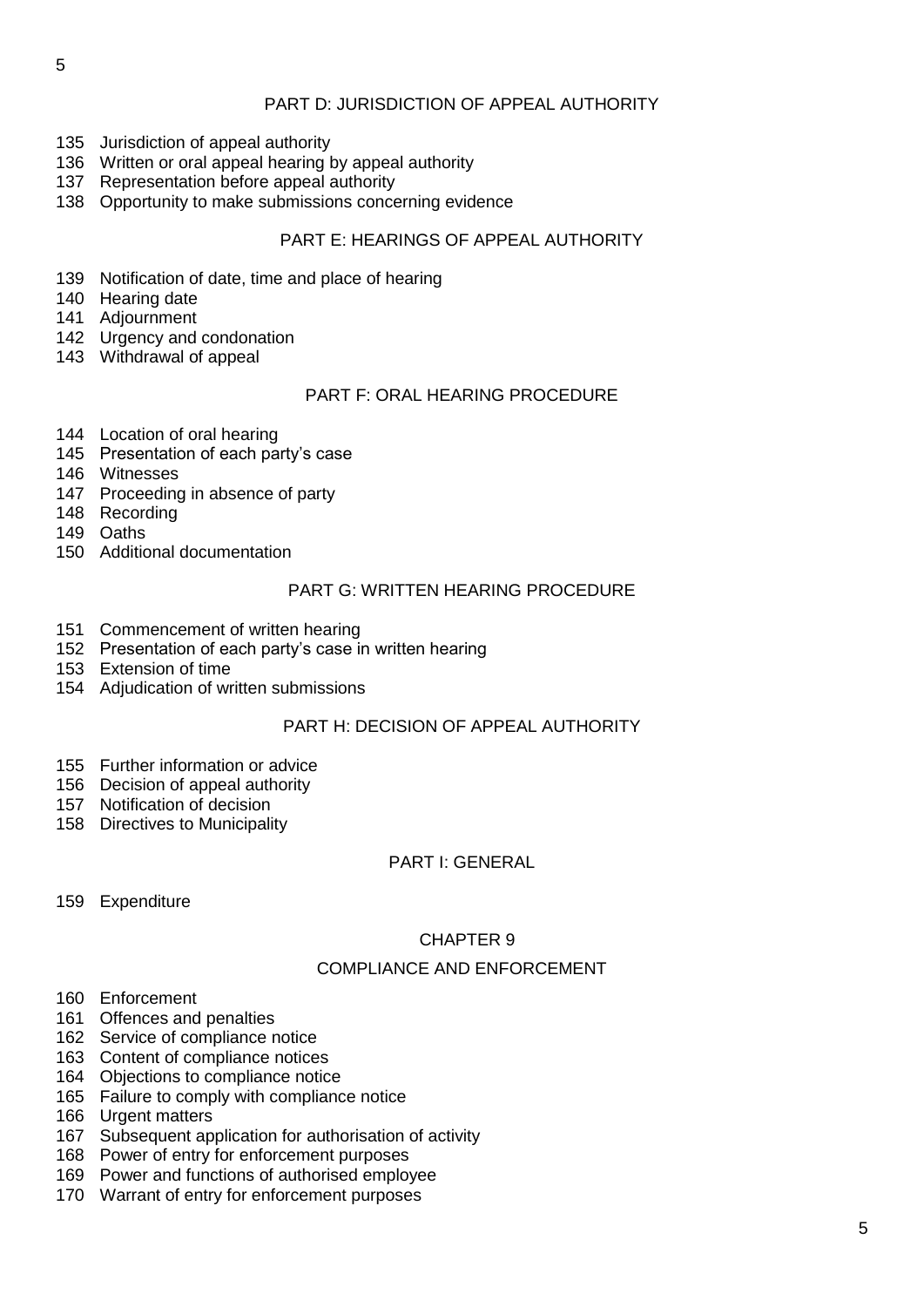## PART D: JURISDICTION OF APPEAL AUTHORITY

135 Jurisdiction of appeal authority
136 Written or oral appeal hearing by appeal authority
137 Representation before appeal authority
138 Opportunity to make submissions concerning evidence

## PART E: HEARINGS OF APPEAL AUTHORITY

139 Notification of date, time and place of hearing
140 Hearing date
141 Adjournment
142 Urgency and condonation
143 Withdrawal of appeal

## PART F: ORAL HEARING PROCEDURE

144 Location of oral hearing
145 Presentation of each party's case
146 Witnesses
147 Proceeding in absence of party
148 Recording
149 Oaths
150 Additional documentation

## PART G: WRITTEN HEARING PROCEDURE

151 Commencement of written hearing
152 Presentation of each party's case in written hearing
153 Extension of time
154 Adjudication of written submissions

## PART H: DECISION OF APPEAL AUTHORITY

155 Further information or advice
156 Decision of appeal authority
157 Notification of decision
158 Directives to Municipality

## PART I: GENERAL

159 Expenditure

## CHAPTER 9

## COMPLIANCE AND ENFORCEMENT

160 Enforcement
161 Offences and penalties
162 Service of compliance notice
163 Content of compliance notices
164 Objections to compliance notice
165 Failure to comply with compliance notice
166 Urgent matters
167 Subsequent application for authorisation of activity
168 Power of entry for enforcement purposes
169 Power and functions of authorised employee
170 Warrant of entry for enforcement purposes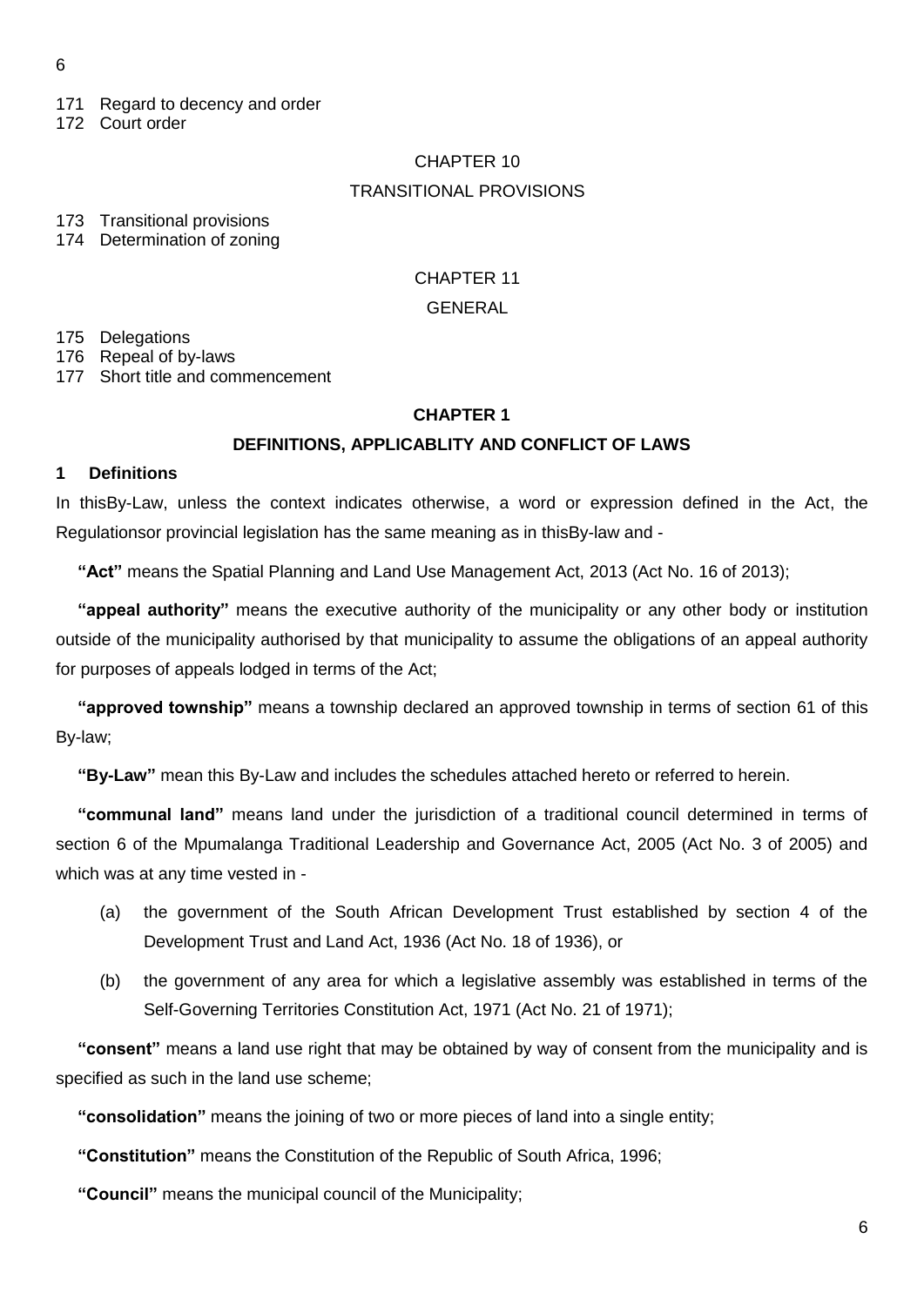171 Regard to decency and order
172 Court order

CHAPTER 10

TRANSITIONAL PROVISIONS

173 Transitional provisions
174 Determination of zoning

CHAPTER 11

GENERAL

175 Delegations
176 Repeal of by-laws
177 Short title and commencement

## CHAPTER 1

## DEFINITIONS, APPLICABLITY AND CONFLICT OF LAWS

### 1 Definitions

In thisBy-Law, unless the context indicates otherwise, a word or expression defined in the Act, the Regulationsor provincial legislation has the same meaning as in thisBy-law and -

**"Act"** means the Spatial Planning and Land Use Management Act, 2013 (Act No. 16 of 2013);

**"appeal authority"** means the executive authority of the municipality or any other body or institution outside of the municipality authorised by that municipality to assume the obligations of an appeal authority for purposes of appeals lodged in terms of the Act;

**"approved township"** means a township declared an approved township in terms of section 61 of this By-law;

**"By-Law"** mean this By-Law and includes the schedules attached hereto or referred to herein.

**"communal land"** means land under the jurisdiction of a traditional council determined in terms of section 6 of the Mpumalanga Traditional Leadership and Governance Act, 2005 (Act No. 3 of 2005) and which was at any time vested in -

(a) the government of the South African Development Trust established by section 4 of the Development Trust and Land Act, 1936 (Act No. 18 of 1936), or

(b) the government of any area for which a legislative assembly was established in terms of the Self-Governing Territories Constitution Act, 1971 (Act No. 21 of 1971);

**"consent"** means a land use right that may be obtained by way of consent from the municipality and is specified as such in the land use scheme;

**"consolidation"** means the joining of two or more pieces of land into a single entity;

**"Constitution"** means the Constitution of the Republic of South Africa, 1996;

**"Council"** means the municipal council of the Municipality;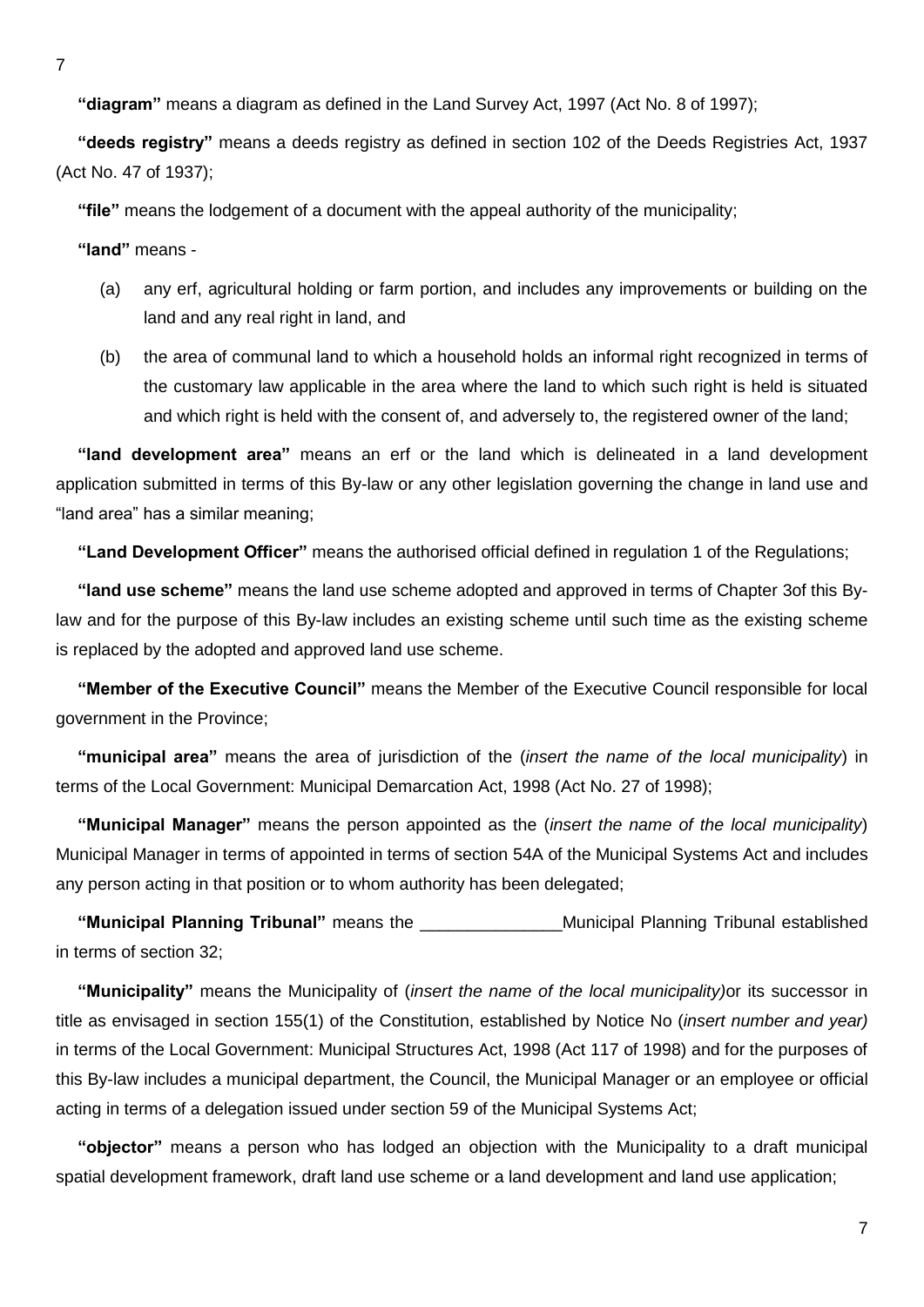**"diagram"** means a diagram as defined in the Land Survey Act, 1997 (Act No. 8 of 1997);

**"deeds registry"** means a deeds registry as defined in section 102 of the Deeds Registries Act, 1937 (Act No. 47 of 1937);

**"file"** means the lodgement of a document with the appeal authority of the municipality;

**"land"** means -

(a) any erf, agricultural holding or farm portion, and includes any improvements or building on the land and any real right in land, and

(b) the area of communal land to which a household holds an informal right recognized in terms of the customary law applicable in the area where the land to which such right is held is situated and which right is held with the consent of, and adversely to, the registered owner of the land;

**"land development area"** means an erf or the land which is delineated in a land development application submitted in terms of this By-law or any other legislation governing the change in land use and "land area" has a similar meaning;

**"Land Development Officer"** means the authorised official defined in regulation 1 of the Regulations;

**"land use scheme"** means the land use scheme adopted and approved in terms of Chapter 3of this By-law and for the purpose of this By-law includes an existing scheme until such time as the existing scheme is replaced by the adopted and approved land use scheme.

**"Member of the Executive Council"** means the Member of the Executive Council responsible for local government in the Province;

**"municipal area"** means the area of jurisdiction of the (*insert the name of the local municipality*) in terms of the Local Government: Municipal Demarcation Act, 1998 (Act No. 27 of 1998);

**"Municipal Manager"** means the person appointed as the (*insert the name of the local municipality*) Municipal Manager in terms of appointed in terms of section 54A of the Municipal Systems Act and includes any person acting in that position or to whom authority has been delegated;

**"Municipal Planning Tribunal"** means the _______________Municipal Planning Tribunal established in terms of section 32;

**"Municipality"** means the Municipality of (*insert the name of the local municipality)*or its successor in title as envisaged in section 155(1) of the Constitution, established by Notice No (*insert number and year)* in terms of the Local Government: Municipal Structures Act, 1998 (Act 117 of 1998) and for the purposes of this By-law includes a municipal department, the Council, the Municipal Manager or an employee or official acting in terms of a delegation issued under section 59 of the Municipal Systems Act;

**"objector"** means a person who has lodged an objection with the Municipality to a draft municipal spatial development framework, draft land use scheme or a land development and land use application;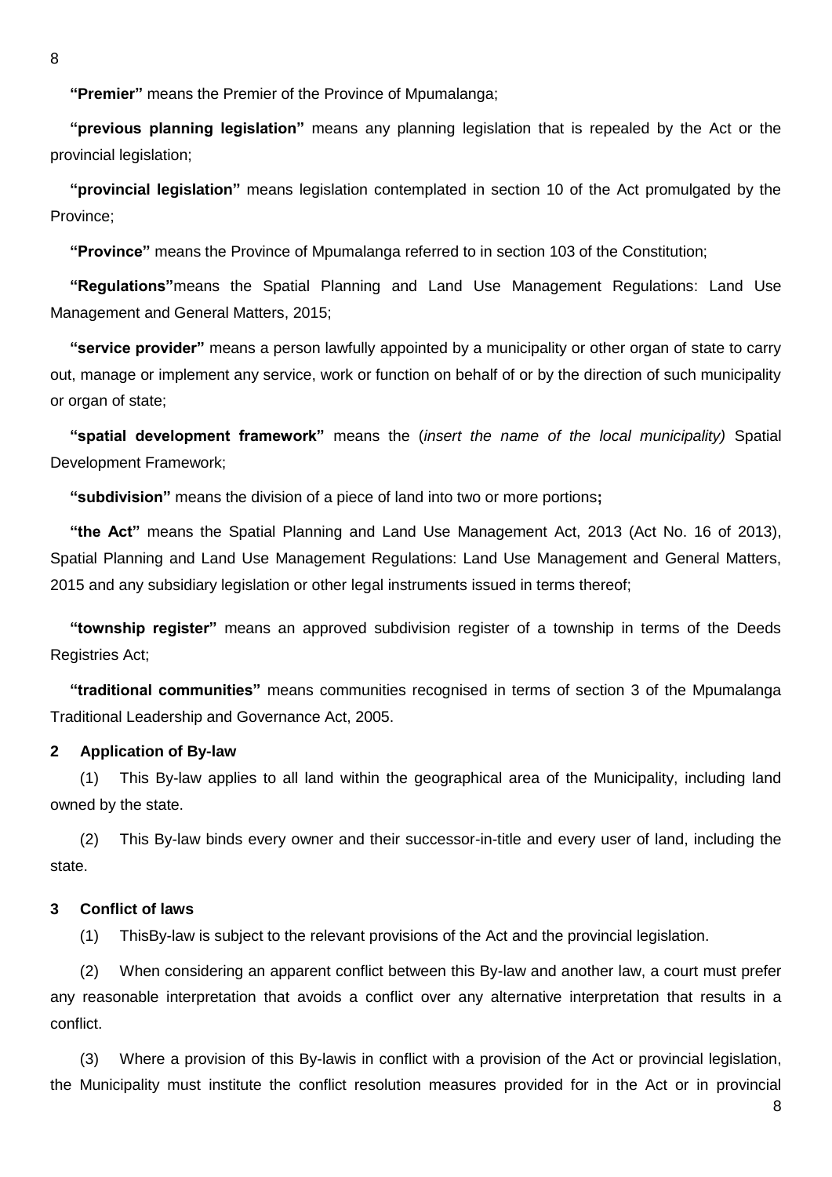**"Premier"** means the Premier of the Province of Mpumalanga;

**"previous planning legislation"** means any planning legislation that is repealed by the Act or the provincial legislation;

**"provincial legislation"** means legislation contemplated in section 10 of the Act promulgated by the Province;

**"Province"** means the Province of Mpumalanga referred to in section 103 of the Constitution;

**"Regulations"**means the Spatial Planning and Land Use Management Regulations: Land Use Management and General Matters, 2015;

**"service provider"** means a person lawfully appointed by a municipality or other organ of state to carry out, manage or implement any service, work or function on behalf of or by the direction of such municipality or organ of state;

**"spatial development framework"** means the (*insert the name of the local municipality)* Spatial Development Framework;

**"subdivision"** means the division of a piece of land into two or more portions**;**

**"the Act"** means the Spatial Planning and Land Use Management Act, 2013 (Act No. 16 of 2013), Spatial Planning and Land Use Management Regulations: Land Use Management and General Matters, 2015 and any subsidiary legislation or other legal instruments issued in terms thereof;

**"township register"** means an approved subdivision register of a township in terms of the Deeds Registries Act;

**"traditional communities"** means communities recognised in terms of section 3 of the Mpumalanga Traditional Leadership and Governance Act, 2005.

**2 Application of By-law**

(1) This By-law applies to all land within the geographical area of the Municipality, including land owned by the state.

(2) This By-law binds every owner and their successor-in-title and every user of land, including the state.

**3 Conflict of laws**

(1) ThisBy-law is subject to the relevant provisions of the Act and the provincial legislation.

(2) When considering an apparent conflict between this By-law and another law, a court must prefer any reasonable interpretation that avoids a conflict over any alternative interpretation that results in a conflict.

(3) Where a provision of this By-lawis in conflict with a provision of the Act or provincial legislation, the Municipality must institute the conflict resolution measures provided for in the Act or in provincial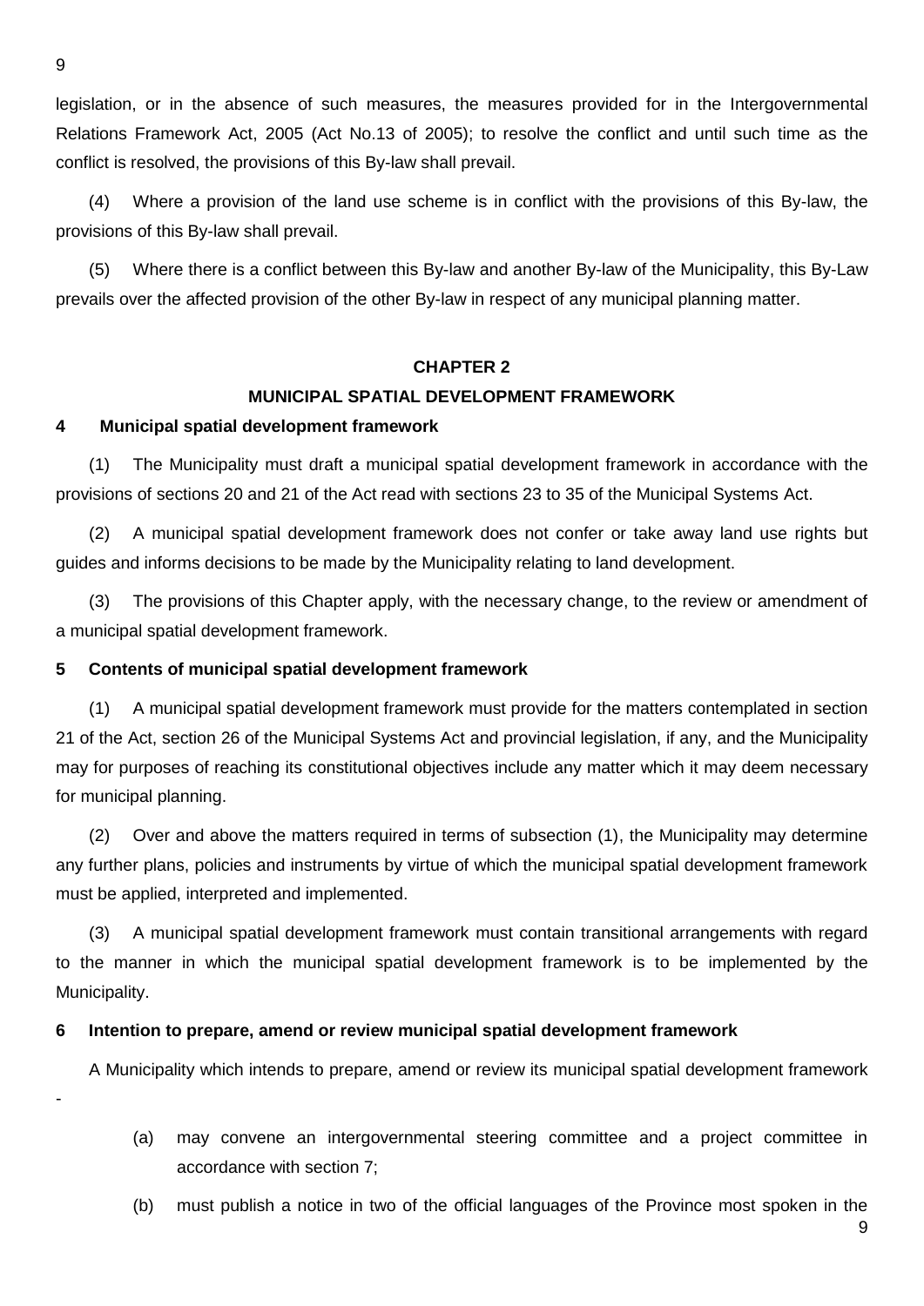legislation, or in the absence of such measures, the measures provided for in the Intergovernmental Relations Framework Act, 2005 (Act No.13 of 2005); to resolve the conflict and until such time as the conflict is resolved, the provisions of this By-law shall prevail.

(4) Where a provision of the land use scheme is in conflict with the provisions of this By-law, the provisions of this By-law shall prevail.

(5) Where there is a conflict between this By-law and another By-law of the Municipality, this By-Law prevails over the affected provision of the other By-law in respect of any municipal planning matter.

## CHAPTER 2

## MUNICIPAL SPATIAL DEVELOPMENT FRAMEWORK

### 4 Municipal spatial development framework

(1) The Municipality must draft a municipal spatial development framework in accordance with the provisions of sections 20 and 21 of the Act read with sections 23 to 35 of the Municipal Systems Act.

(2) A municipal spatial development framework does not confer or take away land use rights but guides and informs decisions to be made by the Municipality relating to land development.

(3) The provisions of this Chapter apply, with the necessary change, to the review or amendment of a municipal spatial development framework.

### 5 Contents of municipal spatial development framework

(1) A municipal spatial development framework must provide for the matters contemplated in section 21 of the Act, section 26 of the Municipal Systems Act and provincial legislation, if any, and the Municipality may for purposes of reaching its constitutional objectives include any matter which it may deem necessary for municipal planning.

(2) Over and above the matters required in terms of subsection (1), the Municipality may determine any further plans, policies and instruments by virtue of which the municipal spatial development framework must be applied, interpreted and implemented.

(3) A municipal spatial development framework must contain transitional arrangements with regard to the manner in which the municipal spatial development framework is to be implemented by the Municipality.

### 6 Intention to prepare, amend or review municipal spatial development framework

A Municipality which intends to prepare, amend or review its municipal spatial development framework -

(a) may convene an intergovernmental steering committee and a project committee in accordance with section 7;

(b) must publish a notice in two of the official languages of the Province most spoken in the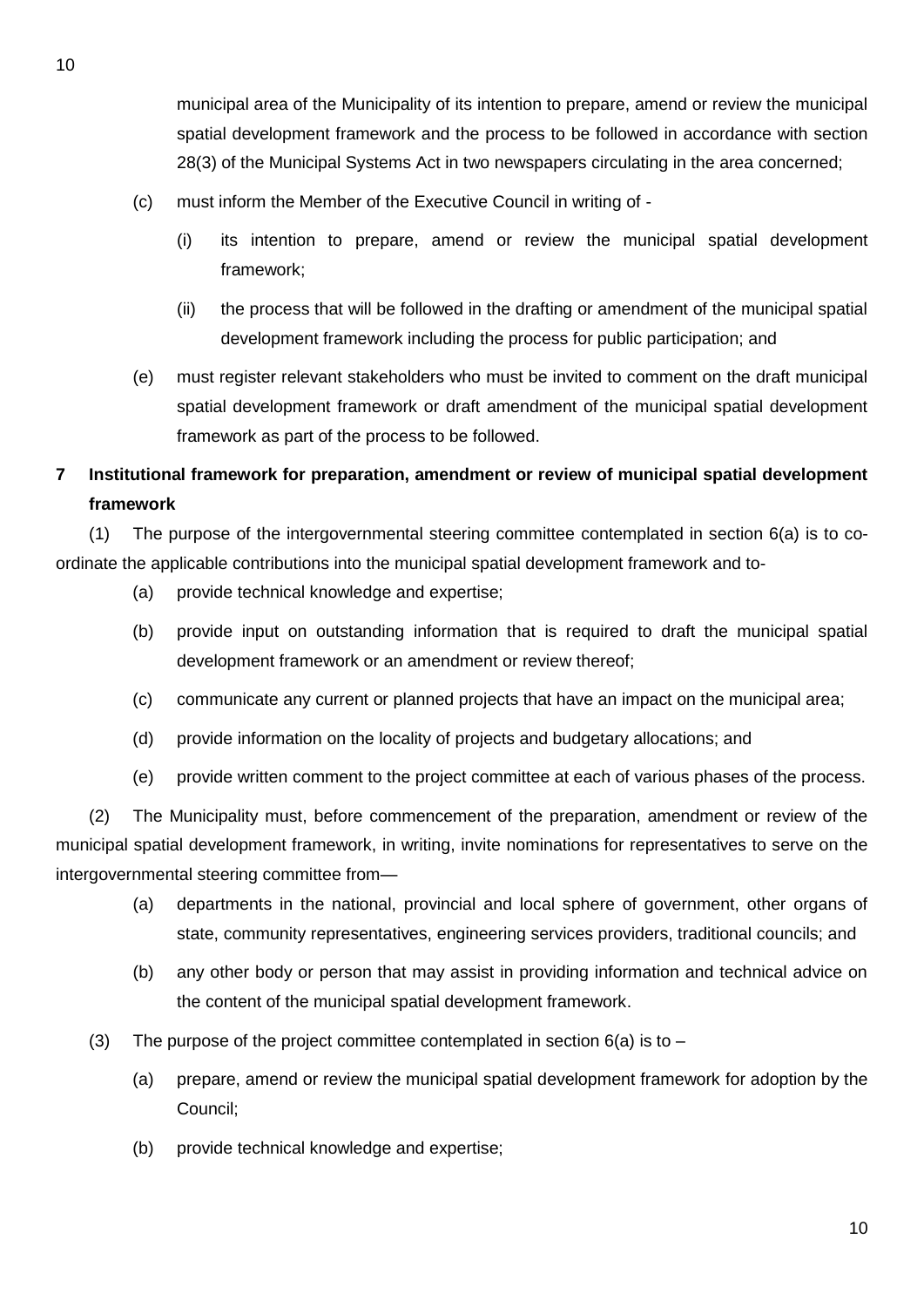municipal area of the Municipality of its intention to prepare, amend or review the municipal spatial development framework and the process to be followed in accordance with section 28(3) of the Municipal Systems Act in two newspapers circulating in the area concerned;

(c) must inform the Member of the Executive Council in writing of -

  (i) its intention to prepare, amend or review the municipal spatial development framework;

  (ii) the process that will be followed in the drafting or amendment of the municipal spatial development framework including the process for public participation; and

(e) must register relevant stakeholders who must be invited to comment on the draft municipal spatial development framework or draft amendment of the municipal spatial development framework as part of the process to be followed.

**7 Institutional framework for preparation, amendment or review of municipal spatial development framework**

(1) The purpose of the intergovernmental steering committee contemplated in section 6(a) is to co-ordinate the applicable contributions into the municipal spatial development framework and to-

(a) provide technical knowledge and expertise;

(b) provide input on outstanding information that is required to draft the municipal spatial development framework or an amendment or review thereof;

(c) communicate any current or planned projects that have an impact on the municipal area;

(d) provide information on the locality of projects and budgetary allocations; and

(e) provide written comment to the project committee at each of various phases of the process.

(2) The Municipality must, before commencement of the preparation, amendment or review of the municipal spatial development framework, in writing, invite nominations for representatives to serve on the intergovernmental steering committee from—

(a) departments in the national, provincial and local sphere of government, other organs of state, community representatives, engineering services providers, traditional councils; and

(b) any other body or person that may assist in providing information and technical advice on the content of the municipal spatial development framework.

(3) The purpose of the project committee contemplated in section 6(a) is to –

(a) prepare, amend or review the municipal spatial development framework for adoption by the Council;

(b) provide technical knowledge and expertise;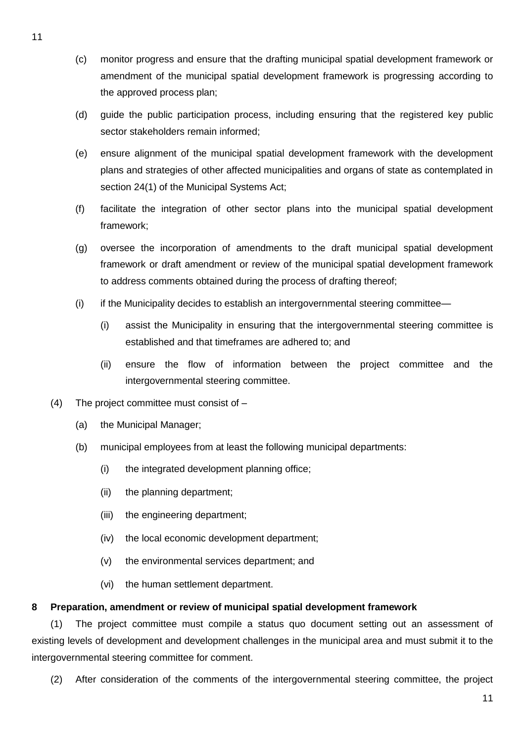(c) monitor progress and ensure that the drafting municipal spatial development framework or amendment of the municipal spatial development framework is progressing according to the approved process plan;

(d) guide the public participation process, including ensuring that the registered key public sector stakeholders remain informed;

(e) ensure alignment of the municipal spatial development framework with the development plans and strategies of other affected municipalities and organs of state as contemplated in section 24(1) of the Municipal Systems Act;

(f) facilitate the integration of other sector plans into the municipal spatial development framework;

(g) oversee the incorporation of amendments to the draft municipal spatial development framework or draft amendment or review of the municipal spatial development framework to address comments obtained during the process of drafting thereof;

(i) if the Municipality decides to establish an intergovernmental steering committee—

   (i) assist the Municipality in ensuring that the intergovernmental steering committee is established and that timeframes are adhered to; and

   (ii) ensure the flow of information between the project committee and the intergovernmental steering committee.

(4) The project committee must consist of –

(a) the Municipal Manager;

(b) municipal employees from at least the following municipal departments:

   (i) the integrated development planning office;

   (ii) the planning department;

   (iii) the engineering department;

   (iv) the local economic development department;

   (v) the environmental services department; and

   (vi) the human settlement department.

**8 Preparation, amendment or review of municipal spatial development framework**

(1) The project committee must compile a status quo document setting out an assessment of existing levels of development and development challenges in the municipal area and must submit it to the intergovernmental steering committee for comment.

(2) After consideration of the comments of the intergovernmental steering committee, the project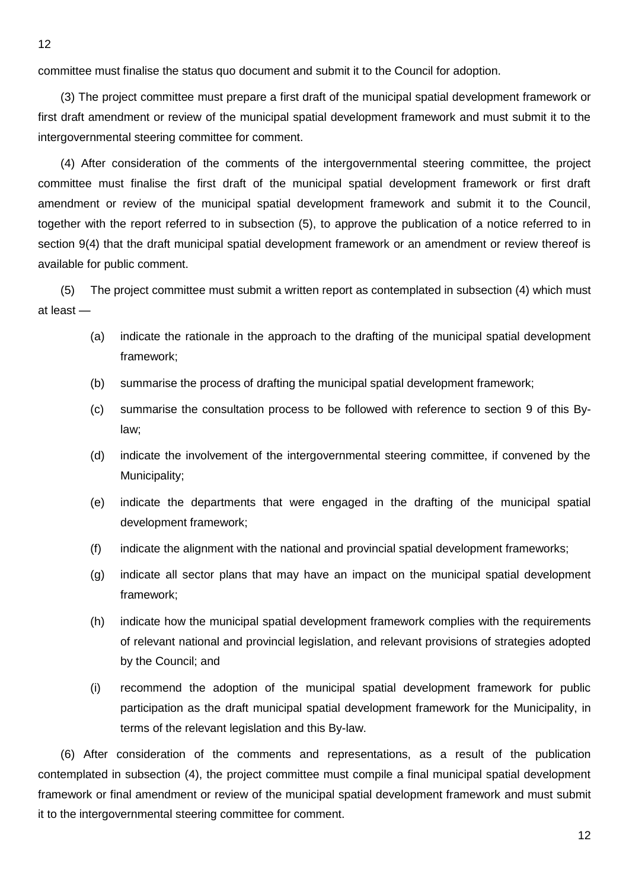committee must finalise the status quo document and submit it to the Council for adoption.

(3) The project committee must prepare a first draft of the municipal spatial development framework or first draft amendment or review of the municipal spatial development framework and must submit it to the intergovernmental steering committee for comment.

(4) After consideration of the comments of the intergovernmental steering committee, the project committee must finalise the first draft of the municipal spatial development framework or first draft amendment or review of the municipal spatial development framework and submit it to the Council, together with the report referred to in subsection (5), to approve the publication of a notice referred to in section 9(4) that the draft municipal spatial development framework or an amendment or review thereof is available for public comment.

(5) The project committee must submit a written report as contemplated in subsection (4) which must at least —

- (a) indicate the rationale in the approach to the drafting of the municipal spatial development framework;
- (b) summarise the process of drafting the municipal spatial development framework;
- (c) summarise the consultation process to be followed with reference to section 9 of this By-law;
- (d) indicate the involvement of the intergovernmental steering committee, if convened by the Municipality;
- (e) indicate the departments that were engaged in the drafting of the municipal spatial development framework;
- (f) indicate the alignment with the national and provincial spatial development frameworks;
- (g) indicate all sector plans that may have an impact on the municipal spatial development framework;
- (h) indicate how the municipal spatial development framework complies with the requirements of relevant national and provincial legislation, and relevant provisions of strategies adopted by the Council; and
- (i) recommend the adoption of the municipal spatial development framework for public participation as the draft municipal spatial development framework for the Municipality, in terms of the relevant legislation and this By-law.

(6) After consideration of the comments and representations, as a result of the publication contemplated in subsection (4), the project committee must compile a final municipal spatial development framework or final amendment or review of the municipal spatial development framework and must submit it to the intergovernmental steering committee for comment.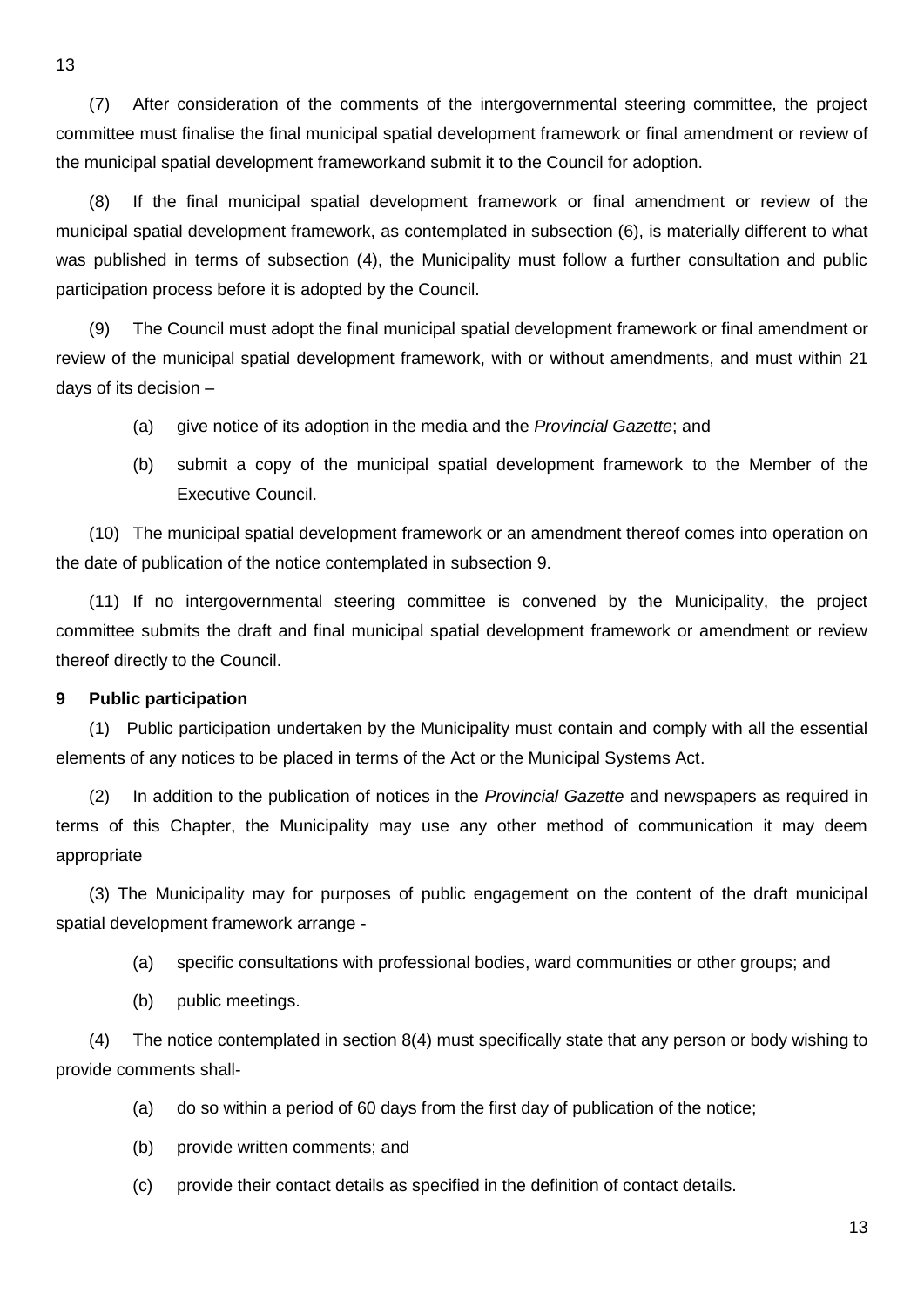(7) After consideration of the comments of the intergovernmental steering committee, the project committee must finalise the final municipal spatial development framework or final amendment or review of the municipal spatial development frameworkand submit it to the Council for adoption.

(8) If the final municipal spatial development framework or final amendment or review of the municipal spatial development framework, as contemplated in subsection (6), is materially different to what was published in terms of subsection (4), the Municipality must follow a further consultation and public participation process before it is adopted by the Council.

(9) The Council must adopt the final municipal spatial development framework or final amendment or review of the municipal spatial development framework, with or without amendments, and must within 21 days of its decision –

(a) give notice of its adoption in the media and the *Provincial Gazette*; and

(b) submit a copy of the municipal spatial development framework to the Member of the Executive Council.

(10) The municipal spatial development framework or an amendment thereof comes into operation on the date of publication of the notice contemplated in subsection 9.

(11) If no intergovernmental steering committee is convened by the Municipality, the project committee submits the draft and final municipal spatial development framework or amendment or review thereof directly to the Council.

**9 Public participation**

(1) Public participation undertaken by the Municipality must contain and comply with all the essential elements of any notices to be placed in terms of the Act or the Municipal Systems Act.

(2) In addition to the publication of notices in the *Provincial Gazette* and newspapers as required in terms of this Chapter, the Municipality may use any other method of communication it may deem appropriate

(3) The Municipality may for purposes of public engagement on the content of the draft municipal spatial development framework arrange -

(a) specific consultations with professional bodies, ward communities or other groups; and

(b) public meetings.

(4) The notice contemplated in section 8(4) must specifically state that any person or body wishing to provide comments shall-

(a) do so within a period of 60 days from the first day of publication of the notice;

(b) provide written comments; and

(c) provide their contact details as specified in the definition of contact details.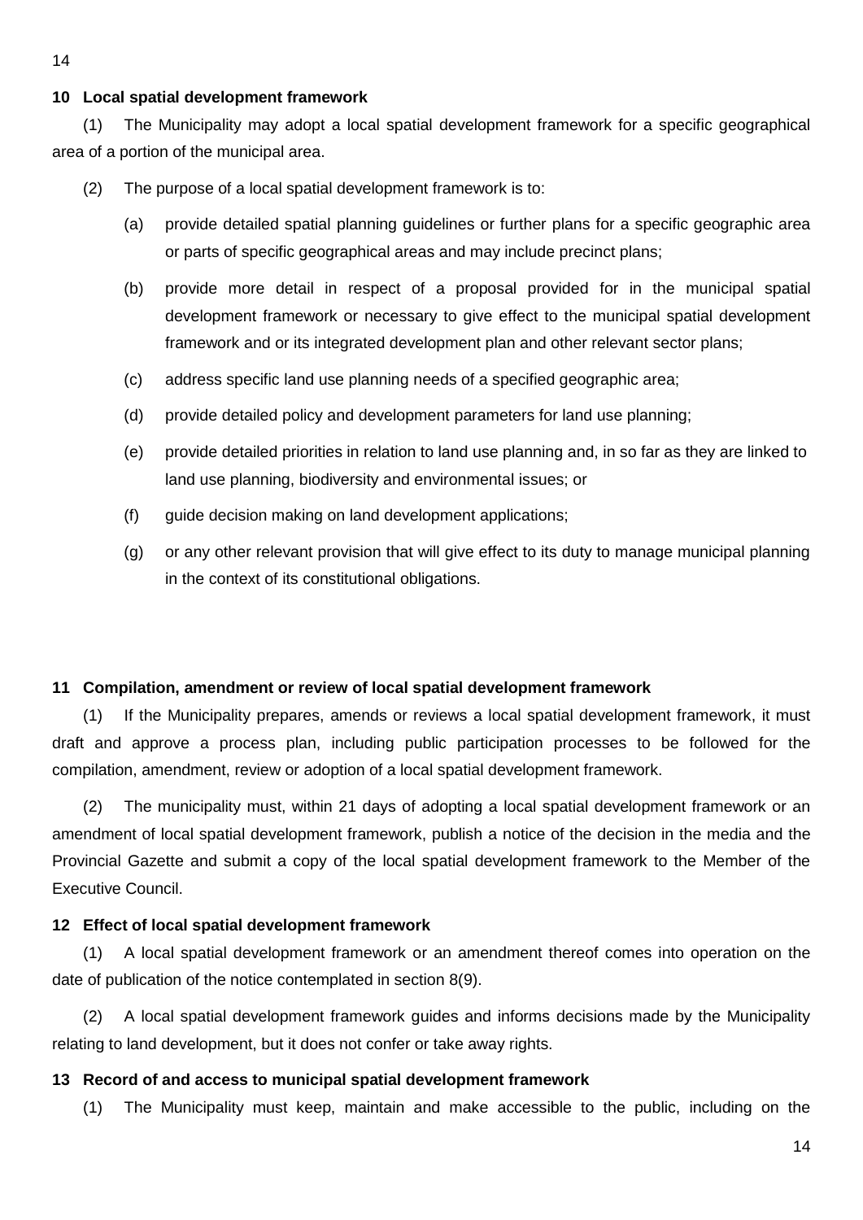### 10 Local spatial development framework

(1) The Municipality may adopt a local spatial development framework for a specific geographical area of a portion of the municipal area.

(2) The purpose of a local spatial development framework is to:

(a) provide detailed spatial planning guidelines or further plans for a specific geographic area or parts of specific geographical areas and may include precinct plans;

(b) provide more detail in respect of a proposal provided for in the municipal spatial development framework or necessary to give effect to the municipal spatial development framework and or its integrated development plan and other relevant sector plans;

(c) address specific land use planning needs of a specified geographic area;

(d) provide detailed policy and development parameters for land use planning;

(e) provide detailed priorities in relation to land use planning and, in so far as they are linked to land use planning, biodiversity and environmental issues; or

(f) guide decision making on land development applications;

(g) or any other relevant provision that will give effect to its duty to manage municipal planning in the context of its constitutional obligations.

### 11 Compilation, amendment or review of local spatial development framework

(1) If the Municipality prepares, amends or reviews a local spatial development framework, it must draft and approve a process plan, including public participation processes to be followed for the compilation, amendment, review or adoption of a local spatial development framework.

(2) The municipality must, within 21 days of adopting a local spatial development framework or an amendment of local spatial development framework, publish a notice of the decision in the media and the Provincial Gazette and submit a copy of the local spatial development framework to the Member of the Executive Council.

### 12 Effect of local spatial development framework

(1) A local spatial development framework or an amendment thereof comes into operation on the date of publication of the notice contemplated in section 8(9).

(2) A local spatial development framework guides and informs decisions made by the Municipality relating to land development, but it does not confer or take away rights.

### 13 Record of and access to municipal spatial development framework

(1) The Municipality must keep, maintain and make accessible to the public, including on the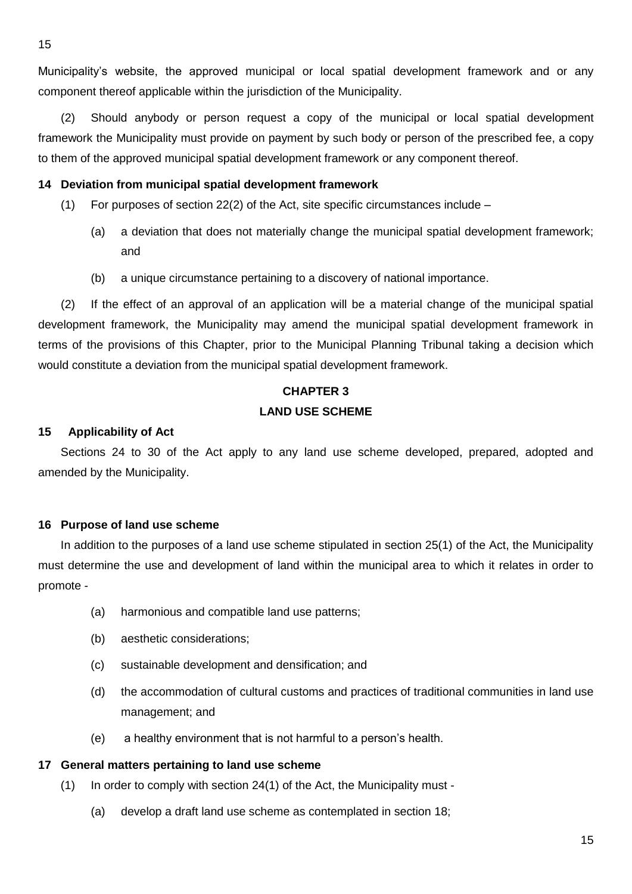Municipality's website, the approved municipal or local spatial development framework and or any component thereof applicable within the jurisdiction of the Municipality.

(2) Should anybody or person request a copy of the municipal or local spatial development framework the Municipality must provide on payment by such body or person of the prescribed fee, a copy to them of the approved municipal spatial development framework or any component thereof.

**14 Deviation from municipal spatial development framework**

(1) For purposes of section 22(2) of the Act, site specific circumstances include –

(a) a deviation that does not materially change the municipal spatial development framework; and

(b) a unique circumstance pertaining to a discovery of national importance.

(2) If the effect of an approval of an application will be a material change of the municipal spatial development framework, the Municipality may amend the municipal spatial development framework in terms of the provisions of this Chapter, prior to the Municipal Planning Tribunal taking a decision which would constitute a deviation from the municipal spatial development framework.

## CHAPTER 3
## LAND USE SCHEME

**15 Applicability of Act**

Sections 24 to 30 of the Act apply to any land use scheme developed, prepared, adopted and amended by the Municipality.

**16 Purpose of land use scheme**

In addition to the purposes of a land use scheme stipulated in section 25(1) of the Act, the Municipality must determine the use and development of land within the municipal area to which it relates in order to promote -

(a) harmonious and compatible land use patterns;

(b) aesthetic considerations;

(c) sustainable development and densification; and

(d) the accommodation of cultural customs and practices of traditional communities in land use management; and

(e) a healthy environment that is not harmful to a person's health.

**17 General matters pertaining to land use scheme**

(1) In order to comply with section 24(1) of the Act, the Municipality must -

(a) develop a draft land use scheme as contemplated in section 18;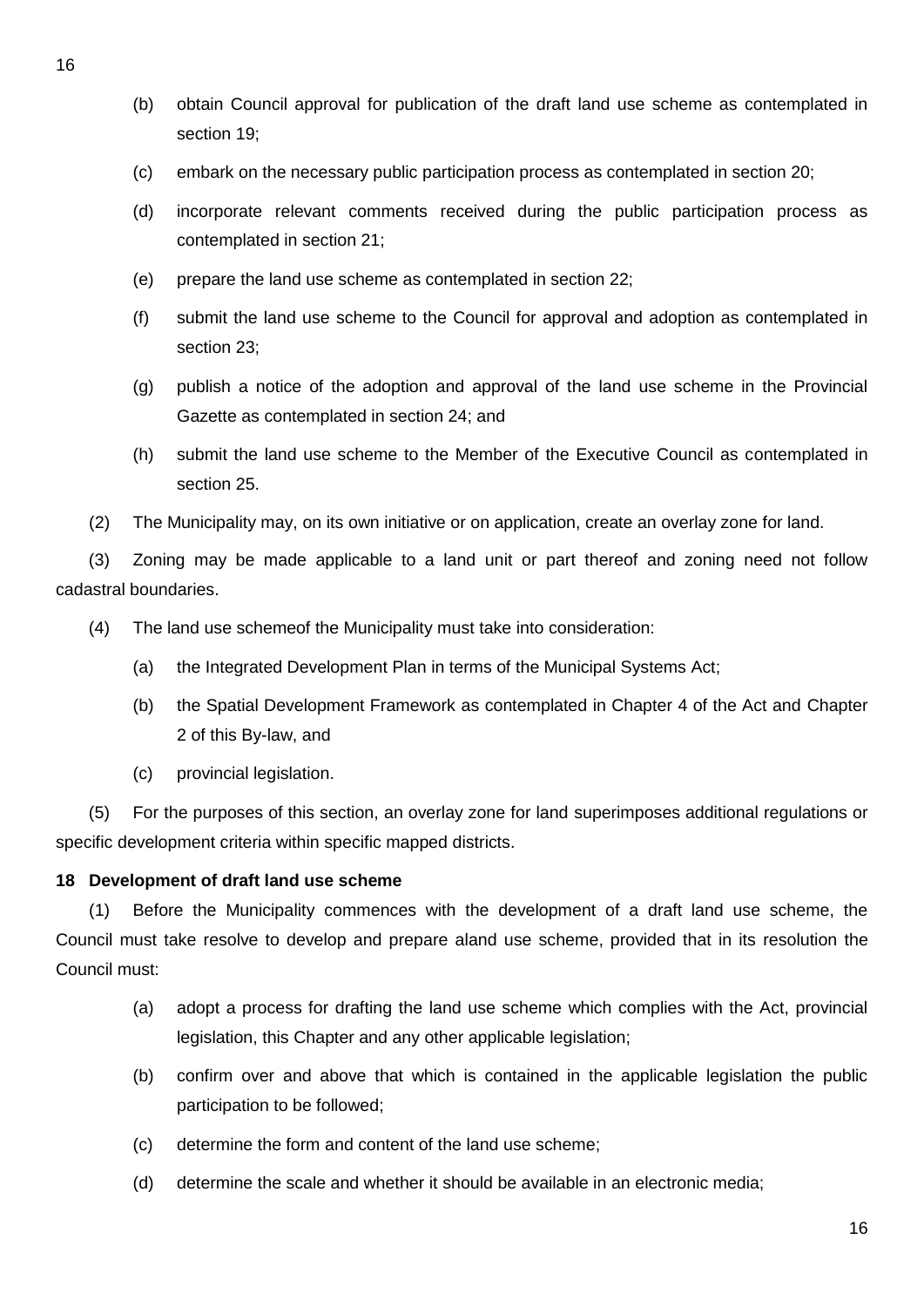(b) obtain Council approval for publication of the draft land use scheme as contemplated in section 19;

(c) embark on the necessary public participation process as contemplated in section 20;

(d) incorporate relevant comments received during the public participation process as contemplated in section 21;

(e) prepare the land use scheme as contemplated in section 22;

(f) submit the land use scheme to the Council for approval and adoption as contemplated in section 23;

(g) publish a notice of the adoption and approval of the land use scheme in the Provincial Gazette as contemplated in section 24; and

(h) submit the land use scheme to the Member of the Executive Council as contemplated in section 25.

(2) The Municipality may, on its own initiative or on application, create an overlay zone for land.

(3) Zoning may be made applicable to a land unit or part thereof and zoning need not follow cadastral boundaries.

(4) The land use schemeof the Municipality must take into consideration:

(a) the Integrated Development Plan in terms of the Municipal Systems Act;

(b) the Spatial Development Framework as contemplated in Chapter 4 of the Act and Chapter 2 of this By-law, and

(c) provincial legislation.

(5) For the purposes of this section, an overlay zone for land superimposes additional regulations or specific development criteria within specific mapped districts.

**18 Development of draft land use scheme**

(1) Before the Municipality commences with the development of a draft land use scheme, the Council must take resolve to develop and prepare aland use scheme, provided that in its resolution the Council must:

(a) adopt a process for drafting the land use scheme which complies with the Act, provincial legislation, this Chapter and any other applicable legislation;

(b) confirm over and above that which is contained in the applicable legislation the public participation to be followed;

(c) determine the form and content of the land use scheme;

(d) determine the scale and whether it should be available in an electronic media;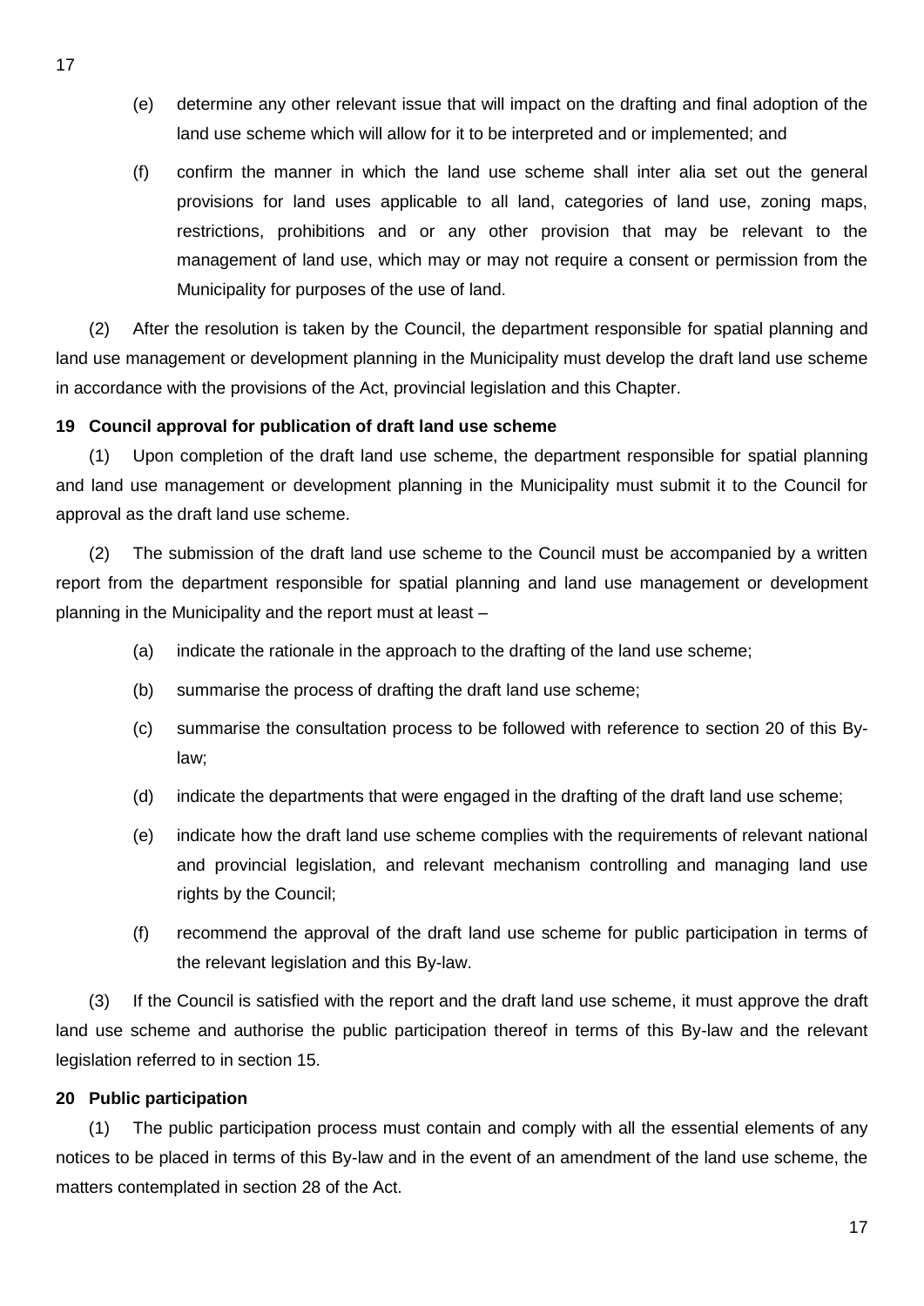(e) determine any other relevant issue that will impact on the drafting and final adoption of the land use scheme which will allow for it to be interpreted and or implemented; and

(f) confirm the manner in which the land use scheme shall inter alia set out the general provisions for land uses applicable to all land, categories of land use, zoning maps, restrictions, prohibitions and or any other provision that may be relevant to the management of land use, which may or may not require a consent or permission from the Municipality for purposes of the use of land.

(2) After the resolution is taken by the Council, the department responsible for spatial planning and land use management or development planning in the Municipality must develop the draft land use scheme in accordance with the provisions of the Act, provincial legislation and this Chapter.

**19 Council approval for publication of draft land use scheme**

(1) Upon completion of the draft land use scheme, the department responsible for spatial planning and land use management or development planning in the Municipality must submit it to the Council for approval as the draft land use scheme.

(2) The submission of the draft land use scheme to the Council must be accompanied by a written report from the department responsible for spatial planning and land use management or development planning in the Municipality and the report must at least –

(a) indicate the rationale in the approach to the drafting of the land use scheme;

(b) summarise the process of drafting the draft land use scheme;

(c) summarise the consultation process to be followed with reference to section 20 of this By-law;

(d) indicate the departments that were engaged in the drafting of the draft land use scheme;

(e) indicate how the draft land use scheme complies with the requirements of relevant national and provincial legislation, and relevant mechanism controlling and managing land use rights by the Council;

(f) recommend the approval of the draft land use scheme for public participation in terms of the relevant legislation and this By-law.

(3) If the Council is satisfied with the report and the draft land use scheme, it must approve the draft land use scheme and authorise the public participation thereof in terms of this By-law and the relevant legislation referred to in section 15.

**20 Public participation**

(1) The public participation process must contain and comply with all the essential elements of any notices to be placed in terms of this By-law and in the event of an amendment of the land use scheme, the matters contemplated in section 28 of the Act.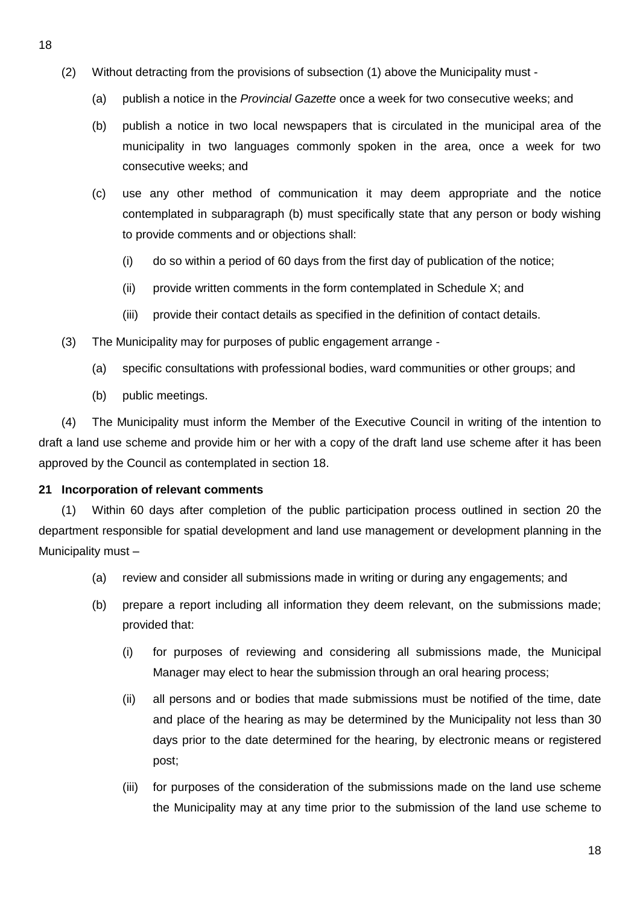(2) Without detracting from the provisions of subsection (1) above the Municipality must -

(a) publish a notice in the *Provincial Gazette* once a week for two consecutive weeks; and

(b) publish a notice in two local newspapers that is circulated in the municipal area of the municipality in two languages commonly spoken in the area, once a week for two consecutive weeks; and

(c) use any other method of communication it may deem appropriate and the notice contemplated in subparagraph (b) must specifically state that any person or body wishing to provide comments and or objections shall:

(i) do so within a period of 60 days from the first day of publication of the notice;

(ii) provide written comments in the form contemplated in Schedule X; and

(iii) provide their contact details as specified in the definition of contact details.

(3) The Municipality may for purposes of public engagement arrange -

(a) specific consultations with professional bodies, ward communities or other groups; and

(b) public meetings.

(4) The Municipality must inform the Member of the Executive Council in writing of the intention to draft a land use scheme and provide him or her with a copy of the draft land use scheme after it has been approved by the Council as contemplated in section 18.

**21 Incorporation of relevant comments**

(1) Within 60 days after completion of the public participation process outlined in section 20 the department responsible for spatial development and land use management or development planning in the Municipality must –

(a) review and consider all submissions made in writing or during any engagements; and

(b) prepare a report including all information they deem relevant, on the submissions made; provided that:

(i) for purposes of reviewing and considering all submissions made, the Municipal Manager may elect to hear the submission through an oral hearing process;

(ii) all persons and or bodies that made submissions must be notified of the time, date and place of the hearing as may be determined by the Municipality not less than 30 days prior to the date determined for the hearing, by electronic means or registered post;

(iii) for purposes of the consideration of the submissions made on the land use scheme the Municipality may at any time prior to the submission of the land use scheme to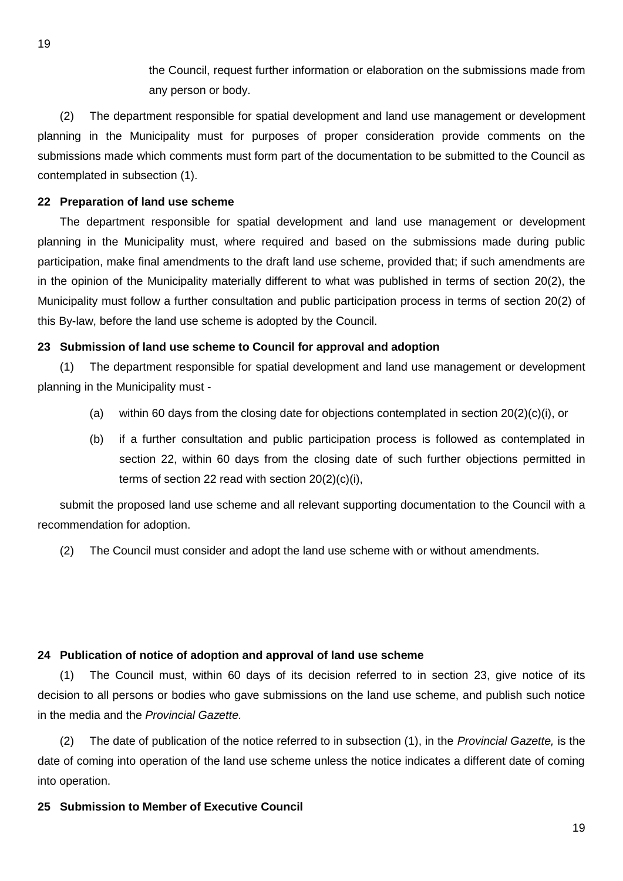the Council, request further information or elaboration on the submissions made from any person or body.

(2) The department responsible for spatial development and land use management or development planning in the Municipality must for purposes of proper consideration provide comments on the submissions made which comments must form part of the documentation to be submitted to the Council as contemplated in subsection (1).

**22 Preparation of land use scheme**

The department responsible for spatial development and land use management or development planning in the Municipality must, where required and based on the submissions made during public participation, make final amendments to the draft land use scheme, provided that; if such amendments are in the opinion of the Municipality materially different to what was published in terms of section 20(2), the Municipality must follow a further consultation and public participation process in terms of section 20(2) of this By-law, before the land use scheme is adopted by the Council.

**23 Submission of land use scheme to Council for approval and adoption**

(1) The department responsible for spatial development and land use management or development planning in the Municipality must -

(a) within 60 days from the closing date for objections contemplated in section 20(2)(c)(i), or

(b) if a further consultation and public participation process is followed as contemplated in section 22, within 60 days from the closing date of such further objections permitted in terms of section 22 read with section 20(2)(c)(i),

submit the proposed land use scheme and all relevant supporting documentation to the Council with a recommendation for adoption.

(2) The Council must consider and adopt the land use scheme with or without amendments.

**24 Publication of notice of adoption and approval of land use scheme**

(1) The Council must, within 60 days of its decision referred to in section 23, give notice of its decision to all persons or bodies who gave submissions on the land use scheme, and publish such notice in the media and the *Provincial Gazette.*

(2) The date of publication of the notice referred to in subsection (1), in the *Provincial Gazette,* is the date of coming into operation of the land use scheme unless the notice indicates a different date of coming into operation.

**25 Submission to Member of Executive Council**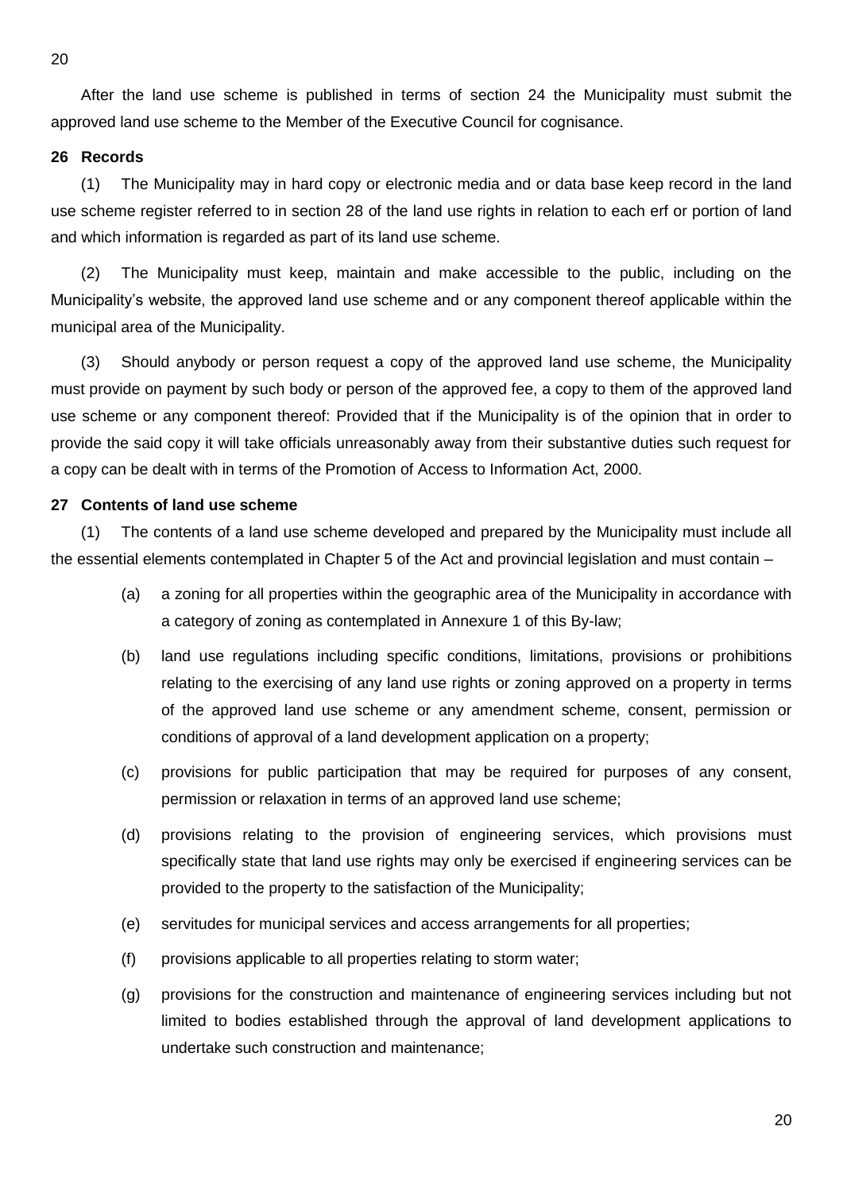After the land use scheme is published in terms of section 24 the Municipality must submit the approved land use scheme to the Member of the Executive Council for cognisance.

**26 Records**

(1) The Municipality may in hard copy or electronic media and or data base keep record in the land use scheme register referred to in section 28 of the land use rights in relation to each erf or portion of land and which information is regarded as part of its land use scheme.

(2) The Municipality must keep, maintain and make accessible to the public, including on the Municipality's website, the approved land use scheme and or any component thereof applicable within the municipal area of the Municipality.

(3) Should anybody or person request a copy of the approved land use scheme, the Municipality must provide on payment by such body or person of the approved fee, a copy to them of the approved land use scheme or any component thereof: Provided that if the Municipality is of the opinion that in order to provide the said copy it will take officials unreasonably away from their substantive duties such request for a copy can be dealt with in terms of the Promotion of Access to Information Act, 2000.

**27 Contents of land use scheme**

(1) The contents of a land use scheme developed and prepared by the Municipality must include all the essential elements contemplated in Chapter 5 of the Act and provincial legislation and must contain –

(a) a zoning for all properties within the geographic area of the Municipality in accordance with a category of zoning as contemplated in Annexure 1 of this By-law;

(b) land use regulations including specific conditions, limitations, provisions or prohibitions relating to the exercising of any land use rights or zoning approved on a property in terms of the approved land use scheme or any amendment scheme, consent, permission or conditions of approval of a land development application on a property;

(c) provisions for public participation that may be required for purposes of any consent, permission or relaxation in terms of an approved land use scheme;

(d) provisions relating to the provision of engineering services, which provisions must specifically state that land use rights may only be exercised if engineering services can be provided to the property to the satisfaction of the Municipality;

(e) servitudes for municipal services and access arrangements for all properties;

(f) provisions applicable to all properties relating to storm water;

(g) provisions for the construction and maintenance of engineering services including but not limited to bodies established through the approval of land development applications to undertake such construction and maintenance;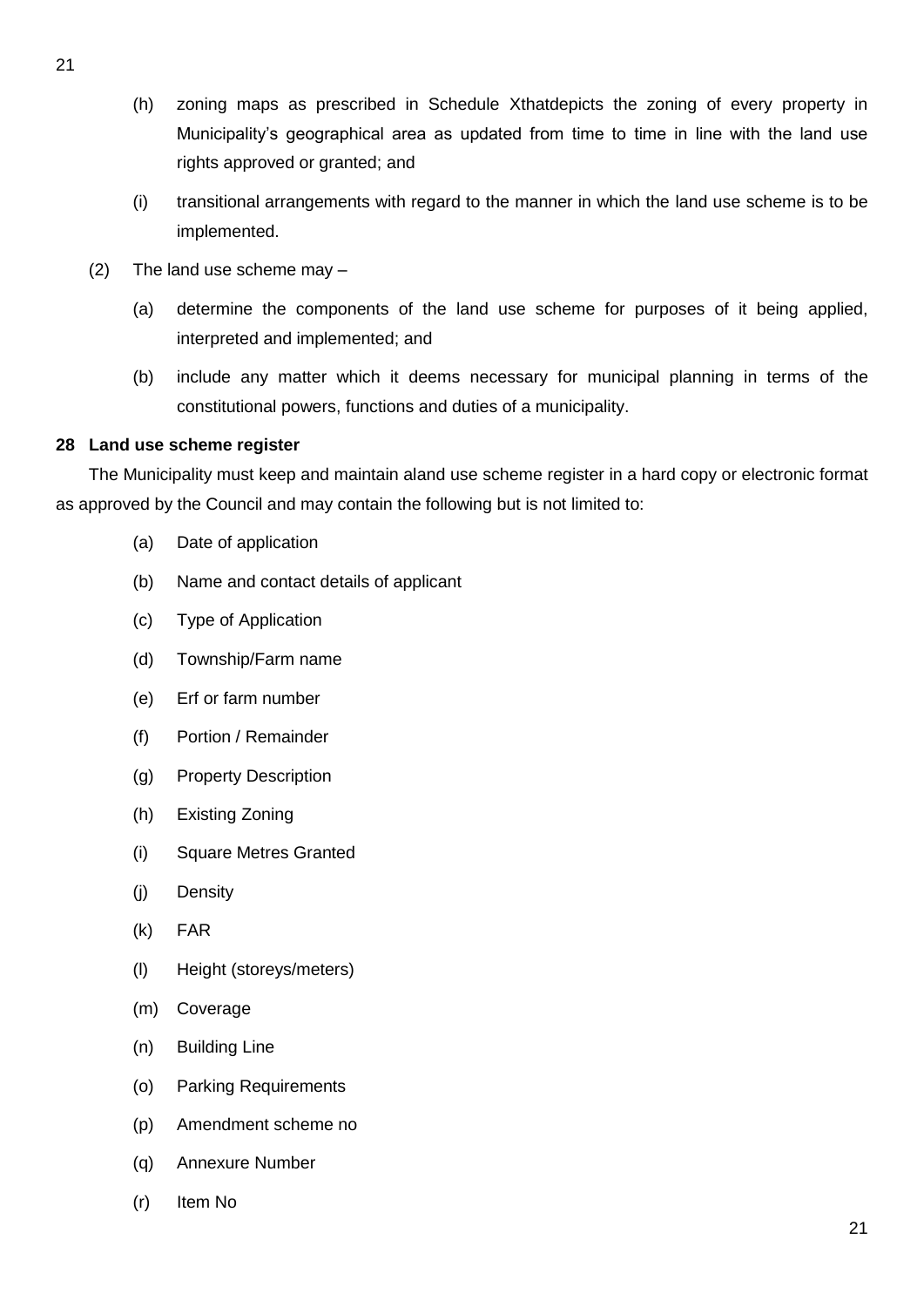(h) zoning maps as prescribed in Schedule Xthatdepicts the zoning of every property in Municipality's geographical area as updated from time to time in line with the land use rights approved or granted; and

(i) transitional arrangements with regard to the manner in which the land use scheme is to be implemented.

(2) The land use scheme may –

(a) determine the components of the land use scheme for purposes of it being applied, interpreted and implemented; and

(b) include any matter which it deems necessary for municipal planning in terms of the constitutional powers, functions and duties of a municipality.

**28 Land use scheme register**

The Municipality must keep and maintain aland use scheme register in a hard copy or electronic format as approved by the Council and may contain the following but is not limited to:

(a) Date of application

(b) Name and contact details of applicant

(c) Type of Application

(d) Township/Farm name

(e) Erf or farm number

(f) Portion / Remainder

(g) Property Description

(h) Existing Zoning

(i) Square Metres Granted

(j) Density

(k) FAR

(l) Height (storeys/meters)

(m) Coverage

(n) Building Line

(o) Parking Requirements

(p) Amendment scheme no

(q) Annexure Number

(r) Item No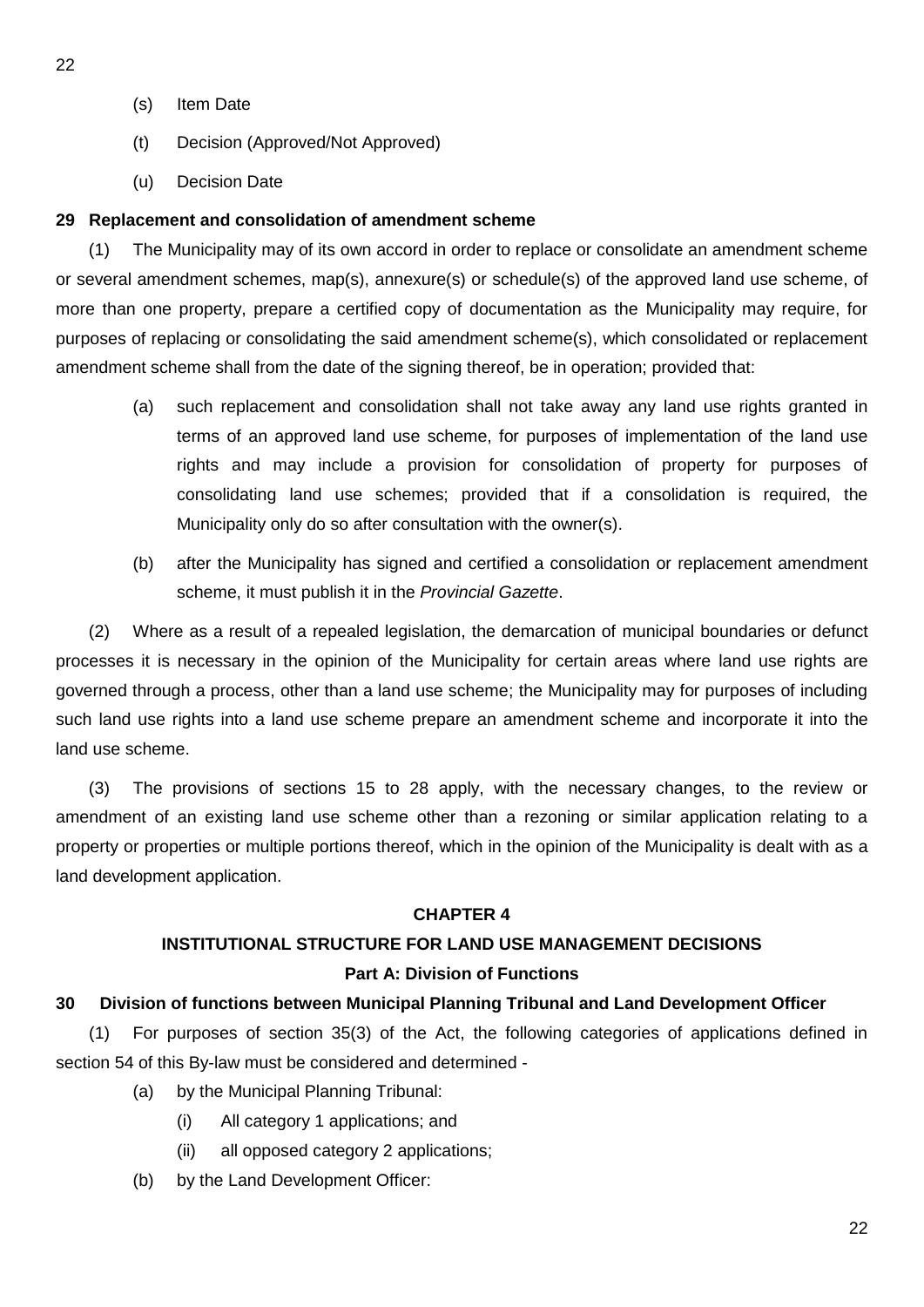(s) Item Date

(t) Decision (Approved/Not Approved)

(u) Decision Date

**29 Replacement and consolidation of amendment scheme**

(1) The Municipality may of its own accord in order to replace or consolidate an amendment scheme or several amendment schemes, map(s), annexure(s) or schedule(s) of the approved land use scheme, of more than one property, prepare a certified copy of documentation as the Municipality may require, for purposes of replacing or consolidating the said amendment scheme(s), which consolidated or replacement amendment scheme shall from the date of the signing thereof, be in operation; provided that:

(a) such replacement and consolidation shall not take away any land use rights granted in terms of an approved land use scheme, for purposes of implementation of the land use rights and may include a provision for consolidation of property for purposes of consolidating land use schemes; provided that if a consolidation is required, the Municipality only do so after consultation with the owner(s).

(b) after the Municipality has signed and certified a consolidation or replacement amendment scheme, it must publish it in the *Provincial Gazette*.

(2) Where as a result of a repealed legislation, the demarcation of municipal boundaries or defunct processes it is necessary in the opinion of the Municipality for certain areas where land use rights are governed through a process, other than a land use scheme; the Municipality may for purposes of including such land use rights into a land use scheme prepare an amendment scheme and incorporate it into the land use scheme.

(3) The provisions of sections 15 to 28 apply, with the necessary changes, to the review or amendment of an existing land use scheme other than a rezoning or similar application relating to a property or properties or multiple portions thereof, which in the opinion of the Municipality is dealt with as a land development application.

## CHAPTER 4

## INSTITUTIONAL STRUCTURE FOR LAND USE MANAGEMENT DECISIONS

### Part A: Division of Functions

**30 Division of functions between Municipal Planning Tribunal and Land Development Officer**

(1) For purposes of section 35(3) of the Act, the following categories of applications defined in section 54 of this By-law must be considered and determined -

(a) by the Municipal Planning Tribunal:

(i) All category 1 applications; and

(ii) all opposed category 2 applications;

(b) by the Land Development Officer: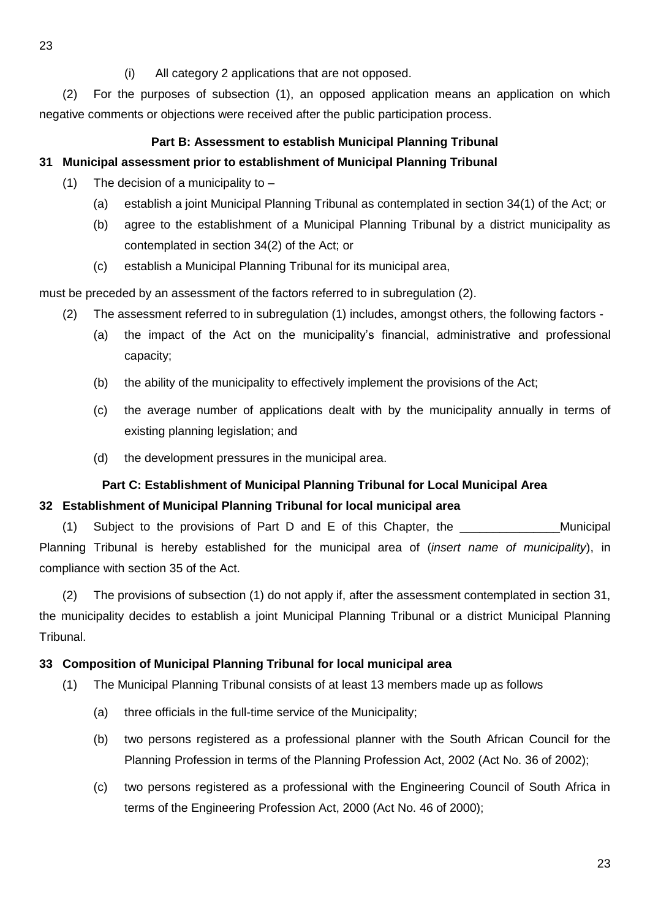(i) All category 2 applications that are not opposed.

(2) For the purposes of subsection (1), an opposed application means an application on which negative comments or objections were received after the public participation process.

**Part B: Assessment to establish Municipal Planning Tribunal**

**31 Municipal assessment prior to establishment of Municipal Planning Tribunal**

(1) The decision of a municipality to –

(a) establish a joint Municipal Planning Tribunal as contemplated in section 34(1) of the Act; or

(b) agree to the establishment of a Municipal Planning Tribunal by a district municipality as contemplated in section 34(2) of the Act; or

(c) establish a Municipal Planning Tribunal for its municipal area,

must be preceded by an assessment of the factors referred to in subregulation (2).

(2) The assessment referred to in subregulation (1) includes, amongst others, the following factors -

(a) the impact of the Act on the municipality's financial, administrative and professional capacity;

(b) the ability of the municipality to effectively implement the provisions of the Act;

(c) the average number of applications dealt with by the municipality annually in terms of existing planning legislation; and

(d) the development pressures in the municipal area.

**Part C: Establishment of Municipal Planning Tribunal for Local Municipal Area**

**32 Establishment of Municipal Planning Tribunal for local municipal area**

(1) Subject to the provisions of Part D and E of this Chapter, the _______________Municipal Planning Tribunal is hereby established for the municipal area of (*insert name of municipality*), in compliance with section 35 of the Act.

(2) The provisions of subsection (1) do not apply if, after the assessment contemplated in section 31, the municipality decides to establish a joint Municipal Planning Tribunal or a district Municipal Planning Tribunal.

**33 Composition of Municipal Planning Tribunal for local municipal area**

(1) The Municipal Planning Tribunal consists of at least 13 members made up as follows

(a) three officials in the full-time service of the Municipality;

(b) two persons registered as a professional planner with the South African Council for the Planning Profession in terms of the Planning Profession Act, 2002 (Act No. 36 of 2002);

(c) two persons registered as a professional with the Engineering Council of South Africa in terms of the Engineering Profession Act, 2000 (Act No. 46 of 2000);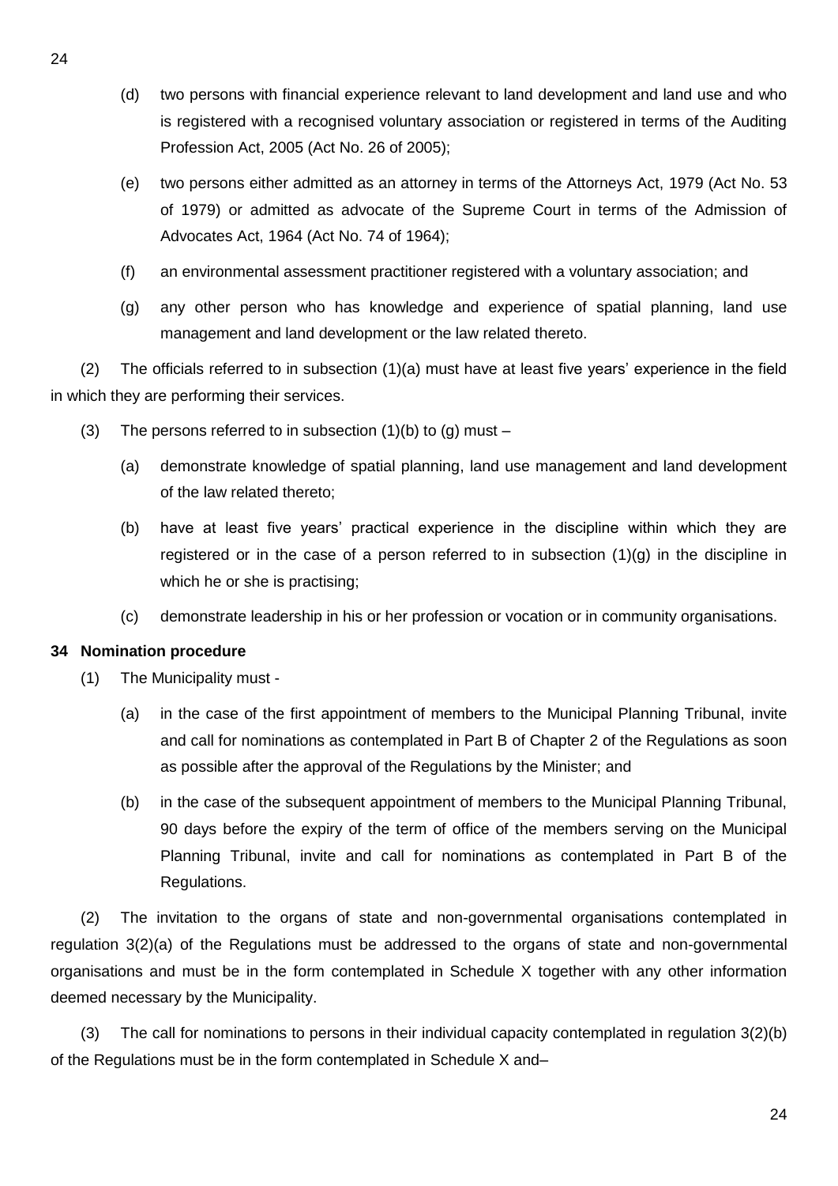(d) two persons with financial experience relevant to land development and land use and who is registered with a recognised voluntary association or registered in terms of the Auditing Profession Act, 2005 (Act No. 26 of 2005);

(e) two persons either admitted as an attorney in terms of the Attorneys Act, 1979 (Act No. 53 of 1979) or admitted as advocate of the Supreme Court in terms of the Admission of Advocates Act, 1964 (Act No. 74 of 1964);

(f) an environmental assessment practitioner registered with a voluntary association; and

(g) any other person who has knowledge and experience of spatial planning, land use management and land development or the law related thereto.

(2) The officials referred to in subsection (1)(a) must have at least five years' experience in the field in which they are performing their services.

(3) The persons referred to in subsection (1)(b) to (g) must –

(a) demonstrate knowledge of spatial planning, land use management and land development of the law related thereto;

(b) have at least five years' practical experience in the discipline within which they are registered or in the case of a person referred to in subsection (1)(g) in the discipline in which he or she is practising;

(c) demonstrate leadership in his or her profession or vocation or in community organisations.

**34 Nomination procedure**

(1) The Municipality must -

(a) in the case of the first appointment of members to the Municipal Planning Tribunal, invite and call for nominations as contemplated in Part B of Chapter 2 of the Regulations as soon as possible after the approval of the Regulations by the Minister; and

(b) in the case of the subsequent appointment of members to the Municipal Planning Tribunal, 90 days before the expiry of the term of office of the members serving on the Municipal Planning Tribunal, invite and call for nominations as contemplated in Part B of the Regulations.

(2) The invitation to the organs of state and non-governmental organisations contemplated in regulation 3(2)(a) of the Regulations must be addressed to the organs of state and non-governmental organisations and must be in the form contemplated in Schedule X together with any other information deemed necessary by the Municipality.

(3) The call for nominations to persons in their individual capacity contemplated in regulation 3(2)(b) of the Regulations must be in the form contemplated in Schedule X and–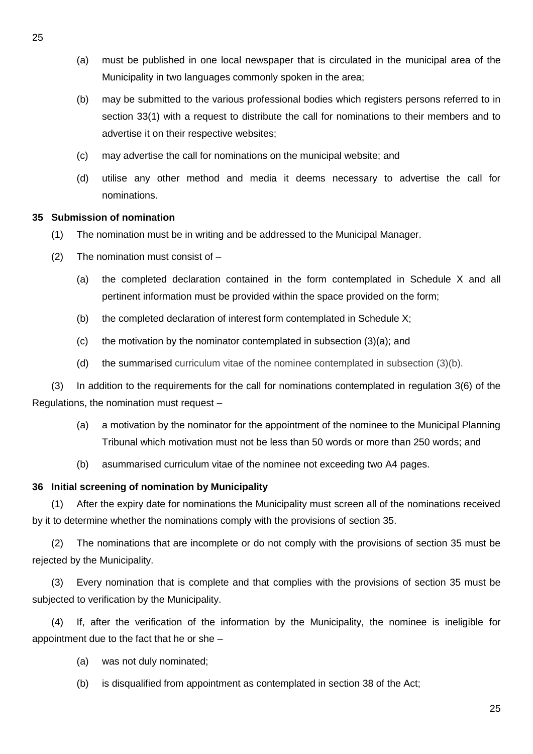(a) must be published in one local newspaper that is circulated in the municipal area of the Municipality in two languages commonly spoken in the area;

(b) may be submitted to the various professional bodies which registers persons referred to in section 33(1) with a request to distribute the call for nominations to their members and to advertise it on their respective websites;

(c) may advertise the call for nominations on the municipal website; and

(d) utilise any other method and media it deems necessary to advertise the call for nominations.

**35 Submission of nomination**

(1) The nomination must be in writing and be addressed to the Municipal Manager.

(2) The nomination must consist of –

(a) the completed declaration contained in the form contemplated in Schedule X and all pertinent information must be provided within the space provided on the form;

(b) the completed declaration of interest form contemplated in Schedule X;

(c) the motivation by the nominator contemplated in subsection (3)(a); and

(d) the summarised curriculum vitae of the nominee contemplated in subsection (3)(b).

(3) In addition to the requirements for the call for nominations contemplated in regulation 3(6) of the Regulations, the nomination must request –

(a) a motivation by the nominator for the appointment of the nominee to the Municipal Planning Tribunal which motivation must not be less than 50 words or more than 250 words; and

(b) asummarised curriculum vitae of the nominee not exceeding two A4 pages.

**36 Initial screening of nomination by Municipality**

(1) After the expiry date for nominations the Municipality must screen all of the nominations received by it to determine whether the nominations comply with the provisions of section 35.

(2) The nominations that are incomplete or do not comply with the provisions of section 35 must be rejected by the Municipality.

(3) Every nomination that is complete and that complies with the provisions of section 35 must be subjected to verification by the Municipality.

(4) If, after the verification of the information by the Municipality, the nominee is ineligible for appointment due to the fact that he or she –

(a) was not duly nominated;

(b) is disqualified from appointment as contemplated in section 38 of the Act;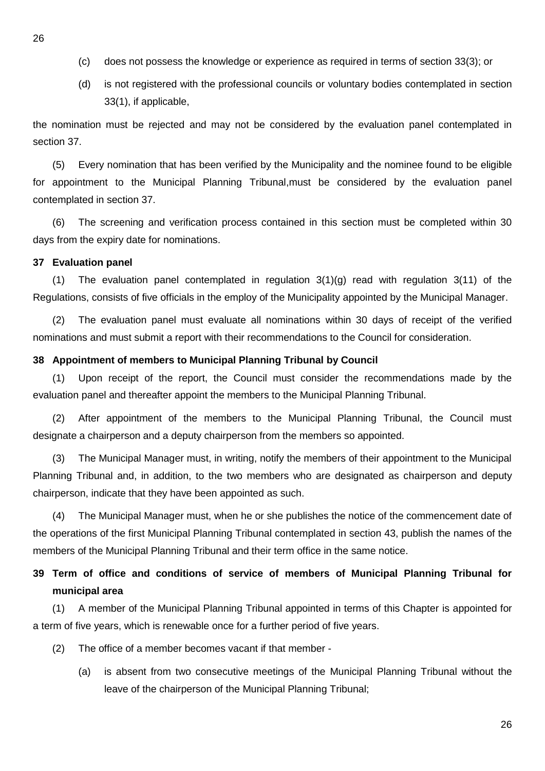(c) does not possess the knowledge or experience as required in terms of section 33(3); or

(d) is not registered with the professional councils or voluntary bodies contemplated in section 33(1), if applicable,

the nomination must be rejected and may not be considered by the evaluation panel contemplated in section 37.

(5) Every nomination that has been verified by the Municipality and the nominee found to be eligible for appointment to the Municipal Planning Tribunal,must be considered by the evaluation panel contemplated in section 37.

(6) The screening and verification process contained in this section must be completed within 30 days from the expiry date for nominations.

**37 Evaluation panel**

(1) The evaluation panel contemplated in regulation 3(1)(g) read with regulation 3(11) of the Regulations, consists of five officials in the employ of the Municipality appointed by the Municipal Manager.

(2) The evaluation panel must evaluate all nominations within 30 days of receipt of the verified nominations and must submit a report with their recommendations to the Council for consideration.

**38 Appointment of members to Municipal Planning Tribunal by Council**

(1) Upon receipt of the report, the Council must consider the recommendations made by the evaluation panel and thereafter appoint the members to the Municipal Planning Tribunal.

(2) After appointment of the members to the Municipal Planning Tribunal, the Council must designate a chairperson and a deputy chairperson from the members so appointed.

(3) The Municipal Manager must, in writing, notify the members of their appointment to the Municipal Planning Tribunal and, in addition, to the two members who are designated as chairperson and deputy chairperson, indicate that they have been appointed as such.

(4) The Municipal Manager must, when he or she publishes the notice of the commencement date of the operations of the first Municipal Planning Tribunal contemplated in section 43, publish the names of the members of the Municipal Planning Tribunal and their term office in the same notice.

**39 Term of office and conditions of service of members of Municipal Planning Tribunal for municipal area**

(1) A member of the Municipal Planning Tribunal appointed in terms of this Chapter is appointed for a term of five years, which is renewable once for a further period of five years.

(2) The office of a member becomes vacant if that member -

(a) is absent from two consecutive meetings of the Municipal Planning Tribunal without the leave of the chairperson of the Municipal Planning Tribunal;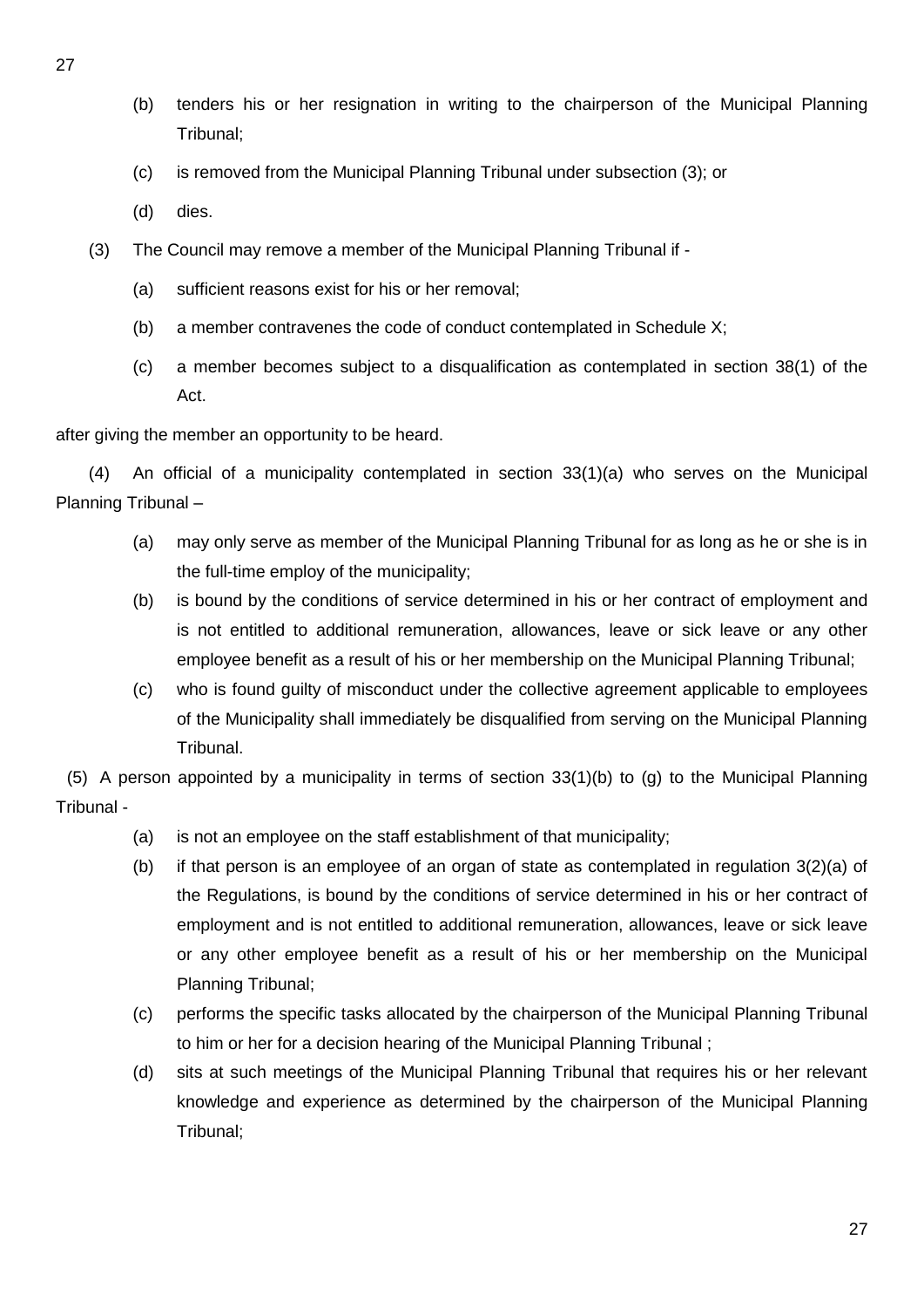(b) tenders his or her resignation in writing to the chairperson of the Municipal Planning Tribunal;

(c) is removed from the Municipal Planning Tribunal under subsection (3); or

(d) dies.

(3) The Council may remove a member of the Municipal Planning Tribunal if -

(a) sufficient reasons exist for his or her removal;

(b) a member contravenes the code of conduct contemplated in Schedule X;

(c) a member becomes subject to a disqualification as contemplated in section 38(1) of the Act.

after giving the member an opportunity to be heard.

(4) An official of a municipality contemplated in section 33(1)(a) who serves on the Municipal Planning Tribunal –

(a) may only serve as member of the Municipal Planning Tribunal for as long as he or she is in the full-time employ of the municipality;

(b) is bound by the conditions of service determined in his or her contract of employment and is not entitled to additional remuneration, allowances, leave or sick leave or any other employee benefit as a result of his or her membership on the Municipal Planning Tribunal;

(c) who is found guilty of misconduct under the collective agreement applicable to employees of the Municipality shall immediately be disqualified from serving on the Municipal Planning Tribunal.

(5) A person appointed by a municipality in terms of section 33(1)(b) to (g) to the Municipal Planning Tribunal -

(a) is not an employee on the staff establishment of that municipality;

(b) if that person is an employee of an organ of state as contemplated in regulation 3(2)(a) of the Regulations, is bound by the conditions of service determined in his or her contract of employment and is not entitled to additional remuneration, allowances, leave or sick leave or any other employee benefit as a result of his or her membership on the Municipal Planning Tribunal;

(c) performs the specific tasks allocated by the chairperson of the Municipal Planning Tribunal to him or her for a decision hearing of the Municipal Planning Tribunal ;

(d) sits at such meetings of the Municipal Planning Tribunal that requires his or her relevant knowledge and experience as determined by the chairperson of the Municipal Planning Tribunal;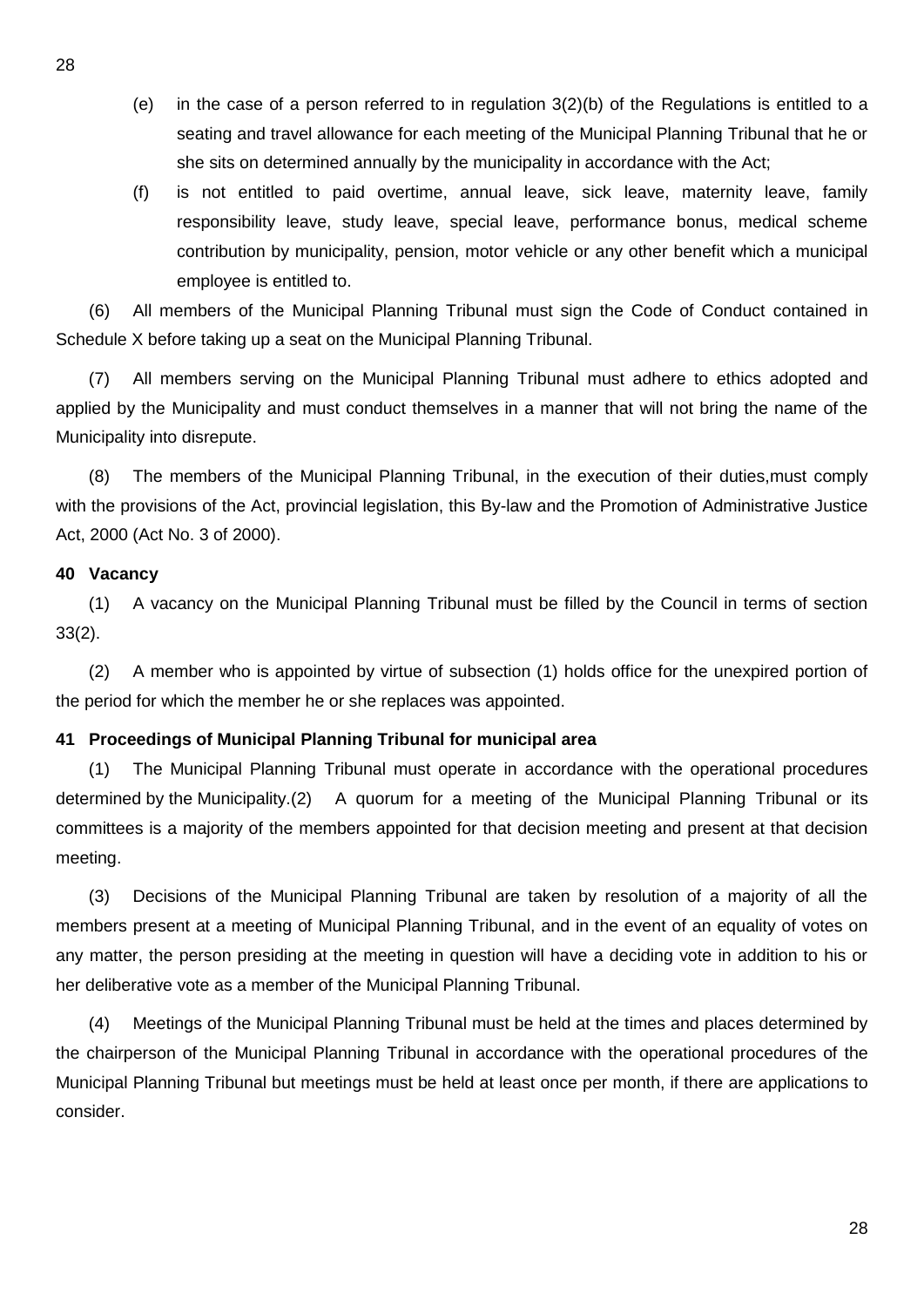(e) in the case of a person referred to in regulation 3(2)(b) of the Regulations is entitled to a seating and travel allowance for each meeting of the Municipal Planning Tribunal that he or she sits on determined annually by the municipality in accordance with the Act;

(f) is not entitled to paid overtime, annual leave, sick leave, maternity leave, family responsibility leave, study leave, special leave, performance bonus, medical scheme contribution by municipality, pension, motor vehicle or any other benefit which a municipal employee is entitled to.

(6) All members of the Municipal Planning Tribunal must sign the Code of Conduct contained in Schedule X before taking up a seat on the Municipal Planning Tribunal.

(7) All members serving on the Municipal Planning Tribunal must adhere to ethics adopted and applied by the Municipality and must conduct themselves in a manner that will not bring the name of the Municipality into disrepute.

(8) The members of the Municipal Planning Tribunal, in the execution of their duties,must comply with the provisions of the Act, provincial legislation, this By-law and the Promotion of Administrative Justice Act, 2000 (Act No. 3 of 2000).

**40 Vacancy**

(1) A vacancy on the Municipal Planning Tribunal must be filled by the Council in terms of section 33(2).

(2) A member who is appointed by virtue of subsection (1) holds office for the unexpired portion of the period for which the member he or she replaces was appointed.

**41 Proceedings of Municipal Planning Tribunal for municipal area**

(1) The Municipal Planning Tribunal must operate in accordance with the operational procedures determined by the Municipality.(2) A quorum for a meeting of the Municipal Planning Tribunal or its committees is a majority of the members appointed for that decision meeting and present at that decision meeting.

(3) Decisions of the Municipal Planning Tribunal are taken by resolution of a majority of all the members present at a meeting of Municipal Planning Tribunal, and in the event of an equality of votes on any matter, the person presiding at the meeting in question will have a deciding vote in addition to his or her deliberative vote as a member of the Municipal Planning Tribunal.

(4) Meetings of the Municipal Planning Tribunal must be held at the times and places determined by the chairperson of the Municipal Planning Tribunal in accordance with the operational procedures of the Municipal Planning Tribunal but meetings must be held at least once per month, if there are applications to consider.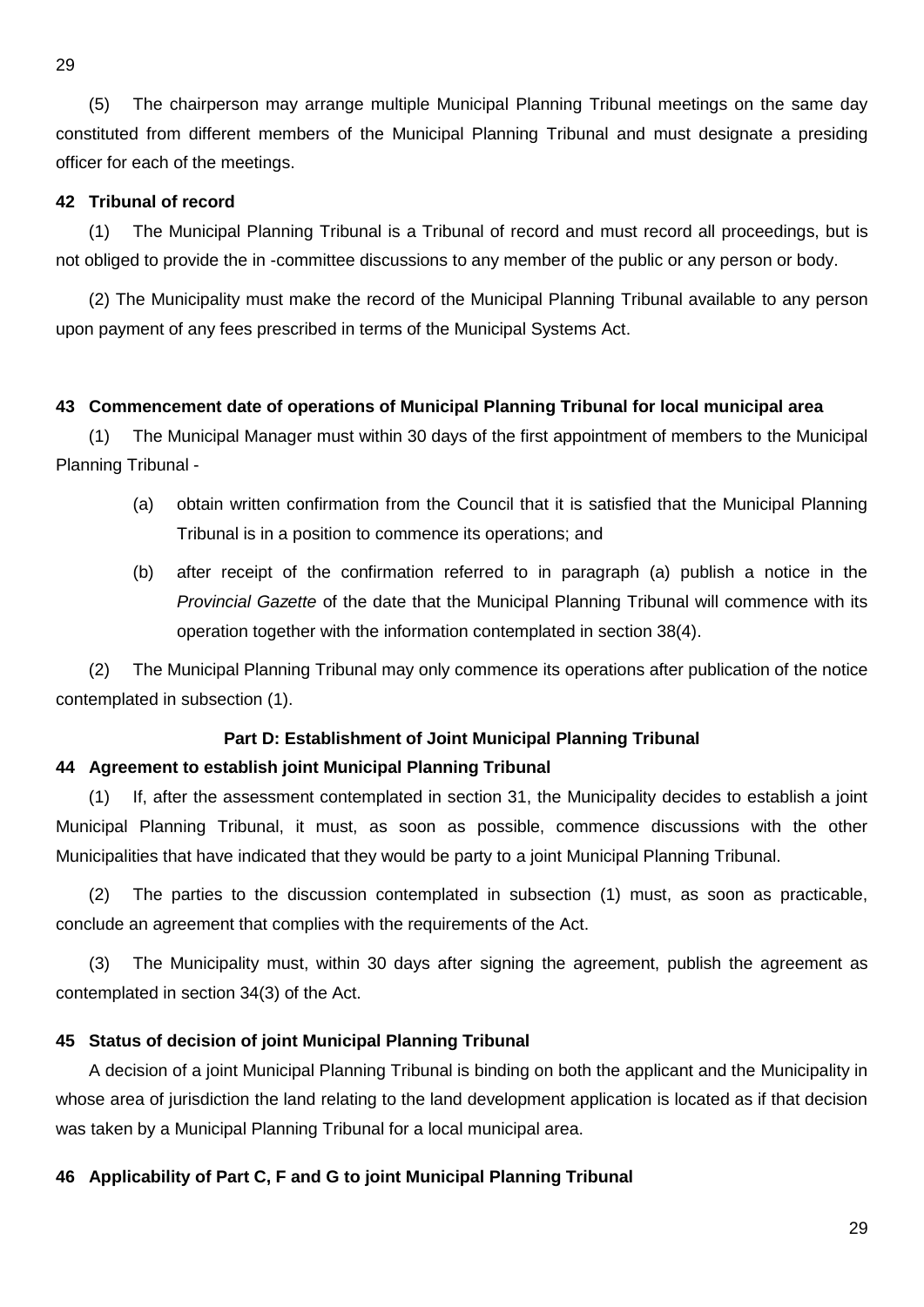(5) The chairperson may arrange multiple Municipal Planning Tribunal meetings on the same day constituted from different members of the Municipal Planning Tribunal and must designate a presiding officer for each of the meetings.

**42 Tribunal of record**

(1) The Municipal Planning Tribunal is a Tribunal of record and must record all proceedings, but is not obliged to provide the in -committee discussions to any member of the public or any person or body.

(2) The Municipality must make the record of the Municipal Planning Tribunal available to any person upon payment of any fees prescribed in terms of the Municipal Systems Act.

**43 Commencement date of operations of Municipal Planning Tribunal for local municipal area**

(1) The Municipal Manager must within 30 days of the first appointment of members to the Municipal Planning Tribunal -

(a) obtain written confirmation from the Council that it is satisfied that the Municipal Planning Tribunal is in a position to commence its operations; and

(b) after receipt of the confirmation referred to in paragraph (a) publish a notice in the *Provincial Gazette* of the date that the Municipal Planning Tribunal will commence with its operation together with the information contemplated in section 38(4).

(2) The Municipal Planning Tribunal may only commence its operations after publication of the notice contemplated in subsection (1).

## Part D: Establishment of Joint Municipal Planning Tribunal

**44 Agreement to establish joint Municipal Planning Tribunal**

(1) If, after the assessment contemplated in section 31, the Municipality decides to establish a joint Municipal Planning Tribunal, it must, as soon as possible, commence discussions with the other Municipalities that have indicated that they would be party to a joint Municipal Planning Tribunal.

(2) The parties to the discussion contemplated in subsection (1) must, as soon as practicable, conclude an agreement that complies with the requirements of the Act.

(3) The Municipality must, within 30 days after signing the agreement, publish the agreement as contemplated in section 34(3) of the Act.

**45 Status of decision of joint Municipal Planning Tribunal**

A decision of a joint Municipal Planning Tribunal is binding on both the applicant and the Municipality in whose area of jurisdiction the land relating to the land development application is located as if that decision was taken by a Municipal Planning Tribunal for a local municipal area.

**46 Applicability of Part C, F and G to joint Municipal Planning Tribunal**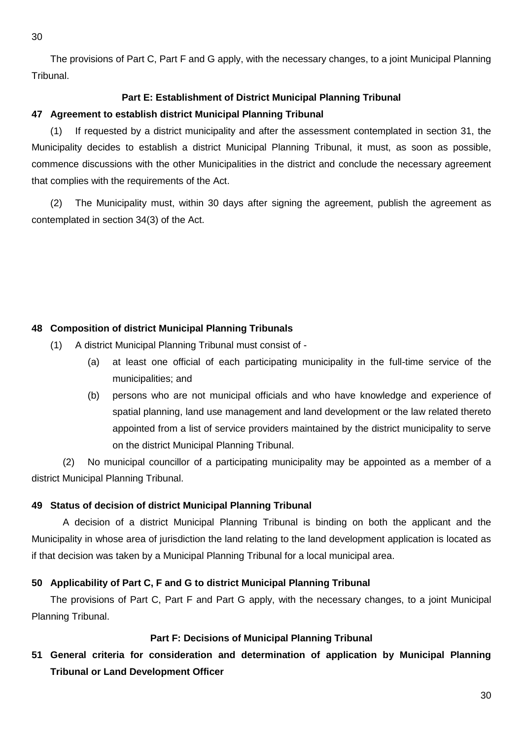The provisions of Part C, Part F and G apply, with the necessary changes, to a joint Municipal Planning Tribunal.

## Part E: Establishment of District Municipal Planning Tribunal

### 47 Agreement to establish district Municipal Planning Tribunal

(1) If requested by a district municipality and after the assessment contemplated in section 31, the Municipality decides to establish a district Municipal Planning Tribunal, it must, as soon as possible, commence discussions with the other Municipalities in the district and conclude the necessary agreement that complies with the requirements of the Act.

(2) The Municipality must, within 30 days after signing the agreement, publish the agreement as contemplated in section 34(3) of the Act.

### 48 Composition of district Municipal Planning Tribunals

(1) A district Municipal Planning Tribunal must consist of -

- (a) at least one official of each participating municipality in the full-time service of the municipalities; and
- (b) persons who are not municipal officials and who have knowledge and experience of spatial planning, land use management and land development or the law related thereto appointed from a list of service providers maintained by the district municipality to serve on the district Municipal Planning Tribunal.

(2) No municipal councillor of a participating municipality may be appointed as a member of a district Municipal Planning Tribunal.

### 49 Status of decision of district Municipal Planning Tribunal

A decision of a district Municipal Planning Tribunal is binding on both the applicant and the Municipality in whose area of jurisdiction the land relating to the land development application is located as if that decision was taken by a Municipal Planning Tribunal for a local municipal area.

### 50 Applicability of Part C, F and G to district Municipal Planning Tribunal

The provisions of Part C, Part F and Part G apply, with the necessary changes, to a joint Municipal Planning Tribunal.

## Part F: Decisions of Municipal Planning Tribunal

### 51 General criteria for consideration and determination of application by Municipal Planning Tribunal or Land Development Officer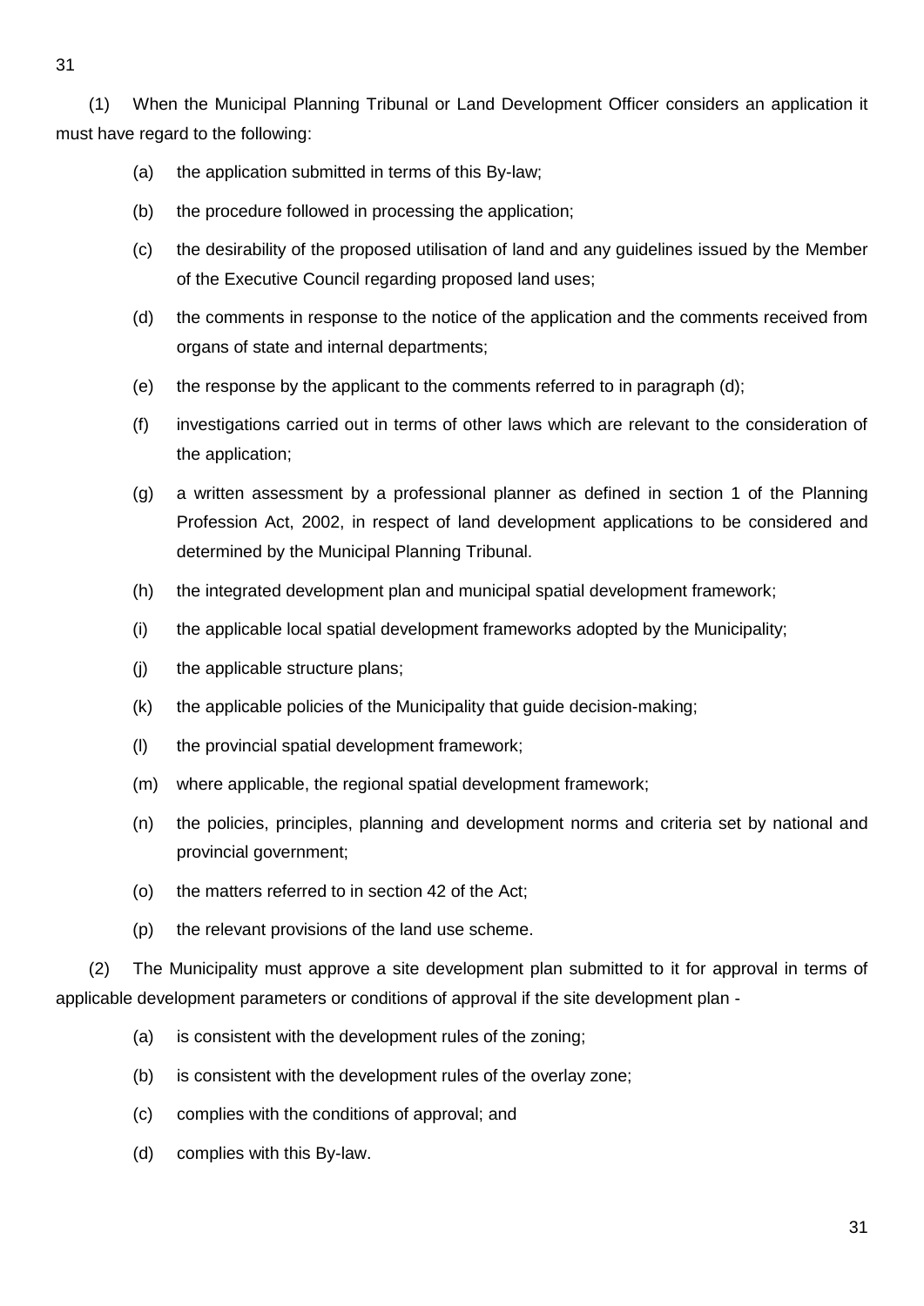(1) When the Municipal Planning Tribunal or Land Development Officer considers an application it must have regard to the following:

- (a) the application submitted in terms of this By-law;
- (b) the procedure followed in processing the application;
- (c) the desirability of the proposed utilisation of land and any guidelines issued by the Member of the Executive Council regarding proposed land uses;
- (d) the comments in response to the notice of the application and the comments received from organs of state and internal departments;
- (e) the response by the applicant to the comments referred to in paragraph (d);
- (f) investigations carried out in terms of other laws which are relevant to the consideration of the application;
- (g) a written assessment by a professional planner as defined in section 1 of the Planning Profession Act, 2002, in respect of land development applications to be considered and determined by the Municipal Planning Tribunal.
- (h) the integrated development plan and municipal spatial development framework;
- (i) the applicable local spatial development frameworks adopted by the Municipality;
- (j) the applicable structure plans;
- (k) the applicable policies of the Municipality that guide decision-making;
- (l) the provincial spatial development framework;
- (m) where applicable, the regional spatial development framework;
- (n) the policies, principles, planning and development norms and criteria set by national and provincial government;
- (o) the matters referred to in section 42 of the Act;
- (p) the relevant provisions of the land use scheme.

(2) The Municipality must approve a site development plan submitted to it for approval in terms of applicable development parameters or conditions of approval if the site development plan -

- (a) is consistent with the development rules of the zoning;
- (b) is consistent with the development rules of the overlay zone;
- (c) complies with the conditions of approval; and
- (d) complies with this By-law.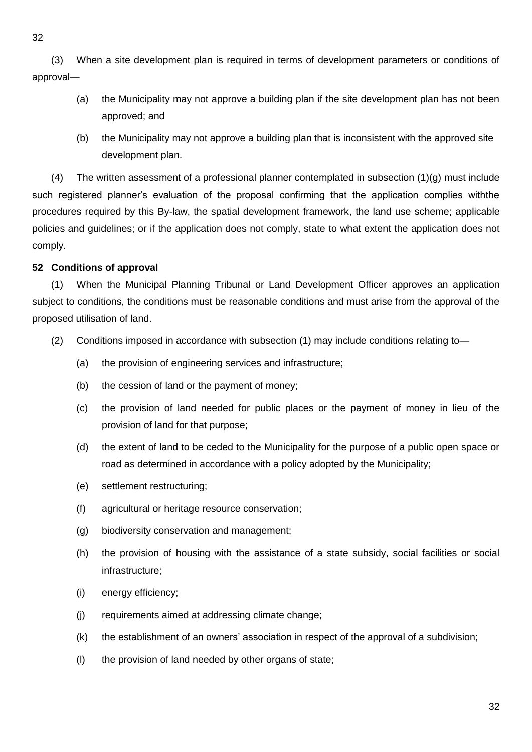(3) When a site development plan is required in terms of development parameters or conditions of approval—

(a) the Municipality may not approve a building plan if the site development plan has not been approved; and

(b) the Municipality may not approve a building plan that is inconsistent with the approved site development plan.

(4) The written assessment of a professional planner contemplated in subsection (1)(g) must include such registered planner's evaluation of the proposal confirming that the application complies withthe procedures required by this By-law, the spatial development framework, the land use scheme; applicable policies and guidelines; or if the application does not comply, state to what extent the application does not comply.

**52 Conditions of approval**

(1) When the Municipal Planning Tribunal or Land Development Officer approves an application subject to conditions, the conditions must be reasonable conditions and must arise from the approval of the proposed utilisation of land.

(2) Conditions imposed in accordance with subsection (1) may include conditions relating to—

(a) the provision of engineering services and infrastructure;

(b) the cession of land or the payment of money;

(c) the provision of land needed for public places or the payment of money in lieu of the provision of land for that purpose;

(d) the extent of land to be ceded to the Municipality for the purpose of a public open space or road as determined in accordance with a policy adopted by the Municipality;

(e) settlement restructuring;

(f) agricultural or heritage resource conservation;

(g) biodiversity conservation and management;

(h) the provision of housing with the assistance of a state subsidy, social facilities or social infrastructure;

(i) energy efficiency;

(j) requirements aimed at addressing climate change;

(k) the establishment of an owners' association in respect of the approval of a subdivision;

(l) the provision of land needed by other organs of state;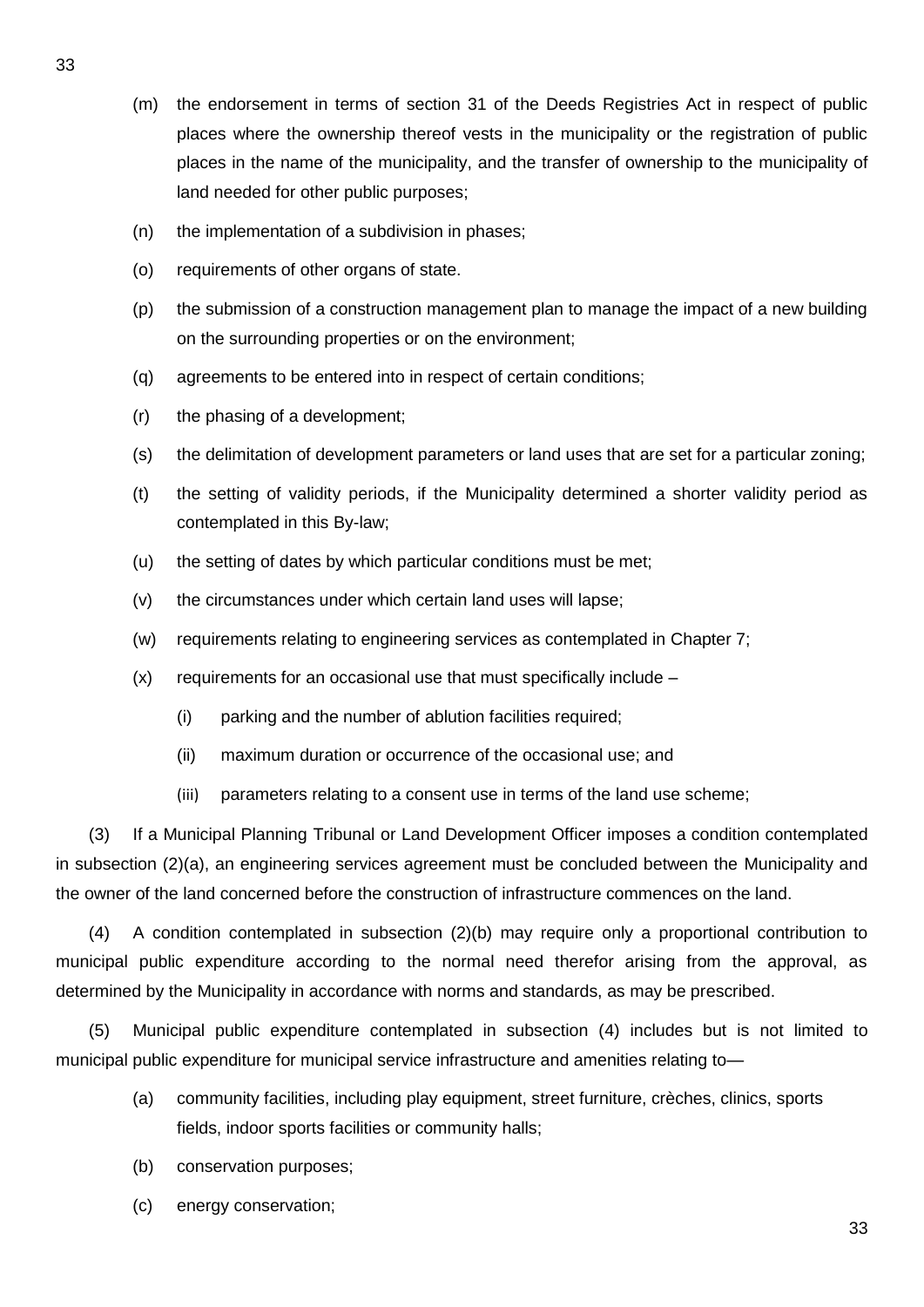(m) the endorsement in terms of section 31 of the Deeds Registries Act in respect of public places where the ownership thereof vests in the municipality or the registration of public places in the name of the municipality, and the transfer of ownership to the municipality of land needed for other public purposes;

(n) the implementation of a subdivision in phases;

(o) requirements of other organs of state.

(p) the submission of a construction management plan to manage the impact of a new building on the surrounding properties or on the environment;

(q) agreements to be entered into in respect of certain conditions;

(r) the phasing of a development;

(s) the delimitation of development parameters or land uses that are set for a particular zoning;

(t) the setting of validity periods, if the Municipality determined a shorter validity period as contemplated in this By-law;

(u) the setting of dates by which particular conditions must be met;

(v) the circumstances under which certain land uses will lapse;

(w) requirements relating to engineering services as contemplated in Chapter 7;

(x) requirements for an occasional use that must specifically include –

  (i) parking and the number of ablution facilities required;

  (ii) maximum duration or occurrence of the occasional use; and

  (iii) parameters relating to a consent use in terms of the land use scheme;

(3) If a Municipal Planning Tribunal or Land Development Officer imposes a condition contemplated in subsection (2)(a), an engineering services agreement must be concluded between the Municipality and the owner of the land concerned before the construction of infrastructure commences on the land.

(4) A condition contemplated in subsection (2)(b) may require only a proportional contribution to municipal public expenditure according to the normal need therefor arising from the approval, as determined by the Municipality in accordance with norms and standards, as may be prescribed.

(5) Municipal public expenditure contemplated in subsection (4) includes but is not limited to municipal public expenditure for municipal service infrastructure and amenities relating to—

(a) community facilities, including play equipment, street furniture, crèches, clinics, sports fields, indoor sports facilities or community halls;

(b) conservation purposes;

(c) energy conservation;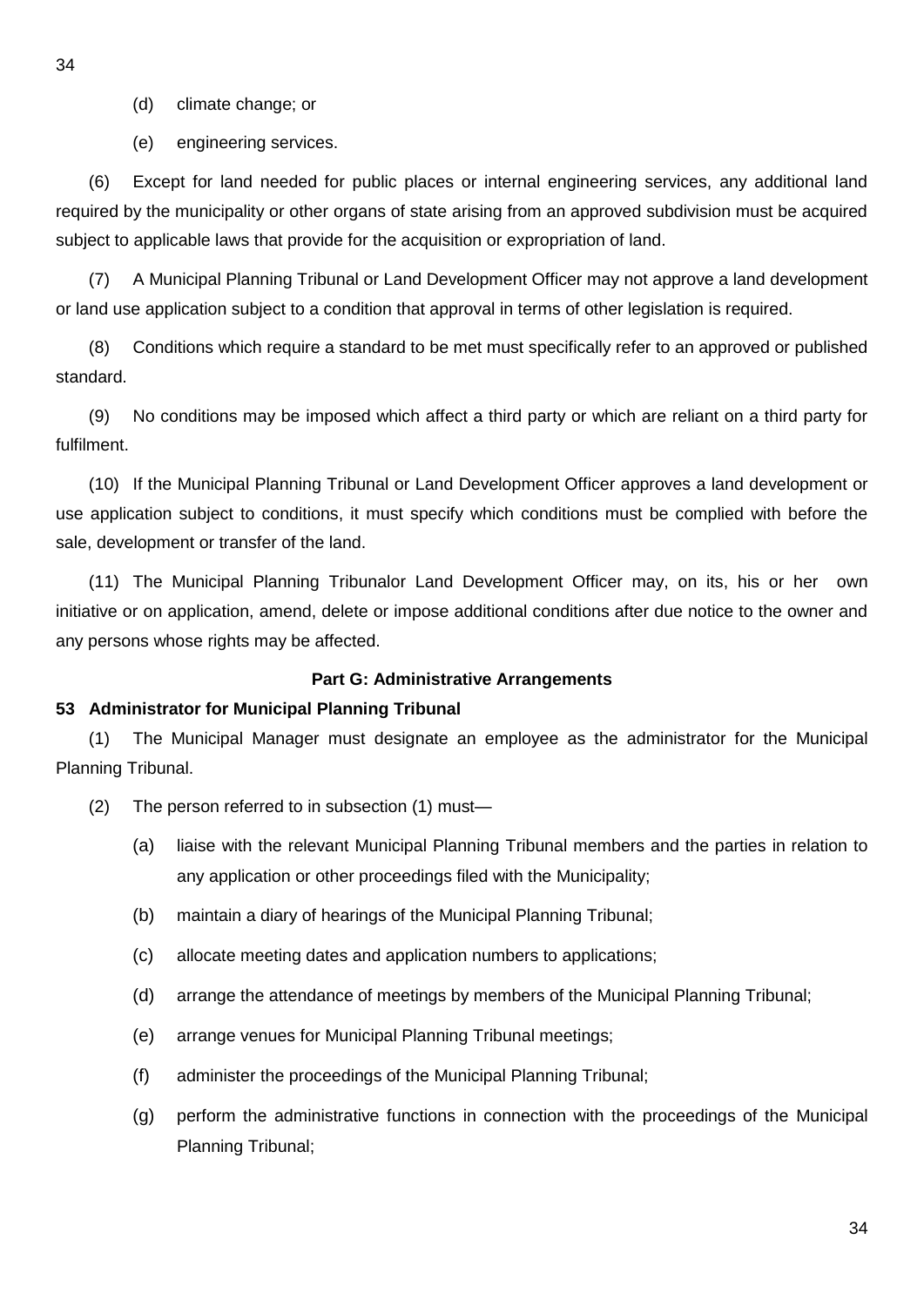(d) climate change; or

(e) engineering services.

(6) Except for land needed for public places or internal engineering services, any additional land required by the municipality or other organs of state arising from an approved subdivision must be acquired subject to applicable laws that provide for the acquisition or expropriation of land.

(7) A Municipal Planning Tribunal or Land Development Officer may not approve a land development or land use application subject to a condition that approval in terms of other legislation is required.

(8) Conditions which require a standard to be met must specifically refer to an approved or published standard.

(9) No conditions may be imposed which affect a third party or which are reliant on a third party for fulfilment.

(10) If the Municipal Planning Tribunal or Land Development Officer approves a land development or use application subject to conditions, it must specify which conditions must be complied with before the sale, development or transfer of the land.

(11) The Municipal Planning Tribunalor Land Development Officer may, on its, his or her own initiative or on application, amend, delete or impose additional conditions after due notice to the owner and any persons whose rights may be affected.

**Part G: Administrative Arrangements**

**53 Administrator for Municipal Planning Tribunal**

(1) The Municipal Manager must designate an employee as the administrator for the Municipal Planning Tribunal.

(2) The person referred to in subsection (1) must—

(a) liaise with the relevant Municipal Planning Tribunal members and the parties in relation to any application or other proceedings filed with the Municipality;

(b) maintain a diary of hearings of the Municipal Planning Tribunal;

(c) allocate meeting dates and application numbers to applications;

(d) arrange the attendance of meetings by members of the Municipal Planning Tribunal;

(e) arrange venues for Municipal Planning Tribunal meetings;

(f) administer the proceedings of the Municipal Planning Tribunal;

(g) perform the administrative functions in connection with the proceedings of the Municipal Planning Tribunal;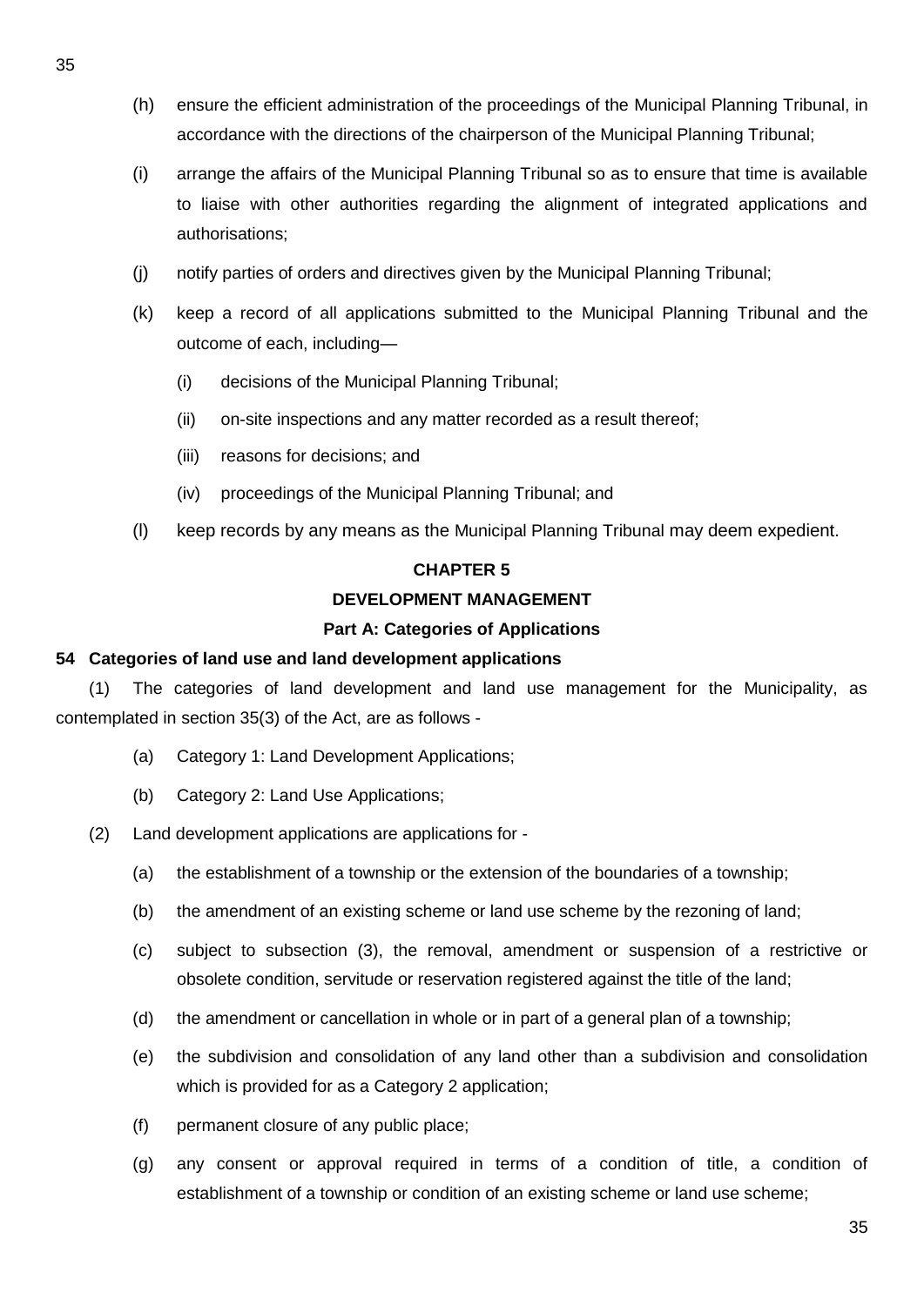(h) ensure the efficient administration of the proceedings of the Municipal Planning Tribunal, in accordance with the directions of the chairperson of the Municipal Planning Tribunal;

(i) arrange the affairs of the Municipal Planning Tribunal so as to ensure that time is available to liaise with other authorities regarding the alignment of integrated applications and authorisations;

(j) notify parties of orders and directives given by the Municipal Planning Tribunal;

(k) keep a record of all applications submitted to the Municipal Planning Tribunal and the outcome of each, including—

   (i) decisions of the Municipal Planning Tribunal;

   (ii) on-site inspections and any matter recorded as a result thereof;

   (iii) reasons for decisions; and

   (iv) proceedings of the Municipal Planning Tribunal; and

(l) keep records by any means as the Municipal Planning Tribunal may deem expedient.

## CHAPTER 5

## DEVELOPMENT MANAGEMENT

### Part A: Categories of Applications

**54 Categories of land use and land development applications**

(1) The categories of land development and land use management for the Municipality, as contemplated in section 35(3) of the Act, are as follows -

   (a) Category 1: Land Development Applications;

   (b) Category 2: Land Use Applications;

(2) Land development applications are applications for -

   (a) the establishment of a township or the extension of the boundaries of a township;

   (b) the amendment of an existing scheme or land use scheme by the rezoning of land;

   (c) subject to subsection (3), the removal, amendment or suspension of a restrictive or obsolete condition, servitude or reservation registered against the title of the land;

   (d) the amendment or cancellation in whole or in part of a general plan of a township;

   (e) the subdivision and consolidation of any land other than a subdivision and consolidation which is provided for as a Category 2 application;

   (f) permanent closure of any public place;

   (g) any consent or approval required in terms of a condition of title, a condition of establishment of a township or condition of an existing scheme or land use scheme;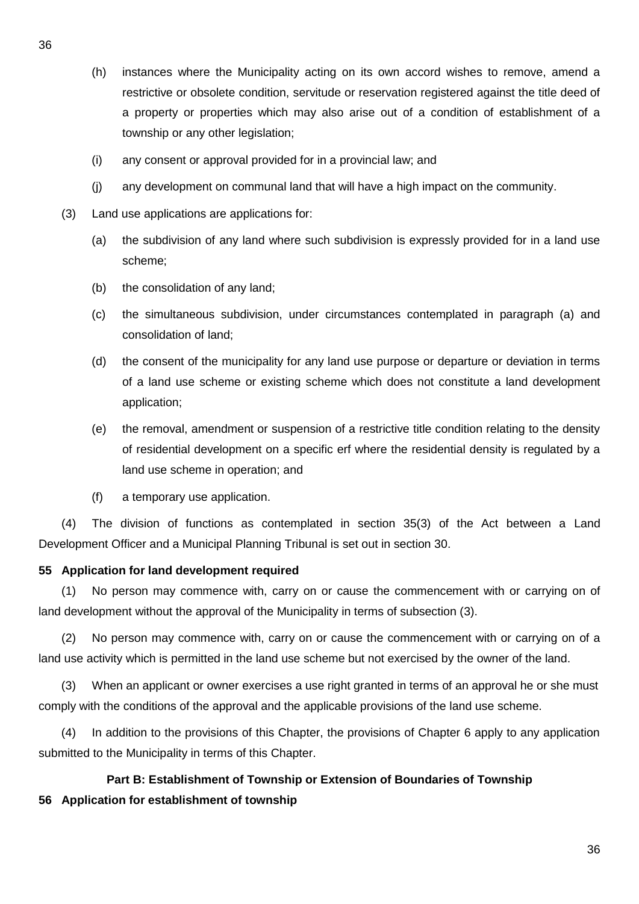(h) instances where the Municipality acting on its own accord wishes to remove, amend a restrictive or obsolete condition, servitude or reservation registered against the title deed of a property or properties which may also arise out of a condition of establishment of a township or any other legislation;

(i) any consent or approval provided for in a provincial law; and

(j) any development on communal land that will have a high impact on the community.

(3) Land use applications are applications for:

(a) the subdivision of any land where such subdivision is expressly provided for in a land use scheme;

(b) the consolidation of any land;

(c) the simultaneous subdivision, under circumstances contemplated in paragraph (a) and consolidation of land;

(d) the consent of the municipality for any land use purpose or departure or deviation in terms of a land use scheme or existing scheme which does not constitute a land development application;

(e) the removal, amendment or suspension of a restrictive title condition relating to the density of residential development on a specific erf where the residential density is regulated by a land use scheme in operation; and

(f) a temporary use application.

(4) The division of functions as contemplated in section 35(3) of the Act between a Land Development Officer and a Municipal Planning Tribunal is set out in section 30.

**55 Application for land development required**

(1) No person may commence with, carry on or cause the commencement with or carrying on of land development without the approval of the Municipality in terms of subsection (3).

(2) No person may commence with, carry on or cause the commencement with or carrying on of a land use activity which is permitted in the land use scheme but not exercised by the owner of the land.

(3) When an applicant or owner exercises a use right granted in terms of an approval he or she must comply with the conditions of the approval and the applicable provisions of the land use scheme.

(4) In addition to the provisions of this Chapter, the provisions of Chapter 6 apply to any application submitted to the Municipality in terms of this Chapter.

## Part B: Establishment of Township or Extension of Boundaries of Township

**56 Application for establishment of township**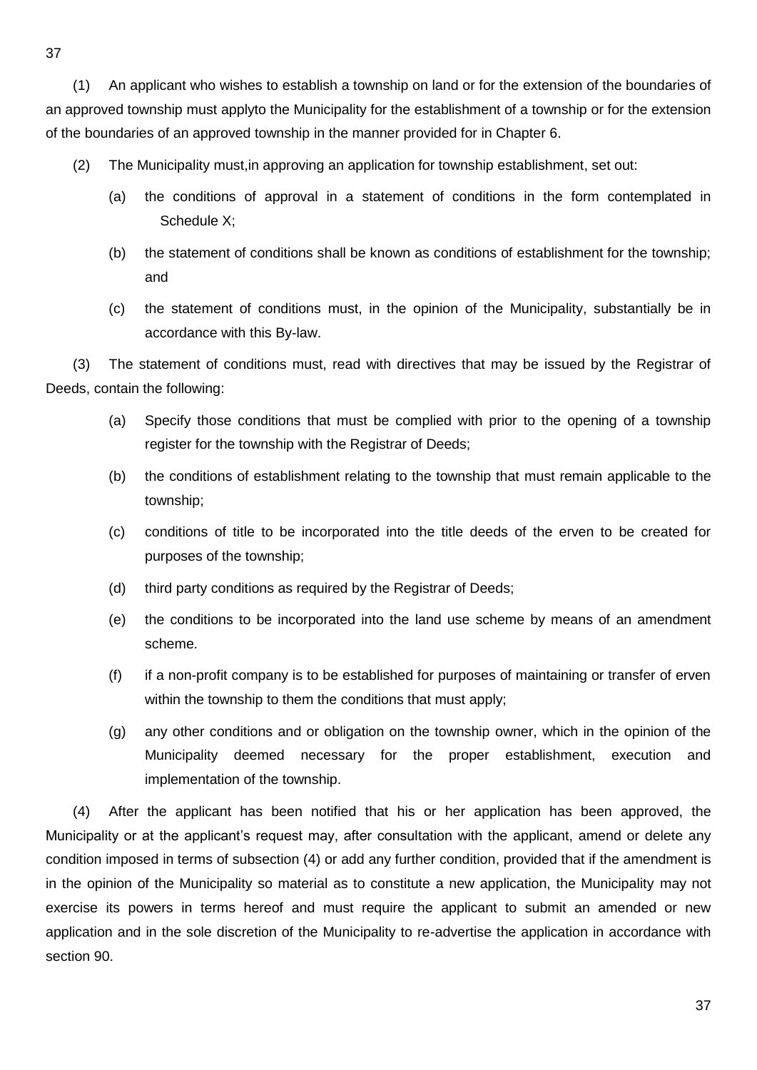(1) An applicant who wishes to establish a township on land or for the extension of the boundaries of an approved township must applyto the Municipality for the establishment of a township or for the extension of the boundaries of an approved township in the manner provided for in Chapter 6.

(2) The Municipality must,in approving an application for township establishment, set out:

(a) the conditions of approval in a statement of conditions in the form contemplated in Schedule X;

(b) the statement of conditions shall be known as conditions of establishment for the township; and

(c) the statement of conditions must, in the opinion of the Municipality, substantially be in accordance with this By-law.

(3) The statement of conditions must, read with directives that may be issued by the Registrar of Deeds, contain the following:

(a) Specify those conditions that must be complied with prior to the opening of a township register for the township with the Registrar of Deeds;

(b) the conditions of establishment relating to the township that must remain applicable to the township;

(c) conditions of title to be incorporated into the title deeds of the erven to be created for purposes of the township;

(d) third party conditions as required by the Registrar of Deeds;

(e) the conditions to be incorporated into the land use scheme by means of an amendment scheme.

(f) if a non-profit company is to be established for purposes of maintaining or transfer of erven within the township to them the conditions that must apply;

(g) any other conditions and or obligation on the township owner, which in the opinion of the Municipality deemed necessary for the proper establishment, execution and implementation of the township.

(4) After the applicant has been notified that his or her application has been approved, the Municipality or at the applicant's request may, after consultation with the applicant, amend or delete any condition imposed in terms of subsection (4) or add any further condition, provided that if the amendment is in the opinion of the Municipality so material as to constitute a new application, the Municipality may not exercise its powers in terms hereof and must require the applicant to submit an amended or new application and in the sole discretion of the Municipality to re-advertise the application in accordance with section 90.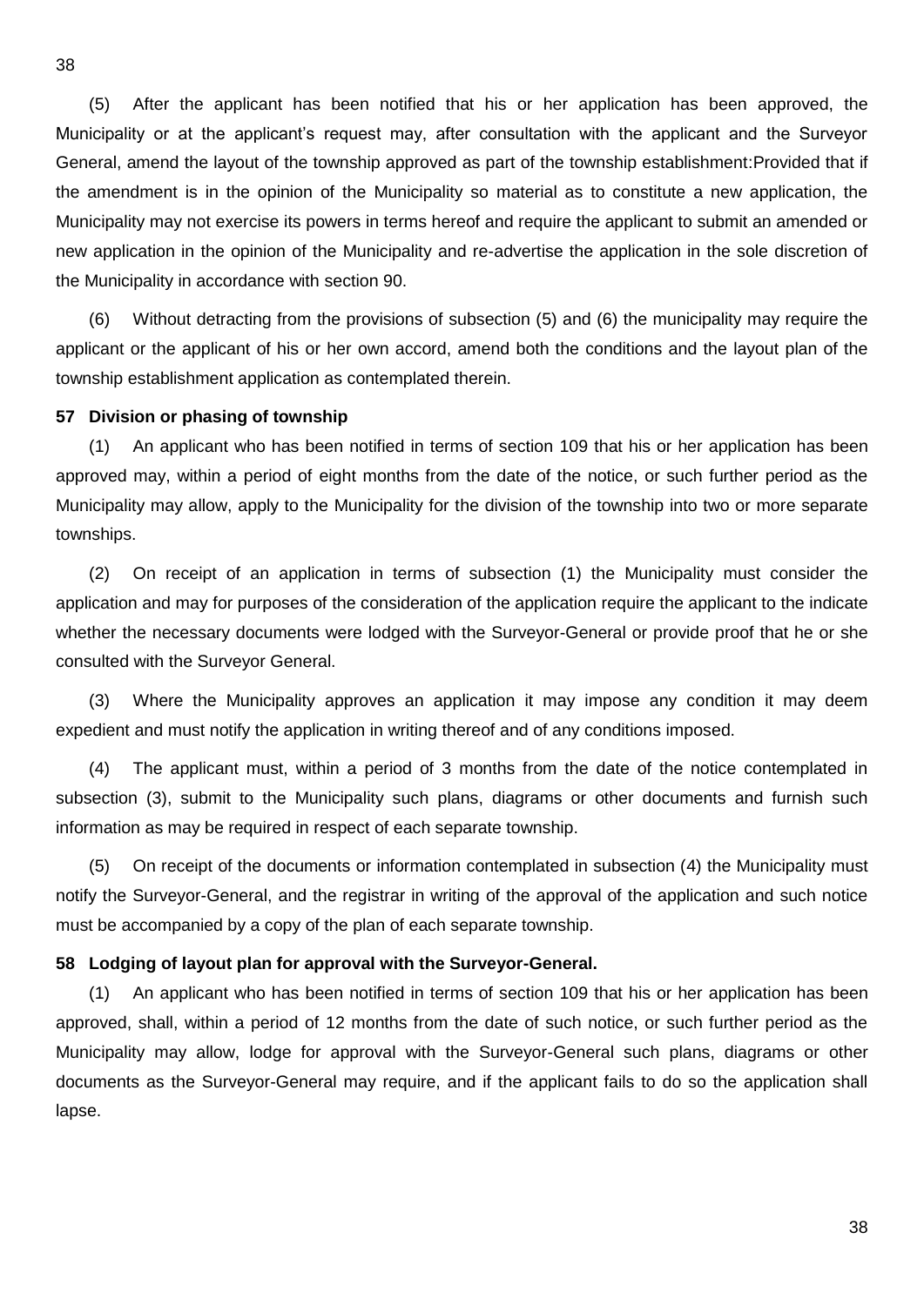(5) After the applicant has been notified that his or her application has been approved, the Municipality or at the applicant's request may, after consultation with the applicant and the Surveyor General, amend the layout of the township approved as part of the township establishment:Provided that if the amendment is in the opinion of the Municipality so material as to constitute a new application, the Municipality may not exercise its powers in terms hereof and require the applicant to submit an amended or new application in the opinion of the Municipality and re-advertise the application in the sole discretion of the Municipality in accordance with section 90.

(6) Without detracting from the provisions of subsection (5) and (6) the municipality may require the applicant or the applicant of his or her own accord, amend both the conditions and the layout plan of the township establishment application as contemplated therein.

**57 Division or phasing of township**

(1) An applicant who has been notified in terms of section 109 that his or her application has been approved may, within a period of eight months from the date of the notice, or such further period as the Municipality may allow, apply to the Municipality for the division of the township into two or more separate townships.

(2) On receipt of an application in terms of subsection (1) the Municipality must consider the application and may for purposes of the consideration of the application require the applicant to the indicate whether the necessary documents were lodged with the Surveyor-General or provide proof that he or she consulted with the Surveyor General.

(3) Where the Municipality approves an application it may impose any condition it may deem expedient and must notify the application in writing thereof and of any conditions imposed.

(4) The applicant must, within a period of 3 months from the date of the notice contemplated in subsection (3), submit to the Municipality such plans, diagrams or other documents and furnish such information as may be required in respect of each separate township.

(5) On receipt of the documents or information contemplated in subsection (4) the Municipality must notify the Surveyor-General, and the registrar in writing of the approval of the application and such notice must be accompanied by a copy of the plan of each separate township.

**58 Lodging of layout plan for approval with the Surveyor-General.**

(1) An applicant who has been notified in terms of section 109 that his or her application has been approved, shall, within a period of 12 months from the date of such notice, or such further period as the Municipality may allow, lodge for approval with the Surveyor-General such plans, diagrams or other documents as the Surveyor-General may require, and if the applicant fails to do so the application shall lapse.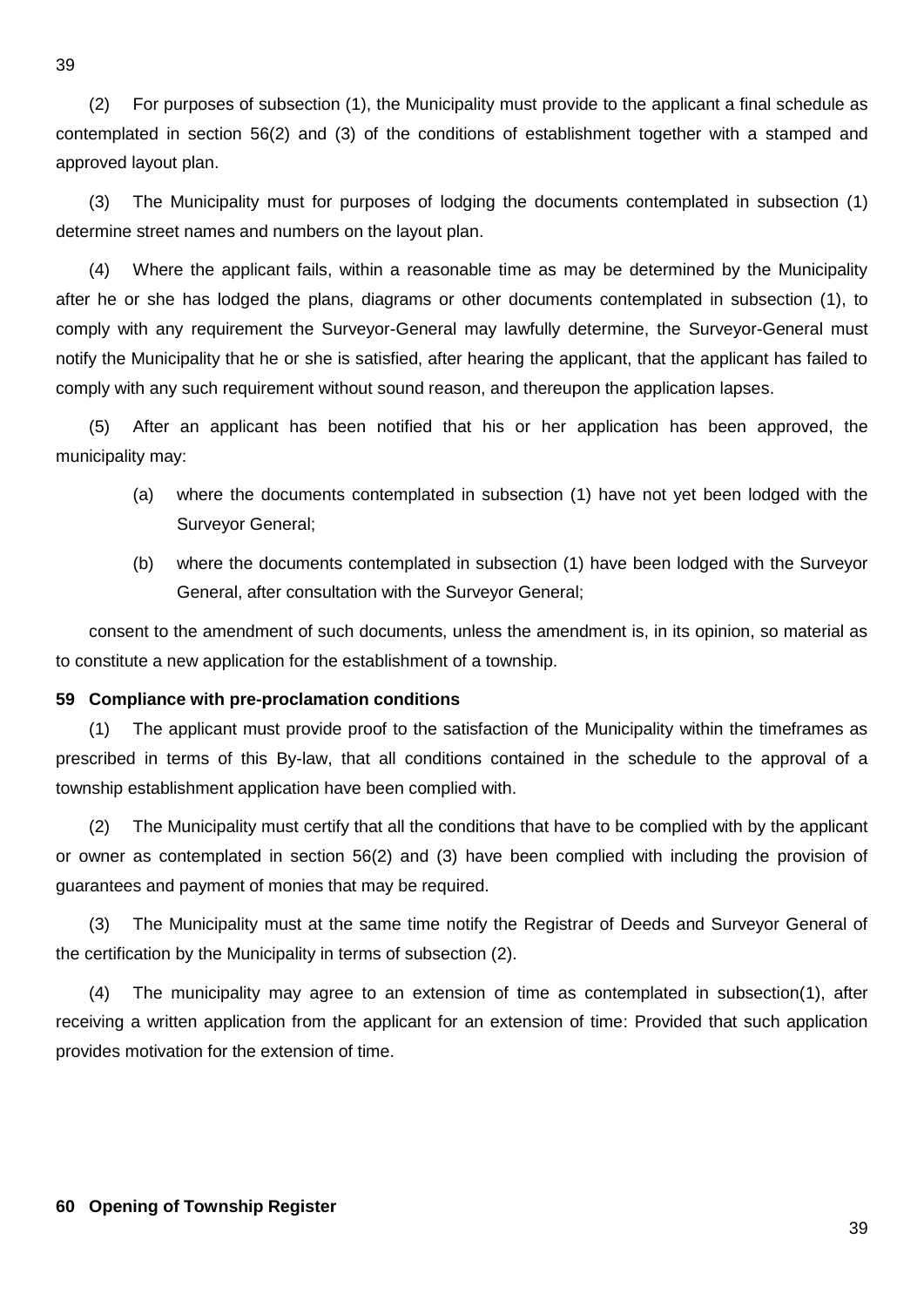(2) For purposes of subsection (1), the Municipality must provide to the applicant a final schedule as contemplated in section 56(2) and (3) of the conditions of establishment together with a stamped and approved layout plan.

(3) The Municipality must for purposes of lodging the documents contemplated in subsection (1) determine street names and numbers on the layout plan.

(4) Where the applicant fails, within a reasonable time as may be determined by the Municipality after he or she has lodged the plans, diagrams or other documents contemplated in subsection (1), to comply with any requirement the Surveyor-General may lawfully determine, the Surveyor-General must notify the Municipality that he or she is satisfied, after hearing the applicant, that the applicant has failed to comply with any such requirement without sound reason, and thereupon the application lapses.

(5) After an applicant has been notified that his or her application has been approved, the municipality may:

(a) where the documents contemplated in subsection (1) have not yet been lodged with the Surveyor General;

(b) where the documents contemplated in subsection (1) have been lodged with the Surveyor General, after consultation with the Surveyor General;

consent to the amendment of such documents, unless the amendment is, in its opinion, so material as to constitute a new application for the establishment of a township.

**59 Compliance with pre-proclamation conditions**

(1) The applicant must provide proof to the satisfaction of the Municipality within the timeframes as prescribed in terms of this By-law, that all conditions contained in the schedule to the approval of a township establishment application have been complied with.

(2) The Municipality must certify that all the conditions that have to be complied with by the applicant or owner as contemplated in section 56(2) and (3) have been complied with including the provision of guarantees and payment of monies that may be required.

(3) The Municipality must at the same time notify the Registrar of Deeds and Surveyor General of the certification by the Municipality in terms of subsection (2).

(4) The municipality may agree to an extension of time as contemplated in subsection(1), after receiving a written application from the applicant for an extension of time: Provided that such application provides motivation for the extension of time.

**60 Opening of Township Register**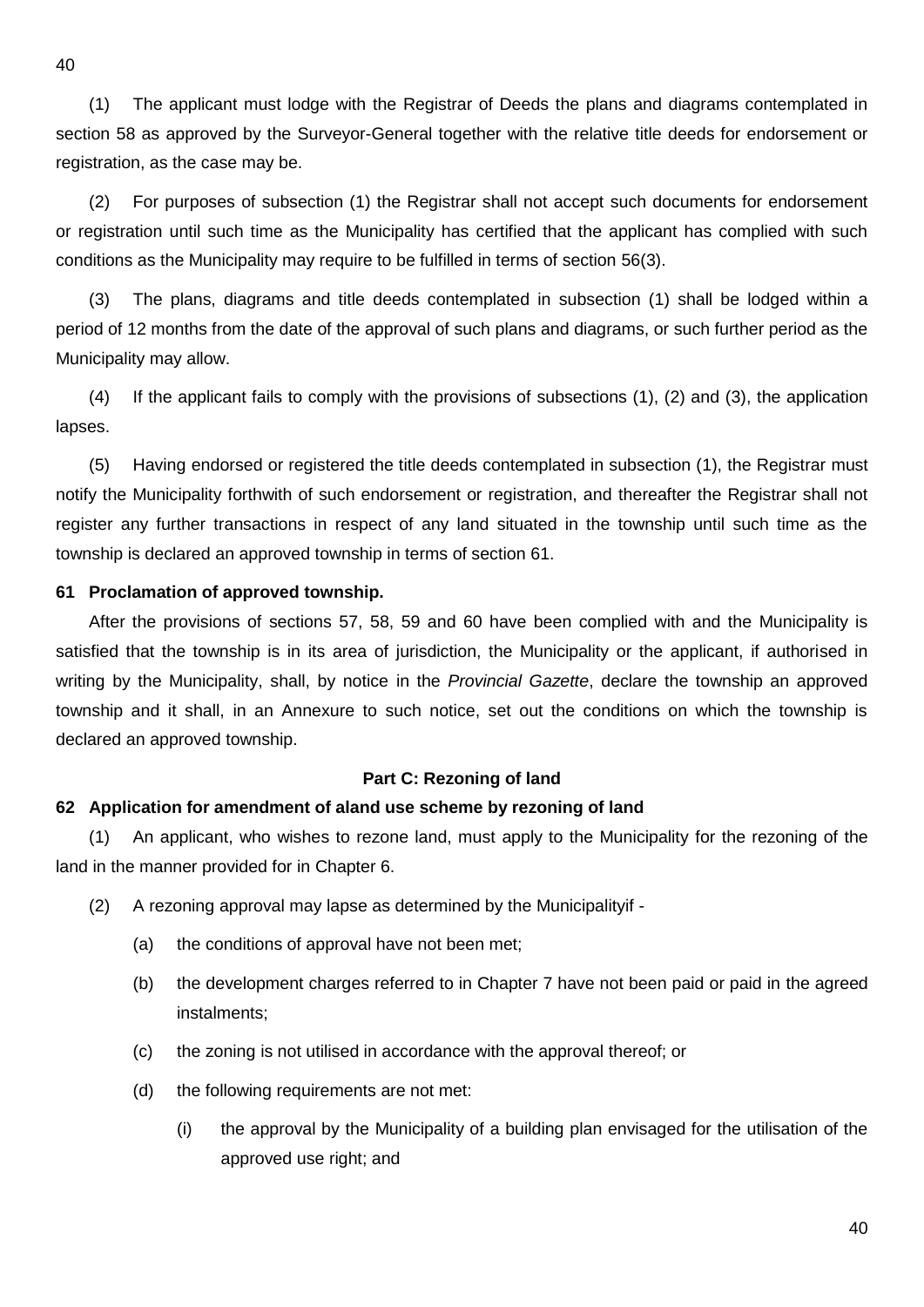(1) The applicant must lodge with the Registrar of Deeds the plans and diagrams contemplated in section 58 as approved by the Surveyor-General together with the relative title deeds for endorsement or registration, as the case may be.

(2) For purposes of subsection (1) the Registrar shall not accept such documents for endorsement or registration until such time as the Municipality has certified that the applicant has complied with such conditions as the Municipality may require to be fulfilled in terms of section 56(3).

(3) The plans, diagrams and title deeds contemplated in subsection (1) shall be lodged within a period of 12 months from the date of the approval of such plans and diagrams, or such further period as the Municipality may allow.

(4) If the applicant fails to comply with the provisions of subsections (1), (2) and (3), the application lapses.

(5) Having endorsed or registered the title deeds contemplated in subsection (1), the Registrar must notify the Municipality forthwith of such endorsement or registration, and thereafter the Registrar shall not register any further transactions in respect of any land situated in the township until such time as the township is declared an approved township in terms of section 61.

**61 Proclamation of approved township.**

After the provisions of sections 57, 58, 59 and 60 have been complied with and the Municipality is satisfied that the township is in its area of jurisdiction, the Municipality or the applicant, if authorised in writing by the Municipality, shall, by notice in the *Provincial Gazette*, declare the township an approved township and it shall, in an Annexure to such notice, set out the conditions on which the township is declared an approved township.

**Part C: Rezoning of land**

**62 Application for amendment of aland use scheme by rezoning of land**

(1) An applicant, who wishes to rezone land, must apply to the Municipality for the rezoning of the land in the manner provided for in Chapter 6.

(2) A rezoning approval may lapse as determined by the Municipalityif -

(a) the conditions of approval have not been met;

(b) the development charges referred to in Chapter 7 have not been paid or paid in the agreed instalments;

(c) the zoning is not utilised in accordance with the approval thereof; or

(d) the following requirements are not met:

(i) the approval by the Municipality of a building plan envisaged for the utilisation of the approved use right; and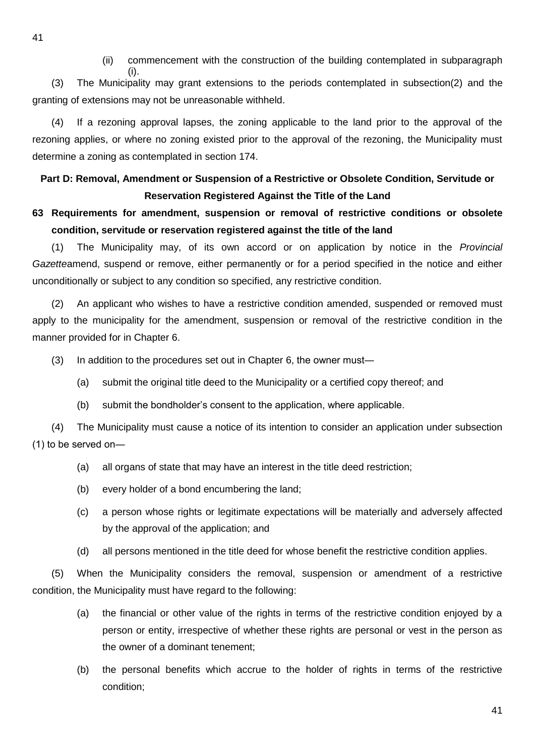(ii) commencement with the construction of the building contemplated in subparagraph (i).

(3) The Municipality may grant extensions to the periods contemplated in subsection(2) and the granting of extensions may not be unreasonable withheld.

(4) If a rezoning approval lapses, the zoning applicable to the land prior to the approval of the rezoning applies, or where no zoning existed prior to the approval of the rezoning, the Municipality must determine a zoning as contemplated in section 174.

## Part D: Removal, Amendment or Suspension of a Restrictive or Obsolete Condition, Servitude or Reservation Registered Against the Title of the Land

### 63 Requirements for amendment, suspension or removal of restrictive conditions or obsolete condition, servitude or reservation registered against the title of the land

(1) The Municipality may, of its own accord or on application by notice in the *Provincial Gazette*amend, suspend or remove, either permanently or for a period specified in the notice and either unconditionally or subject to any condition so specified, any restrictive condition.

(2) An applicant who wishes to have a restrictive condition amended, suspended or removed must apply to the municipality for the amendment, suspension or removal of the restrictive condition in the manner provided for in Chapter 6.

(3) In addition to the procedures set out in Chapter 6, the owner must—

(a) submit the original title deed to the Municipality or a certified copy thereof; and

(b) submit the bondholder's consent to the application, where applicable.

(4) The Municipality must cause a notice of its intention to consider an application under subsection (1) to be served on—

(a) all organs of state that may have an interest in the title deed restriction;

(b) every holder of a bond encumbering the land;

(c) a person whose rights or legitimate expectations will be materially and adversely affected by the approval of the application; and

(d) all persons mentioned in the title deed for whose benefit the restrictive condition applies.

(5) When the Municipality considers the removal, suspension or amendment of a restrictive condition, the Municipality must have regard to the following:

(a) the financial or other value of the rights in terms of the restrictive condition enjoyed by a person or entity, irrespective of whether these rights are personal or vest in the person as the owner of a dominant tenement;

(b) the personal benefits which accrue to the holder of rights in terms of the restrictive condition;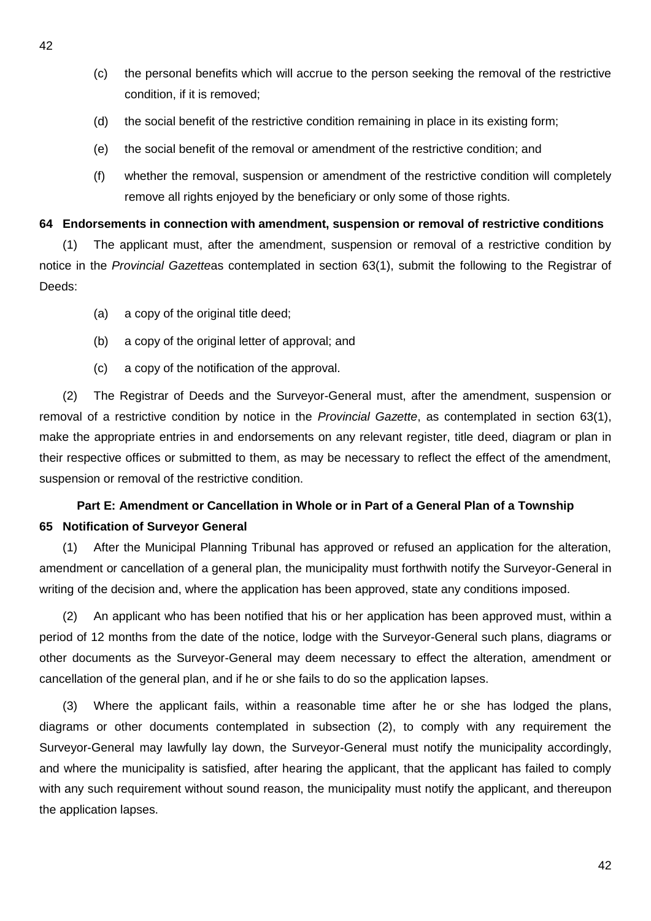(c) the personal benefits which will accrue to the person seeking the removal of the restrictive condition, if it is removed;

(d) the social benefit of the restrictive condition remaining in place in its existing form;

(e) the social benefit of the removal or amendment of the restrictive condition; and

(f) whether the removal, suspension or amendment of the restrictive condition will completely remove all rights enjoyed by the beneficiary or only some of those rights.

**64 Endorsements in connection with amendment, suspension or removal of restrictive conditions**

(1) The applicant must, after the amendment, suspension or removal of a restrictive condition by notice in the *Provincial Gazette*as contemplated in section 63(1), submit the following to the Registrar of Deeds:

(a) a copy of the original title deed;

(b) a copy of the original letter of approval; and

(c) a copy of the notification of the approval.

(2) The Registrar of Deeds and the Surveyor-General must, after the amendment, suspension or removal of a restrictive condition by notice in the *Provincial Gazette*, as contemplated in section 63(1), make the appropriate entries in and endorsements on any relevant register, title deed, diagram or plan in their respective offices or submitted to them, as may be necessary to reflect the effect of the amendment, suspension or removal of the restrictive condition.

## Part E: Amendment or Cancellation in Whole or in Part of a General Plan of a Township

**65 Notification of Surveyor General**

(1) After the Municipal Planning Tribunal has approved or refused an application for the alteration, amendment or cancellation of a general plan, the municipality must forthwith notify the Surveyor-General in writing of the decision and, where the application has been approved, state any conditions imposed.

(2) An applicant who has been notified that his or her application has been approved must, within a period of 12 months from the date of the notice, lodge with the Surveyor-General such plans, diagrams or other documents as the Surveyor-General may deem necessary to effect the alteration, amendment or cancellation of the general plan, and if he or she fails to do so the application lapses.

(3) Where the applicant fails, within a reasonable time after he or she has lodged the plans, diagrams or other documents contemplated in subsection (2), to comply with any requirement the Surveyor-General may lawfully lay down, the Surveyor-General must notify the municipality accordingly, and where the municipality is satisfied, after hearing the applicant, that the applicant has failed to comply with any such requirement without sound reason, the municipality must notify the applicant, and thereupon the application lapses.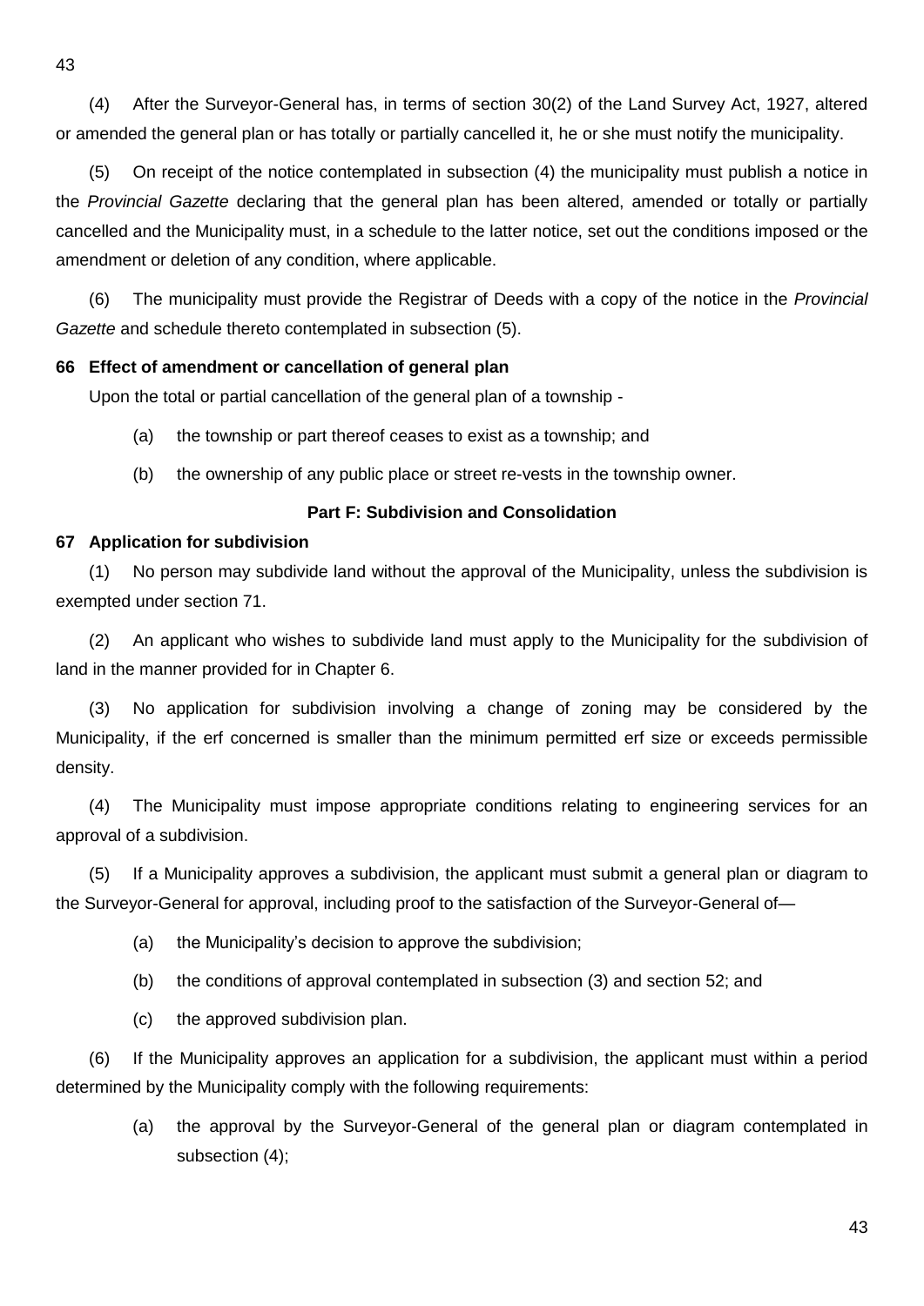(4) After the Surveyor-General has, in terms of section 30(2) of the Land Survey Act, 1927, altered or amended the general plan or has totally or partially cancelled it, he or she must notify the municipality.

(5) On receipt of the notice contemplated in subsection (4) the municipality must publish a notice in the *Provincial Gazette* declaring that the general plan has been altered, amended or totally or partially cancelled and the Municipality must, in a schedule to the latter notice, set out the conditions imposed or the amendment or deletion of any condition, where applicable.

(6) The municipality must provide the Registrar of Deeds with a copy of the notice in the *Provincial Gazette* and schedule thereto contemplated in subsection (5).

**66 Effect of amendment or cancellation of general plan**

Upon the total or partial cancellation of the general plan of a township -

(a) the township or part thereof ceases to exist as a township; and

(b) the ownership of any public place or street re-vests in the township owner.

## Part F: Subdivision and Consolidation

**67 Application for subdivision**

(1) No person may subdivide land without the approval of the Municipality, unless the subdivision is exempted under section 71.

(2) An applicant who wishes to subdivide land must apply to the Municipality for the subdivision of land in the manner provided for in Chapter 6.

(3) No application for subdivision involving a change of zoning may be considered by the Municipality, if the erf concerned is smaller than the minimum permitted erf size or exceeds permissible density.

(4) The Municipality must impose appropriate conditions relating to engineering services for an approval of a subdivision.

(5) If a Municipality approves a subdivision, the applicant must submit a general plan or diagram to the Surveyor-General for approval, including proof to the satisfaction of the Surveyor-General of—

(a) the Municipality's decision to approve the subdivision;

(b) the conditions of approval contemplated in subsection (3) and section 52; and

(c) the approved subdivision plan.

(6) If the Municipality approves an application for a subdivision, the applicant must within a period determined by the Municipality comply with the following requirements:

(a) the approval by the Surveyor-General of the general plan or diagram contemplated in subsection (4);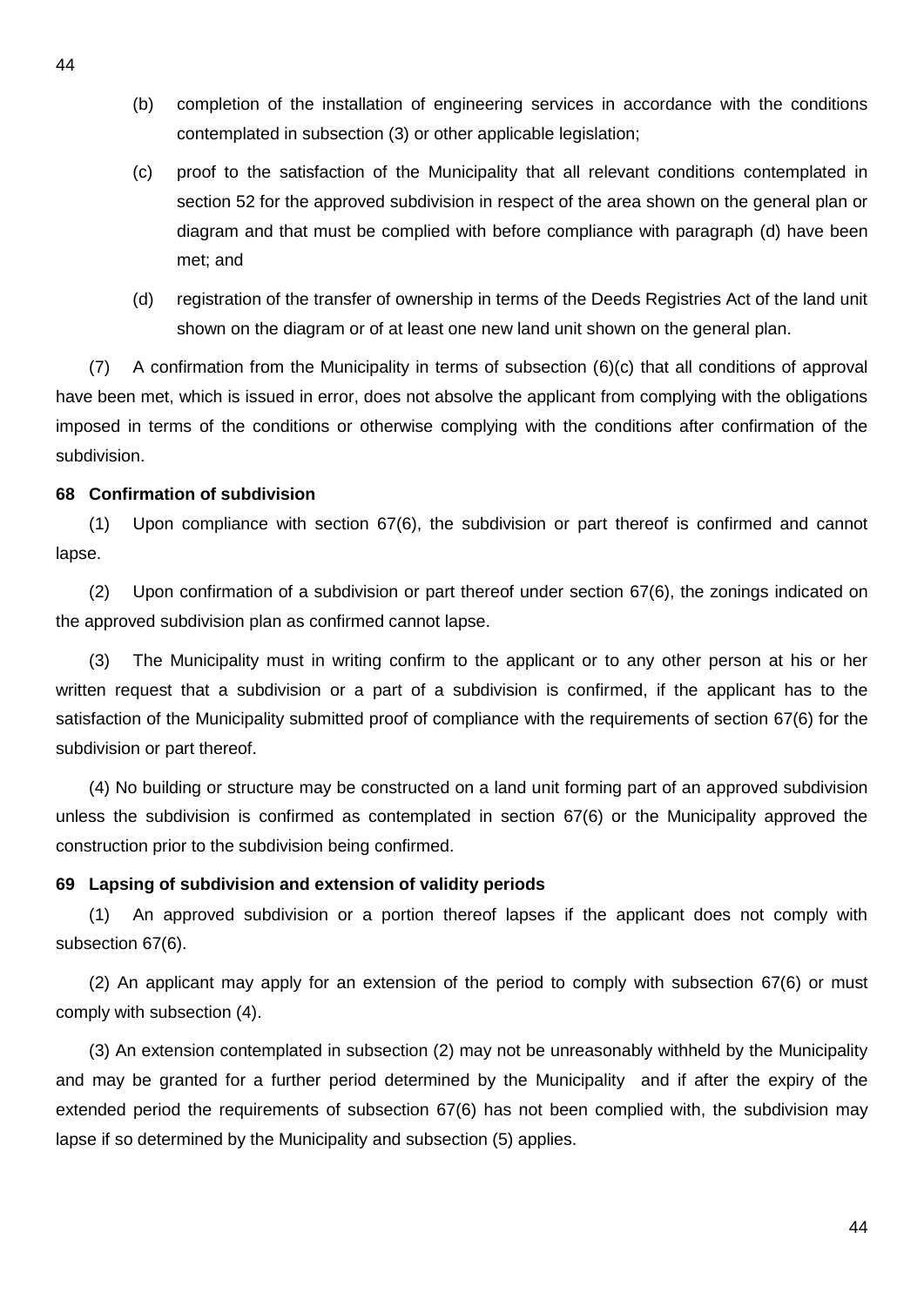(b) completion of the installation of engineering services in accordance with the conditions contemplated in subsection (3) or other applicable legislation;

(c) proof to the satisfaction of the Municipality that all relevant conditions contemplated in section 52 for the approved subdivision in respect of the area shown on the general plan or diagram and that must be complied with before compliance with paragraph (d) have been met; and

(d) registration of the transfer of ownership in terms of the Deeds Registries Act of the land unit shown on the diagram or of at least one new land unit shown on the general plan.

(7) A confirmation from the Municipality in terms of subsection (6)(c) that all conditions of approval have been met, which is issued in error, does not absolve the applicant from complying with the obligations imposed in terms of the conditions or otherwise complying with the conditions after confirmation of the subdivision.

**68 Confirmation of subdivision**

(1) Upon compliance with section 67(6), the subdivision or part thereof is confirmed and cannot lapse.

(2) Upon confirmation of a subdivision or part thereof under section 67(6), the zonings indicated on the approved subdivision plan as confirmed cannot lapse.

(3) The Municipality must in writing confirm to the applicant or to any other person at his or her written request that a subdivision or a part of a subdivision is confirmed, if the applicant has to the satisfaction of the Municipality submitted proof of compliance with the requirements of section 67(6) for the subdivision or part thereof.

(4) No building or structure may be constructed on a land unit forming part of an approved subdivision unless the subdivision is confirmed as contemplated in section 67(6) or the Municipality approved the construction prior to the subdivision being confirmed.

**69 Lapsing of subdivision and extension of validity periods**

(1) An approved subdivision or a portion thereof lapses if the applicant does not comply with subsection 67(6).

(2) An applicant may apply for an extension of the period to comply with subsection 67(6) or must comply with subsection (4).

(3) An extension contemplated in subsection (2) may not be unreasonably withheld by the Municipality and may be granted for a further period determined by the Municipality and if after the expiry of the extended period the requirements of subsection 67(6) has not been complied with, the subdivision may lapse if so determined by the Municipality and subsection (5) applies.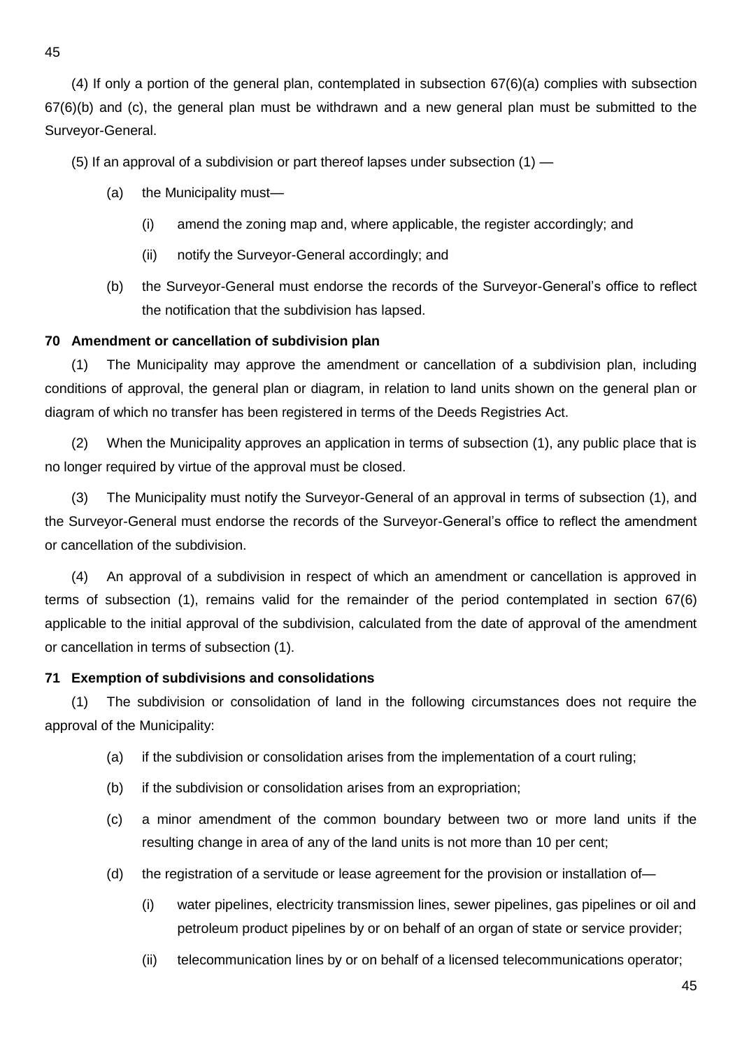(4) If only a portion of the general plan, contemplated in subsection 67(6)(a) complies with subsection 67(6)(b) and (c), the general plan must be withdrawn and a new general plan must be submitted to the Surveyor-General.

(5) If an approval of a subdivision or part thereof lapses under subsection (1) —

(a) the Municipality must—

(i) amend the zoning map and, where applicable, the register accordingly; and

(ii) notify the Surveyor-General accordingly; and

(b) the Surveyor-General must endorse the records of the Surveyor-General's office to reflect the notification that the subdivision has lapsed.

**70 Amendment or cancellation of subdivision plan**

(1) The Municipality may approve the amendment or cancellation of a subdivision plan, including conditions of approval, the general plan or diagram, in relation to land units shown on the general plan or diagram of which no transfer has been registered in terms of the Deeds Registries Act.

(2) When the Municipality approves an application in terms of subsection (1), any public place that is no longer required by virtue of the approval must be closed.

(3) The Municipality must notify the Surveyor-General of an approval in terms of subsection (1), and the Surveyor-General must endorse the records of the Surveyor-General's office to reflect the amendment or cancellation of the subdivision.

(4) An approval of a subdivision in respect of which an amendment or cancellation is approved in terms of subsection (1), remains valid for the remainder of the period contemplated in section 67(6) applicable to the initial approval of the subdivision, calculated from the date of approval of the amendment or cancellation in terms of subsection (1).

**71 Exemption of subdivisions and consolidations**

(1) The subdivision or consolidation of land in the following circumstances does not require the approval of the Municipality:

(a) if the subdivision or consolidation arises from the implementation of a court ruling;

(b) if the subdivision or consolidation arises from an expropriation;

(c) a minor amendment of the common boundary between two or more land units if the resulting change in area of any of the land units is not more than 10 per cent;

(d) the registration of a servitude or lease agreement for the provision or installation of—

(i) water pipelines, electricity transmission lines, sewer pipelines, gas pipelines or oil and petroleum product pipelines by or on behalf of an organ of state or service provider;

(ii) telecommunication lines by or on behalf of a licensed telecommunications operator;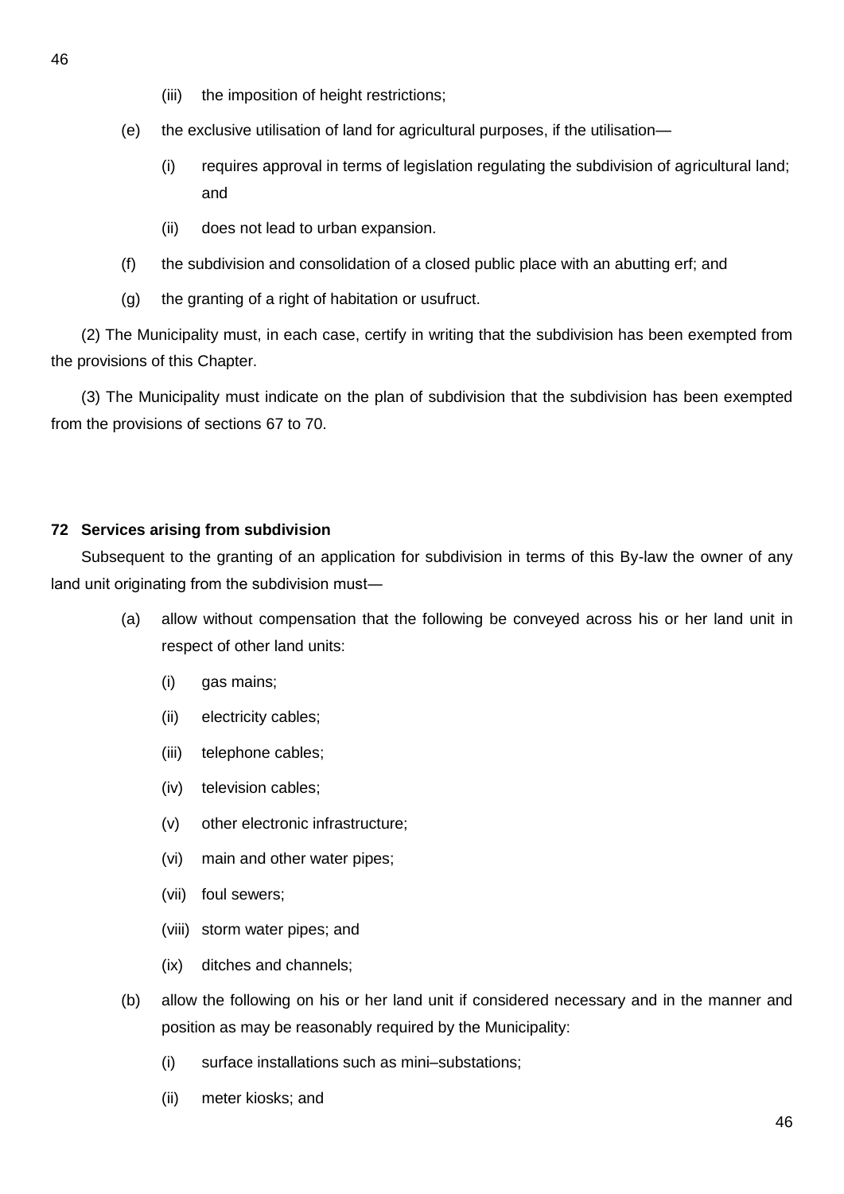(iii) the imposition of height restrictions;

(e) the exclusive utilisation of land for agricultural purposes, if the utilisation—

(i) requires approval in terms of legislation regulating the subdivision of agricultural land; and

(ii) does not lead to urban expansion.

(f) the subdivision and consolidation of a closed public place with an abutting erf; and

(g) the granting of a right of habitation or usufruct.

(2) The Municipality must, in each case, certify in writing that the subdivision has been exempted from the provisions of this Chapter.

(3) The Municipality must indicate on the plan of subdivision that the subdivision has been exempted from the provisions of sections 67 to 70.

**72 Services arising from subdivision**

Subsequent to the granting of an application for subdivision in terms of this By-law the owner of any land unit originating from the subdivision must—

(a) allow without compensation that the following be conveyed across his or her land unit in respect of other land units:

(i) gas mains;

(ii) electricity cables;

(iii) telephone cables;

(iv) television cables;

(v) other electronic infrastructure;

(vi) main and other water pipes;

(vii) foul sewers;

(viii) storm water pipes; and

(ix) ditches and channels;

(b) allow the following on his or her land unit if considered necessary and in the manner and position as may be reasonably required by the Municipality:

(i) surface installations such as mini–substations;

(ii) meter kiosks; and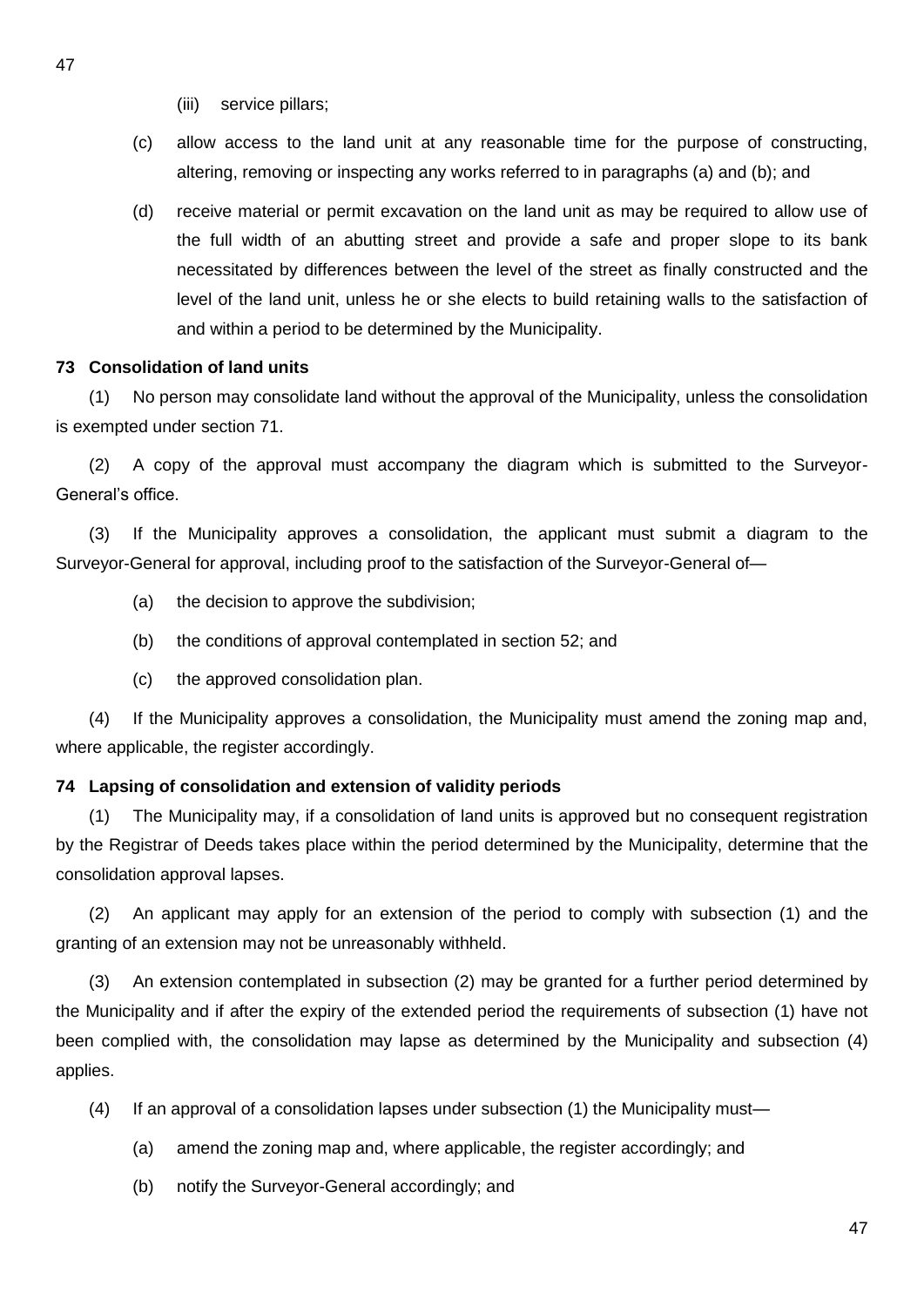(iii) service pillars;

(c) allow access to the land unit at any reasonable time for the purpose of constructing, altering, removing or inspecting any works referred to in paragraphs (a) and (b); and

(d) receive material or permit excavation on the land unit as may be required to allow use of the full width of an abutting street and provide a safe and proper slope to its bank necessitated by differences between the level of the street as finally constructed and the level of the land unit, unless he or she elects to build retaining walls to the satisfaction of and within a period to be determined by the Municipality.

**73 Consolidation of land units**

(1) No person may consolidate land without the approval of the Municipality, unless the consolidation is exempted under section 71.

(2) A copy of the approval must accompany the diagram which is submitted to the Surveyor-General's office.

(3) If the Municipality approves a consolidation, the applicant must submit a diagram to the Surveyor-General for approval, including proof to the satisfaction of the Surveyor-General of—

(a) the decision to approve the subdivision;

(b) the conditions of approval contemplated in section 52; and

(c) the approved consolidation plan.

(4) If the Municipality approves a consolidation, the Municipality must amend the zoning map and, where applicable, the register accordingly.

**74 Lapsing of consolidation and extension of validity periods**

(1) The Municipality may, if a consolidation of land units is approved but no consequent registration by the Registrar of Deeds takes place within the period determined by the Municipality, determine that the consolidation approval lapses.

(2) An applicant may apply for an extension of the period to comply with subsection (1) and the granting of an extension may not be unreasonably withheld.

(3) An extension contemplated in subsection (2) may be granted for a further period determined by the Municipality and if after the expiry of the extended period the requirements of subsection (1) have not been complied with, the consolidation may lapse as determined by the Municipality and subsection (4) applies.

(4) If an approval of a consolidation lapses under subsection (1) the Municipality must—

(a) amend the zoning map and, where applicable, the register accordingly; and

(b) notify the Surveyor-General accordingly; and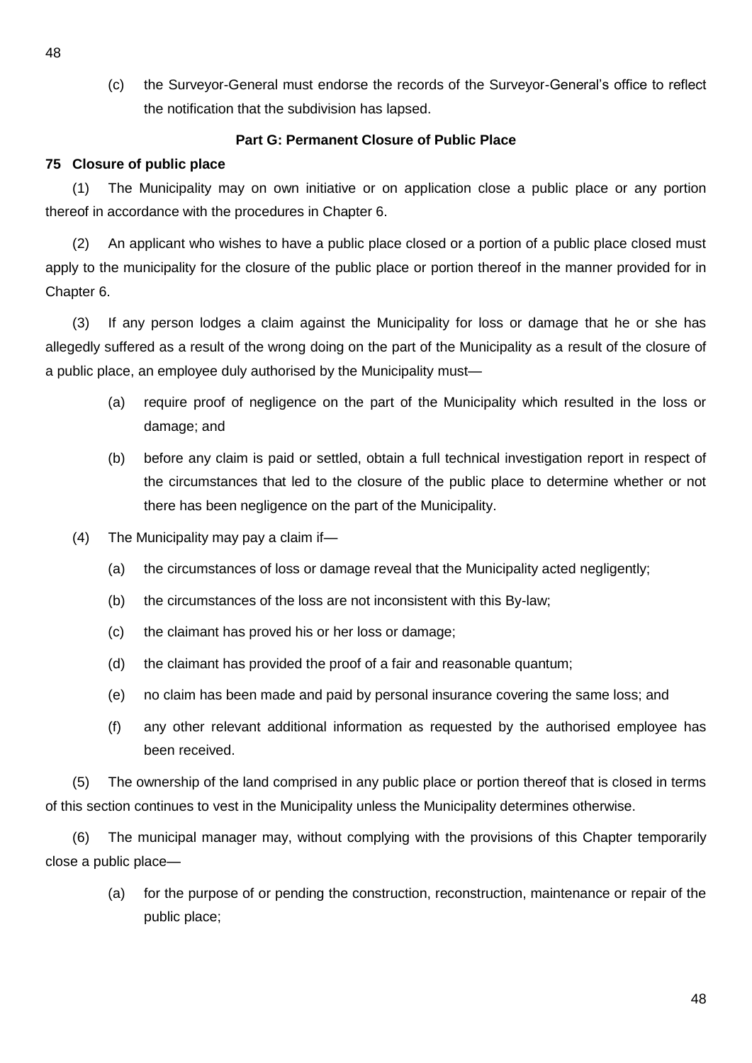(c) the Surveyor-General must endorse the records of the Surveyor-General's office to reflect the notification that the subdivision has lapsed.

## Part G: Permanent Closure of Public Place

### 75 Closure of public place

(1) The Municipality may on own initiative or on application close a public place or any portion thereof in accordance with the procedures in Chapter 6.

(2) An applicant who wishes to have a public place closed or a portion of a public place closed must apply to the municipality for the closure of the public place or portion thereof in the manner provided for in Chapter 6.

(3) If any person lodges a claim against the Municipality for loss or damage that he or she has allegedly suffered as a result of the wrong doing on the part of the Municipality as a result of the closure of a public place, an employee duly authorised by the Municipality must—

(a) require proof of negligence on the part of the Municipality which resulted in the loss or damage; and

(b) before any claim is paid or settled, obtain a full technical investigation report in respect of the circumstances that led to the closure of the public place to determine whether or not there has been negligence on the part of the Municipality.

(4) The Municipality may pay a claim if—

(a) the circumstances of loss or damage reveal that the Municipality acted negligently;

(b) the circumstances of the loss are not inconsistent with this By-law;

(c) the claimant has proved his or her loss or damage;

(d) the claimant has provided the proof of a fair and reasonable quantum;

(e) no claim has been made and paid by personal insurance covering the same loss; and

(f) any other relevant additional information as requested by the authorised employee has been received.

(5) The ownership of the land comprised in any public place or portion thereof that is closed in terms of this section continues to vest in the Municipality unless the Municipality determines otherwise.

(6) The municipal manager may, without complying with the provisions of this Chapter temporarily close a public place—

(a) for the purpose of or pending the construction, reconstruction, maintenance or repair of the public place;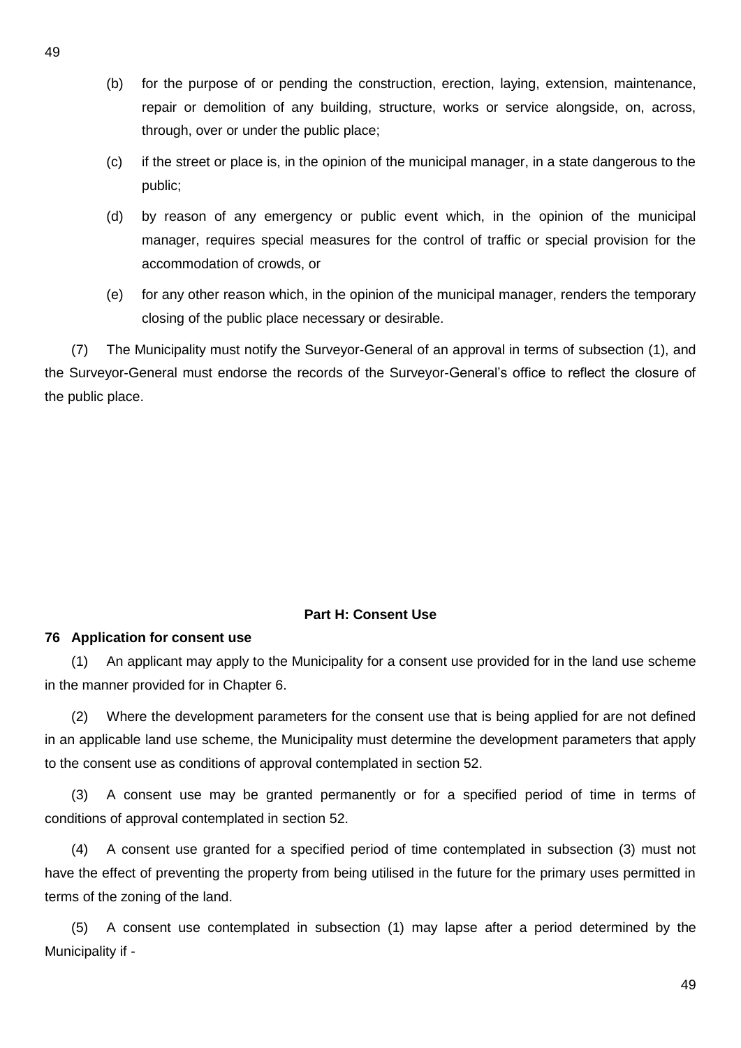(b) for the purpose of or pending the construction, erection, laying, extension, maintenance, repair or demolition of any building, structure, works or service alongside, on, across, through, over or under the public place;

(c) if the street or place is, in the opinion of the municipal manager, in a state dangerous to the public;

(d) by reason of any emergency or public event which, in the opinion of the municipal manager, requires special measures for the control of traffic or special provision for the accommodation of crowds, or

(e) for any other reason which, in the opinion of the municipal manager, renders the temporary closing of the public place necessary or desirable.

(7) The Municipality must notify the Surveyor-General of an approval in terms of subsection (1), and the Surveyor-General must endorse the records of the Surveyor-General's office to reflect the closure of the public place.

## Part H: Consent Use

### 76 Application for consent use

(1) An applicant may apply to the Municipality for a consent use provided for in the land use scheme in the manner provided for in Chapter 6.

(2) Where the development parameters for the consent use that is being applied for are not defined in an applicable land use scheme, the Municipality must determine the development parameters that apply to the consent use as conditions of approval contemplated in section 52.

(3) A consent use may be granted permanently or for a specified period of time in terms of conditions of approval contemplated in section 52.

(4) A consent use granted for a specified period of time contemplated in subsection (3) must not have the effect of preventing the property from being utilised in the future for the primary uses permitted in terms of the zoning of the land.

(5) A consent use contemplated in subsection (1) may lapse after a period determined by the Municipality if -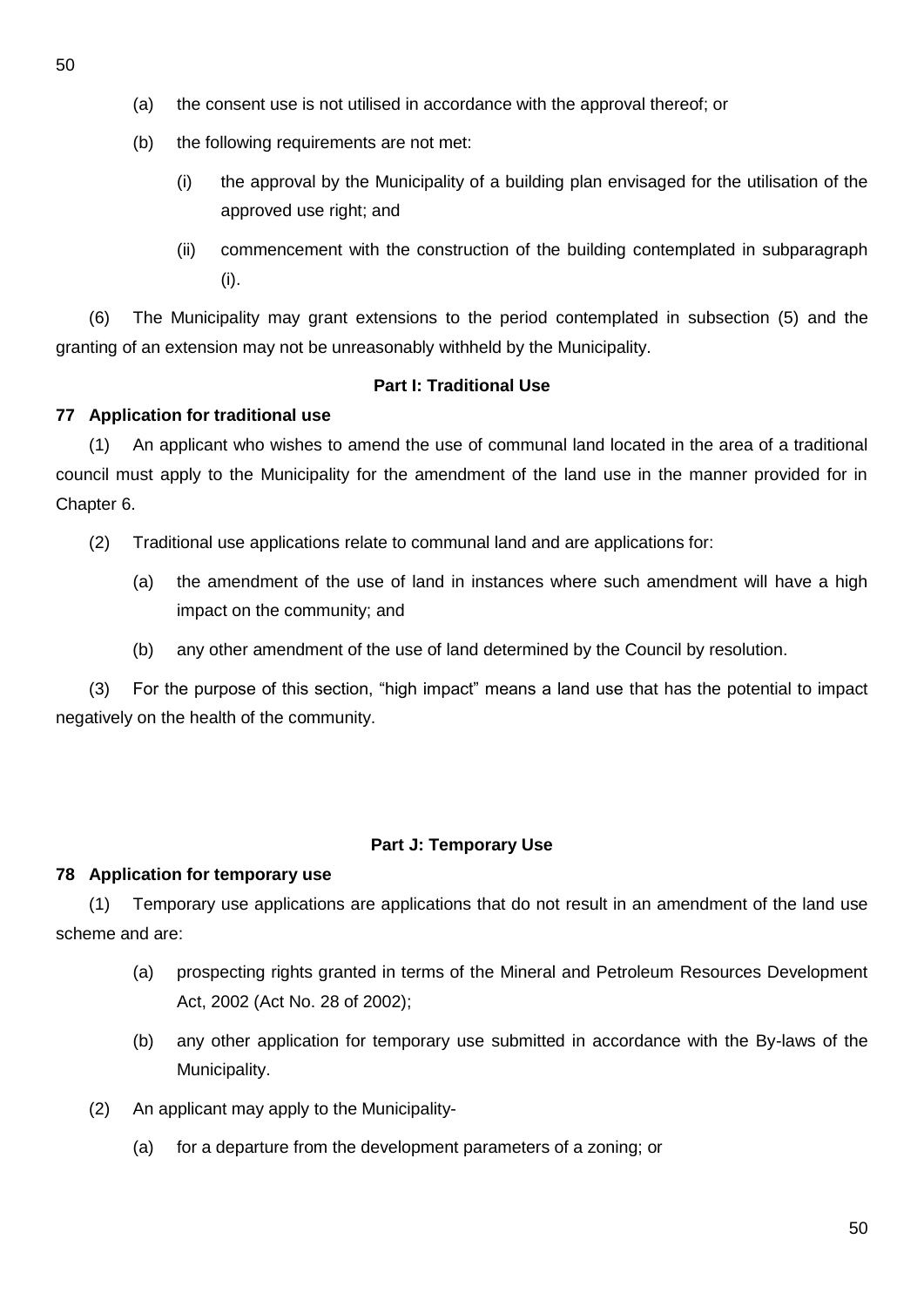(a) the consent use is not utilised in accordance with the approval thereof; or

(b) the following requirements are not met:

(i) the approval by the Municipality of a building plan envisaged for the utilisation of the approved use right; and

(ii) commencement with the construction of the building contemplated in subparagraph (i).

(6) The Municipality may grant extensions to the period contemplated in subsection (5) and the granting of an extension may not be unreasonably withheld by the Municipality.

**Part I: Traditional Use**

**77 Application for traditional use**

(1) An applicant who wishes to amend the use of communal land located in the area of a traditional council must apply to the Municipality for the amendment of the land use in the manner provided for in Chapter 6.

(2) Traditional use applications relate to communal land and are applications for:

(a) the amendment of the use of land in instances where such amendment will have a high impact on the community; and

(b) any other amendment of the use of land determined by the Council by resolution.

(3) For the purpose of this section, “high impact” means a land use that has the potential to impact negatively on the health of the community.

**Part J: Temporary Use**

**78 Application for temporary use**

(1) Temporary use applications are applications that do not result in an amendment of the land use scheme and are:

(a) prospecting rights granted in terms of the Mineral and Petroleum Resources Development Act, 2002 (Act No. 28 of 2002);

(b) any other application for temporary use submitted in accordance with the By-laws of the Municipality.

(2) An applicant may apply to the Municipality-

(a) for a departure from the development parameters of a zoning; or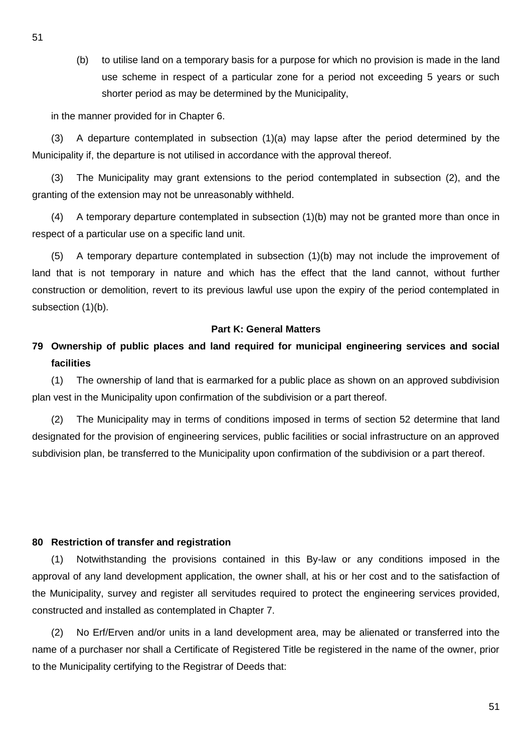(b) to utilise land on a temporary basis for a purpose for which no provision is made in the land use scheme in respect of a particular zone for a period not exceeding 5 years or such shorter period as may be determined by the Municipality,

in the manner provided for in Chapter 6.

(3) A departure contemplated in subsection (1)(a) may lapse after the period determined by the Municipality if, the departure is not utilised in accordance with the approval thereof.

(3) The Municipality may grant extensions to the period contemplated in subsection (2), and the granting of the extension may not be unreasonably withheld.

(4) A temporary departure contemplated in subsection (1)(b) may not be granted more than once in respect of a particular use on a specific land unit.

(5) A temporary departure contemplated in subsection (1)(b) may not include the improvement of land that is not temporary in nature and which has the effect that the land cannot, without further construction or demolition, revert to its previous lawful use upon the expiry of the period contemplated in subsection (1)(b).

**Part K: General Matters**

**79 Ownership of public places and land required for municipal engineering services and social facilities**

(1) The ownership of land that is earmarked for a public place as shown on an approved subdivision plan vest in the Municipality upon confirmation of the subdivision or a part thereof.

(2) The Municipality may in terms of conditions imposed in terms of section 52 determine that land designated for the provision of engineering services, public facilities or social infrastructure on an approved subdivision plan, be transferred to the Municipality upon confirmation of the subdivision or a part thereof.

**80 Restriction of transfer and registration**

(1) Notwithstanding the provisions contained in this By-law or any conditions imposed in the approval of any land development application, the owner shall, at his or her cost and to the satisfaction of the Municipality, survey and register all servitudes required to protect the engineering services provided, constructed and installed as contemplated in Chapter 7.

(2) No Erf/Erven and/or units in a land development area, may be alienated or transferred into the name of a purchaser nor shall a Certificate of Registered Title be registered in the name of the owner, prior to the Municipality certifying to the Registrar of Deeds that: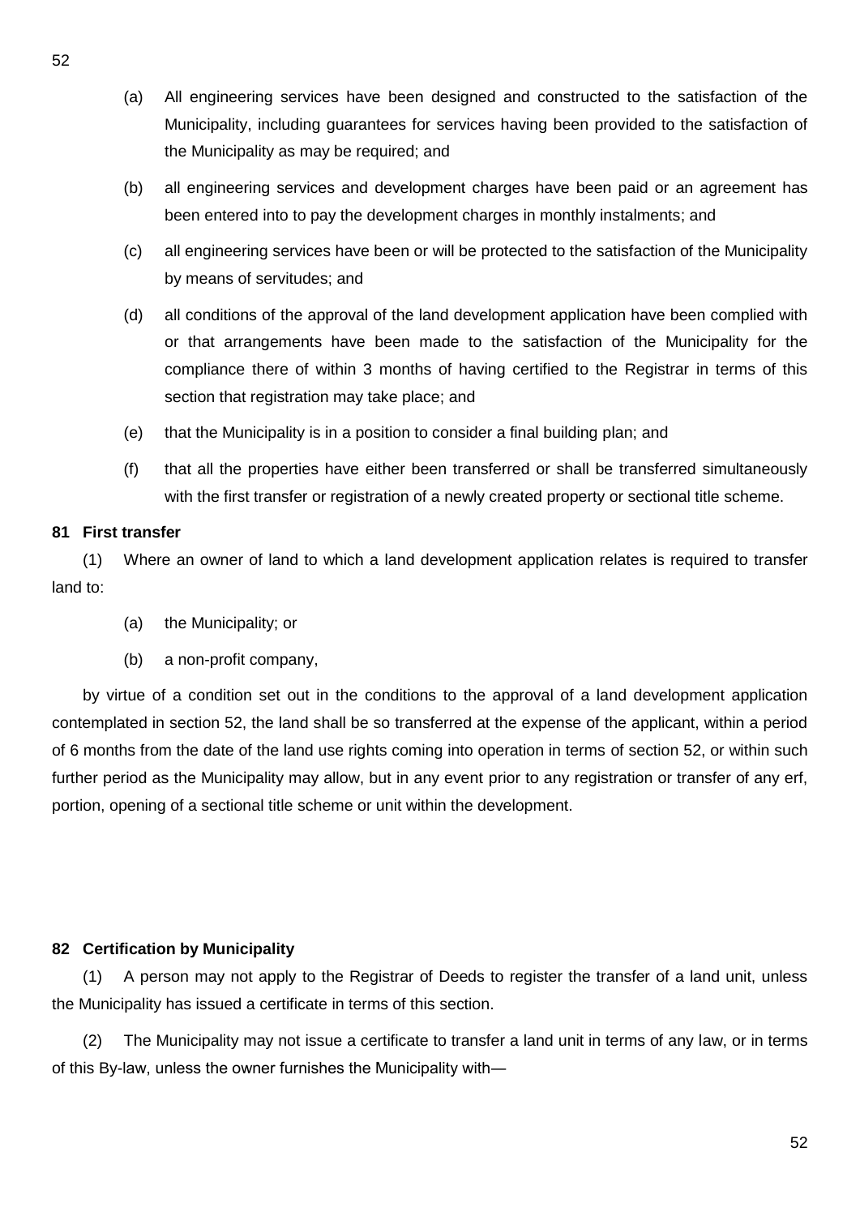(a) All engineering services have been designed and constructed to the satisfaction of the Municipality, including guarantees for services having been provided to the satisfaction of the Municipality as may be required; and

(b) all engineering services and development charges have been paid or an agreement has been entered into to pay the development charges in monthly instalments; and

(c) all engineering services have been or will be protected to the satisfaction of the Municipality by means of servitudes; and

(d) all conditions of the approval of the land development application have been complied with or that arrangements have been made to the satisfaction of the Municipality for the compliance there of within 3 months of having certified to the Registrar in terms of this section that registration may take place; and

(e) that the Municipality is in a position to consider a final building plan; and

(f) that all the properties have either been transferred or shall be transferred simultaneously with the first transfer or registration of a newly created property or sectional title scheme.

**81 First transfer**

(1) Where an owner of land to which a land development application relates is required to transfer land to:

(a) the Municipality; or

(b) a non-profit company,

by virtue of a condition set out in the conditions to the approval of a land development application contemplated in section 52, the land shall be so transferred at the expense of the applicant, within a period of 6 months from the date of the land use rights coming into operation in terms of section 52, or within such further period as the Municipality may allow, but in any event prior to any registration or transfer of any erf, portion, opening of a sectional title scheme or unit within the development.

**82 Certification by Municipality**

(1) A person may not apply to the Registrar of Deeds to register the transfer of a land unit, unless the Municipality has issued a certificate in terms of this section.

(2) The Municipality may not issue a certificate to transfer a land unit in terms of any law, or in terms of this By-law, unless the owner furnishes the Municipality with—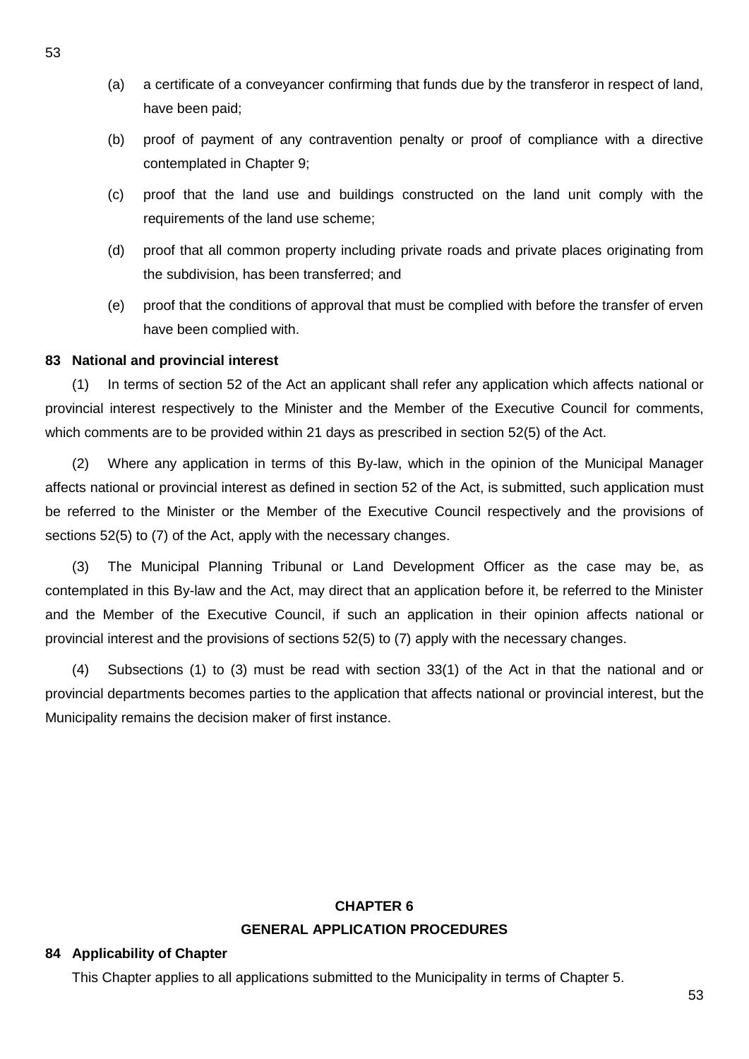(a) a certificate of a conveyancer confirming that funds due by the transferor in respect of land, have been paid;

(b) proof of payment of any contravention penalty or proof of compliance with a directive contemplated in Chapter 9;

(c) proof that the land use and buildings constructed on the land unit comply with the requirements of the land use scheme;

(d) proof that all common property including private roads and private places originating from the subdivision, has been transferred; and

(e) proof that the conditions of approval that must be complied with before the transfer of erven have been complied with.

**83 National and provincial interest**

(1) In terms of section 52 of the Act an applicant shall refer any application which affects national or provincial interest respectively to the Minister and the Member of the Executive Council for comments, which comments are to be provided within 21 days as prescribed in section 52(5) of the Act.

(2) Where any application in terms of this By-law, which in the opinion of the Municipal Manager affects national or provincial interest as defined in section 52 of the Act, is submitted, such application must be referred to the Minister or the Member of the Executive Council respectively and the provisions of sections 52(5) to (7) of the Act, apply with the necessary changes.

(3) The Municipal Planning Tribunal or Land Development Officer as the case may be, as contemplated in this By-law and the Act, may direct that an application before it, be referred to the Minister and the Member of the Executive Council, if such an application in their opinion affects national or provincial interest and the provisions of sections 52(5) to (7) apply with the necessary changes.

(4) Subsections (1) to (3) must be read with section 33(1) of the Act in that the national and or provincial departments becomes parties to the application that affects national or provincial interest, but the Municipality remains the decision maker of first instance.

## CHAPTER 6
## GENERAL APPLICATION PROCEDURES

**84 Applicability of Chapter**

This Chapter applies to all applications submitted to the Municipality in terms of Chapter 5.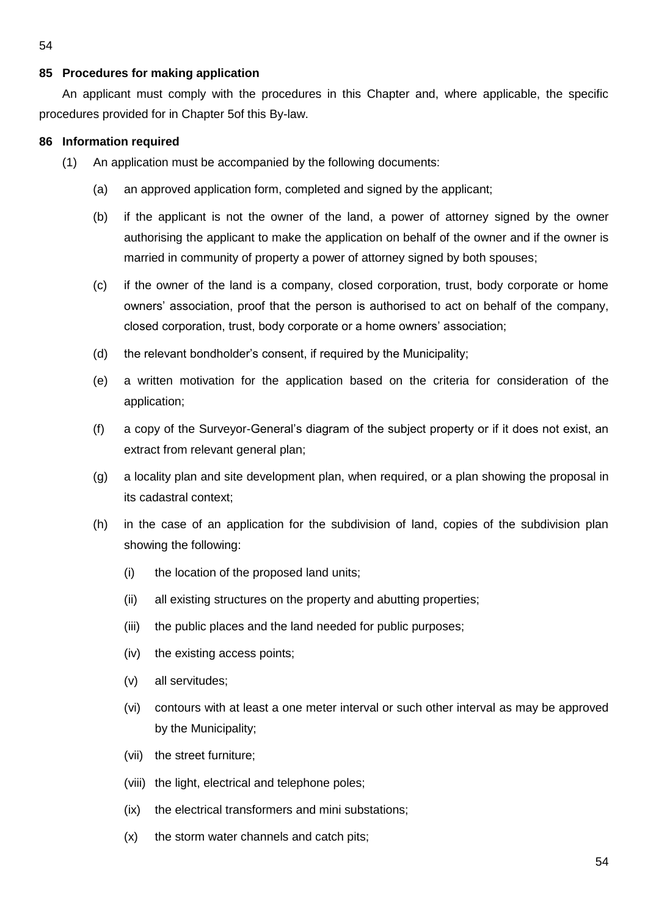**85 Procedures for making application**

An applicant must comply with the procedures in this Chapter and, where applicable, the specific procedures provided for in Chapter 5of this By-law.

**86 Information required**

(1) An application must be accompanied by the following documents:

(a) an approved application form, completed and signed by the applicant;

(b) if the applicant is not the owner of the land, a power of attorney signed by the owner authorising the applicant to make the application on behalf of the owner and if the owner is married in community of property a power of attorney signed by both spouses;

(c) if the owner of the land is a company, closed corporation, trust, body corporate or home owners' association, proof that the person is authorised to act on behalf of the company, closed corporation, trust, body corporate or a home owners' association;

(d) the relevant bondholder's consent, if required by the Municipality;

(e) a written motivation for the application based on the criteria for consideration of the application;

(f) a copy of the Surveyor-General's diagram of the subject property or if it does not exist, an extract from relevant general plan;

(g) a locality plan and site development plan, when required, or a plan showing the proposal in its cadastral context;

(h) in the case of an application for the subdivision of land, copies of the subdivision plan showing the following:

(i) the location of the proposed land units;

(ii) all existing structures on the property and abutting properties;

(iii) the public places and the land needed for public purposes;

(iv) the existing access points;

(v) all servitudes;

(vi) contours with at least a one meter interval or such other interval as may be approved by the Municipality;

(vii) the street furniture;

(viii) the light, electrical and telephone poles;

(ix) the electrical transformers and mini substations;

(x) the storm water channels and catch pits;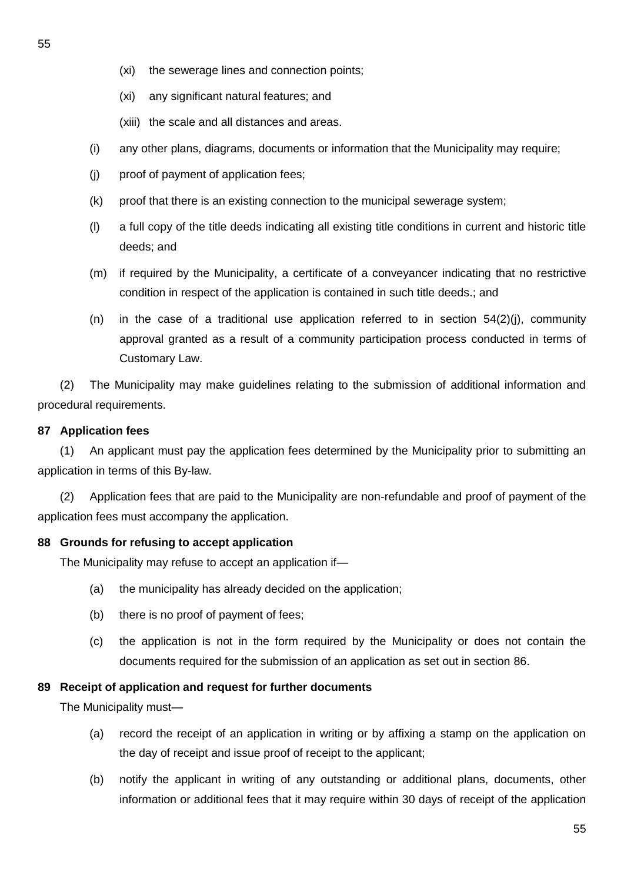(xi) the sewerage lines and connection points;

(xi) any significant natural features; and

(xiii) the scale and all distances and areas.

(i) any other plans, diagrams, documents or information that the Municipality may require;

(j) proof of payment of application fees;

(k) proof that there is an existing connection to the municipal sewerage system;

(l) a full copy of the title deeds indicating all existing title conditions in current and historic title deeds; and

(m) if required by the Municipality, a certificate of a conveyancer indicating that no restrictive condition in respect of the application is contained in such title deeds.; and

(n) in the case of a traditional use application referred to in section 54(2)(j), community approval granted as a result of a community participation process conducted in terms of Customary Law.

(2) The Municipality may make guidelines relating to the submission of additional information and procedural requirements.

**87 Application fees**

(1) An applicant must pay the application fees determined by the Municipality prior to submitting an application in terms of this By-law.

(2) Application fees that are paid to the Municipality are non-refundable and proof of payment of the application fees must accompany the application.

**88 Grounds for refusing to accept application**

The Municipality may refuse to accept an application if—

(a) the municipality has already decided on the application;

(b) there is no proof of payment of fees;

(c) the application is not in the form required by the Municipality or does not contain the documents required for the submission of an application as set out in section 86.

**89 Receipt of application and request for further documents**

The Municipality must—

(a) record the receipt of an application in writing or by affixing a stamp on the application on the day of receipt and issue proof of receipt to the applicant;

(b) notify the applicant in writing of any outstanding or additional plans, documents, other information or additional fees that it may require within 30 days of receipt of the application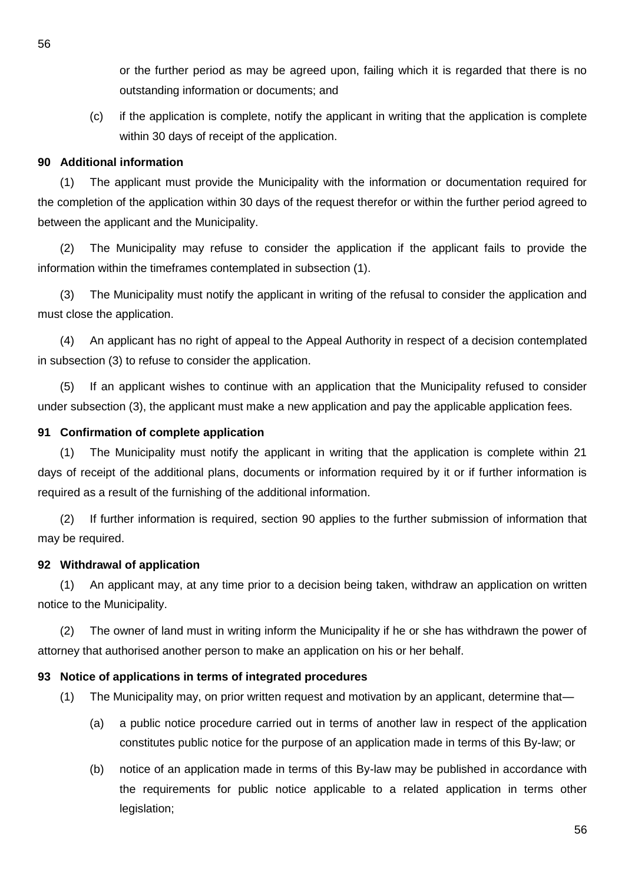or the further period as may be agreed upon, failing which it is regarded that there is no outstanding information or documents; and

(c) if the application is complete, notify the applicant in writing that the application is complete within 30 days of receipt of the application.

### 90 Additional information

(1) The applicant must provide the Municipality with the information or documentation required for the completion of the application within 30 days of the request therefor or within the further period agreed to between the applicant and the Municipality.

(2) The Municipality may refuse to consider the application if the applicant fails to provide the information within the timeframes contemplated in subsection (1).

(3) The Municipality must notify the applicant in writing of the refusal to consider the application and must close the application.

(4) An applicant has no right of appeal to the Appeal Authority in respect of a decision contemplated in subsection (3) to refuse to consider the application.

(5) If an applicant wishes to continue with an application that the Municipality refused to consider under subsection (3), the applicant must make a new application and pay the applicable application fees.

### 91 Confirmation of complete application

(1) The Municipality must notify the applicant in writing that the application is complete within 21 days of receipt of the additional plans, documents or information required by it or if further information is required as a result of the furnishing of the additional information.

(2) If further information is required, section 90 applies to the further submission of information that may be required.

### 92 Withdrawal of application

(1) An applicant may, at any time prior to a decision being taken, withdraw an application on written notice to the Municipality.

(2) The owner of land must in writing inform the Municipality if he or she has withdrawn the power of attorney that authorised another person to make an application on his or her behalf.

### 93 Notice of applications in terms of integrated procedures

(1) The Municipality may, on prior written request and motivation by an applicant, determine that—

(a) a public notice procedure carried out in terms of another law in respect of the application constitutes public notice for the purpose of an application made in terms of this By-law; or

(b) notice of an application made in terms of this By-law may be published in accordance with the requirements for public notice applicable to a related application in terms other legislation;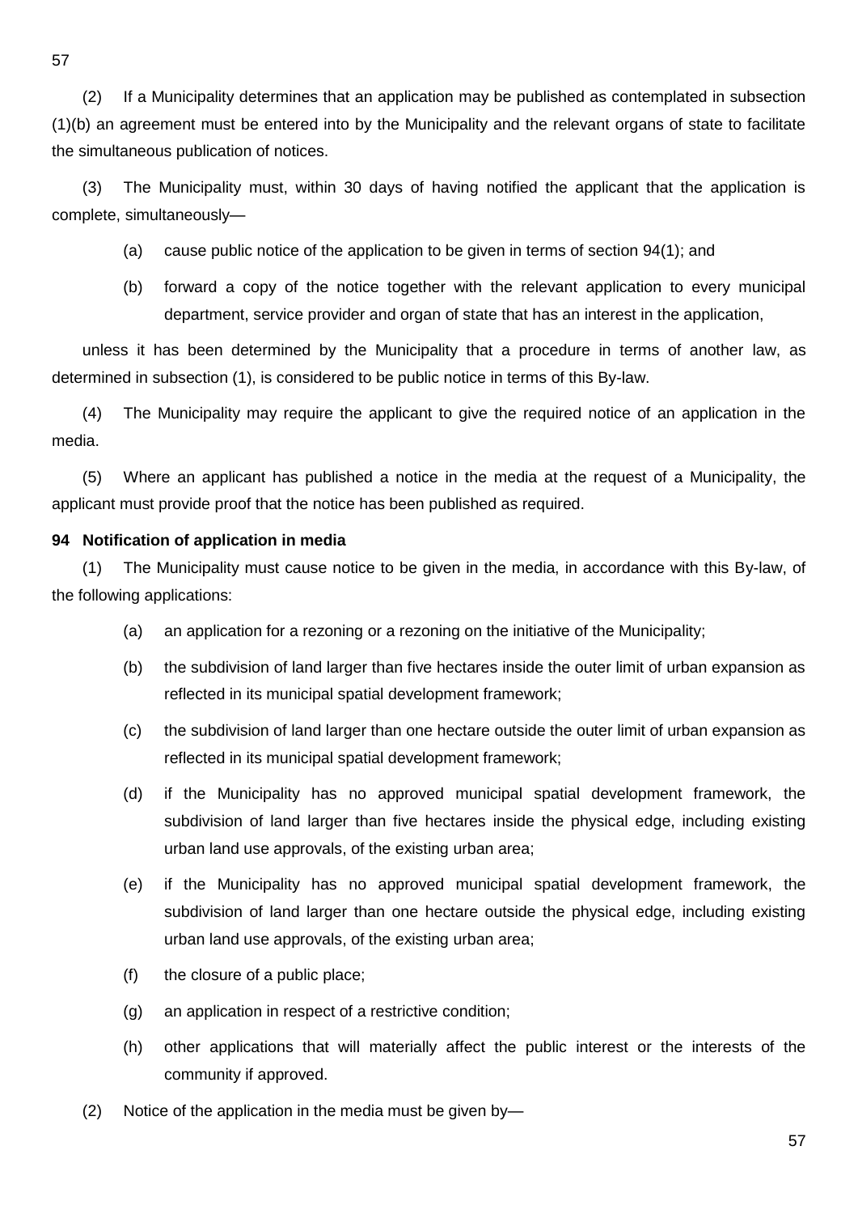(2) If a Municipality determines that an application may be published as contemplated in subsection (1)(b) an agreement must be entered into by the Municipality and the relevant organs of state to facilitate the simultaneous publication of notices.

(3) The Municipality must, within 30 days of having notified the applicant that the application is complete, simultaneously—

(a) cause public notice of the application to be given in terms of section 94(1); and

(b) forward a copy of the notice together with the relevant application to every municipal department, service provider and organ of state that has an interest in the application,

unless it has been determined by the Municipality that a procedure in terms of another law, as determined in subsection (1), is considered to be public notice in terms of this By-law.

(4) The Municipality may require the applicant to give the required notice of an application in the media.

(5) Where an applicant has published a notice in the media at the request of a Municipality, the applicant must provide proof that the notice has been published as required.

**94 Notification of application in media**

(1) The Municipality must cause notice to be given in the media, in accordance with this By-law, of the following applications:

(a) an application for a rezoning or a rezoning on the initiative of the Municipality;

(b) the subdivision of land larger than five hectares inside the outer limit of urban expansion as reflected in its municipal spatial development framework;

(c) the subdivision of land larger than one hectare outside the outer limit of urban expansion as reflected in its municipal spatial development framework;

(d) if the Municipality has no approved municipal spatial development framework, the subdivision of land larger than five hectares inside the physical edge, including existing urban land use approvals, of the existing urban area;

(e) if the Municipality has no approved municipal spatial development framework, the subdivision of land larger than one hectare outside the physical edge, including existing urban land use approvals, of the existing urban area;

(f) the closure of a public place;

(g) an application in respect of a restrictive condition;

(h) other applications that will materially affect the public interest or the interests of the community if approved.

(2) Notice of the application in the media must be given by—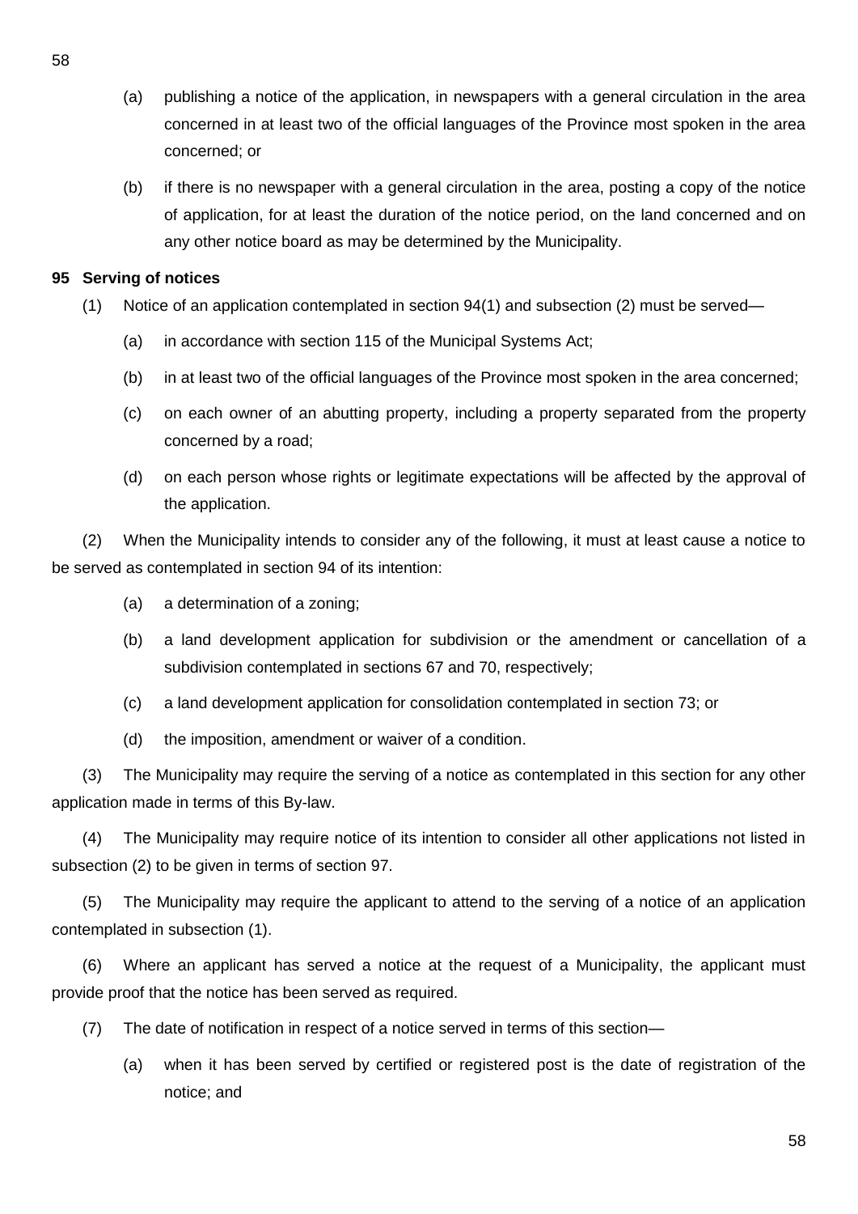(a) publishing a notice of the application, in newspapers with a general circulation in the area concerned in at least two of the official languages of the Province most spoken in the area concerned; or

(b) if there is no newspaper with a general circulation in the area, posting a copy of the notice of application, for at least the duration of the notice period, on the land concerned and on any other notice board as may be determined by the Municipality.

**95 Serving of notices**

(1) Notice of an application contemplated in section 94(1) and subsection (2) must be served—

(a) in accordance with section 115 of the Municipal Systems Act;

(b) in at least two of the official languages of the Province most spoken in the area concerned;

(c) on each owner of an abutting property, including a property separated from the property concerned by a road;

(d) on each person whose rights or legitimate expectations will be affected by the approval of the application.

(2) When the Municipality intends to consider any of the following, it must at least cause a notice to be served as contemplated in section 94 of its intention:

(a) a determination of a zoning;

(b) a land development application for subdivision or the amendment or cancellation of a subdivision contemplated in sections 67 and 70, respectively;

(c) a land development application for consolidation contemplated in section 73; or

(d) the imposition, amendment or waiver of a condition.

(3) The Municipality may require the serving of a notice as contemplated in this section for any other application made in terms of this By-law.

(4) The Municipality may require notice of its intention to consider all other applications not listed in subsection (2) to be given in terms of section 97.

(5) The Municipality may require the applicant to attend to the serving of a notice of an application contemplated in subsection (1).

(6) Where an applicant has served a notice at the request of a Municipality, the applicant must provide proof that the notice has been served as required.

(7) The date of notification in respect of a notice served in terms of this section—

(a) when it has been served by certified or registered post is the date of registration of the notice; and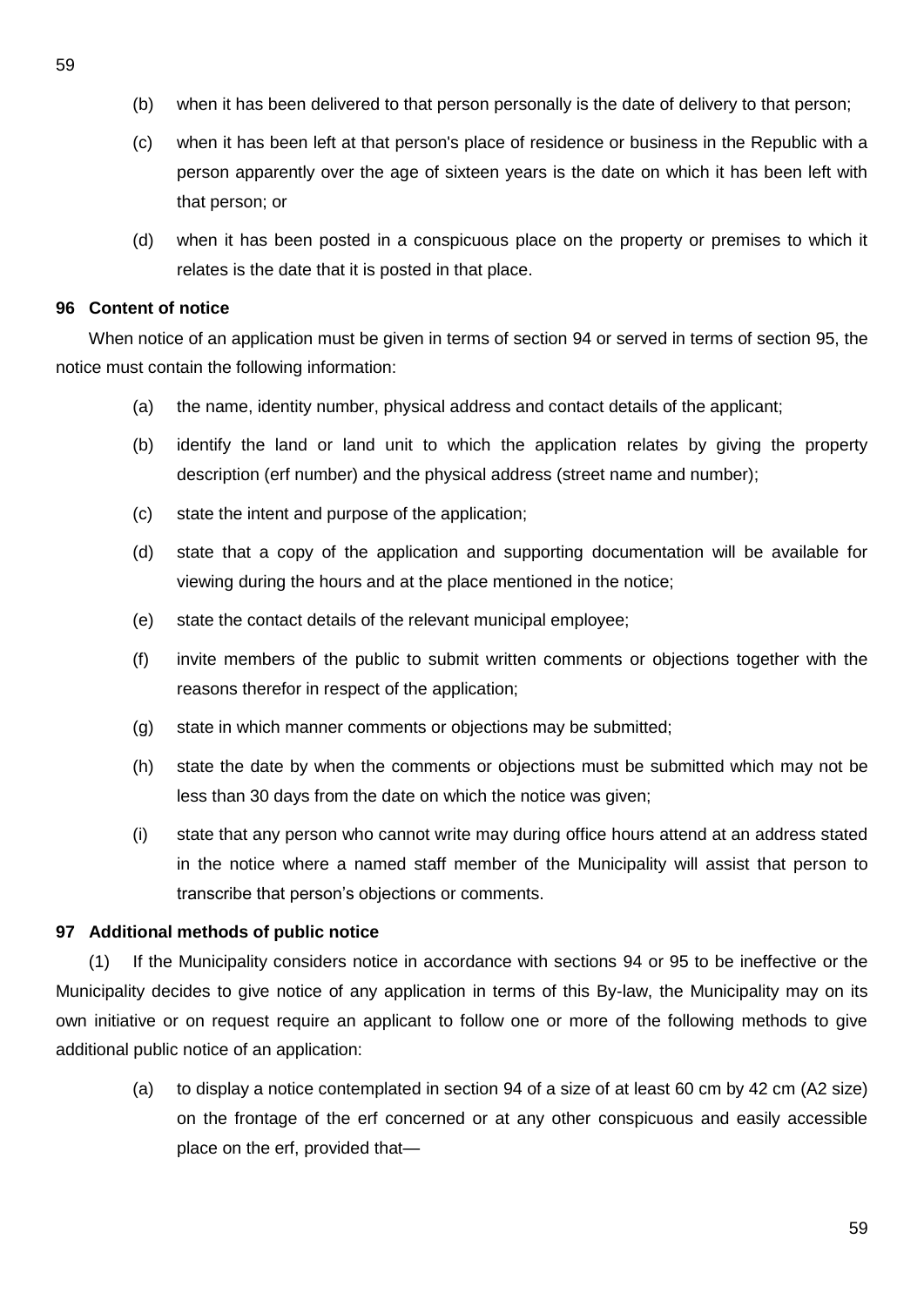(b) when it has been delivered to that person personally is the date of delivery to that person;

(c) when it has been left at that person's place of residence or business in the Republic with a person apparently over the age of sixteen years is the date on which it has been left with that person; or

(d) when it has been posted in a conspicuous place on the property or premises to which it relates is the date that it is posted in that place.

**96 Content of notice**

When notice of an application must be given in terms of section 94 or served in terms of section 95, the notice must contain the following information:

(a) the name, identity number, physical address and contact details of the applicant;

(b) identify the land or land unit to which the application relates by giving the property description (erf number) and the physical address (street name and number);

(c) state the intent and purpose of the application;

(d) state that a copy of the application and supporting documentation will be available for viewing during the hours and at the place mentioned in the notice;

(e) state the contact details of the relevant municipal employee;

(f) invite members of the public to submit written comments or objections together with the reasons therefor in respect of the application;

(g) state in which manner comments or objections may be submitted;

(h) state the date by when the comments or objections must be submitted which may not be less than 30 days from the date on which the notice was given;

(i) state that any person who cannot write may during office hours attend at an address stated in the notice where a named staff member of the Municipality will assist that person to transcribe that person's objections or comments.

**97 Additional methods of public notice**

(1) If the Municipality considers notice in accordance with sections 94 or 95 to be ineffective or the Municipality decides to give notice of any application in terms of this By-law, the Municipality may on its own initiative or on request require an applicant to follow one or more of the following methods to give additional public notice of an application:

(a) to display a notice contemplated in section 94 of a size of at least 60 cm by 42 cm (A2 size) on the frontage of the erf concerned or at any other conspicuous and easily accessible place on the erf, provided that—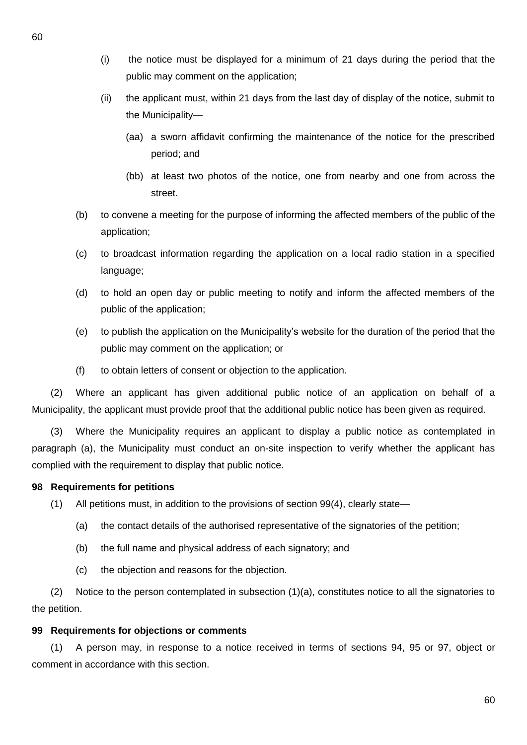(i) the notice must be displayed for a minimum of 21 days during the period that the public may comment on the application;

(ii) the applicant must, within 21 days from the last day of display of the notice, submit to the Municipality—

(aa) a sworn affidavit confirming the maintenance of the notice for the prescribed period; and

(bb) at least two photos of the notice, one from nearby and one from across the street.

(b) to convene a meeting for the purpose of informing the affected members of the public of the application;

(c) to broadcast information regarding the application on a local radio station in a specified language;

(d) to hold an open day or public meeting to notify and inform the affected members of the public of the application;

(e) to publish the application on the Municipality's website for the duration of the period that the public may comment on the application; or

(f) to obtain letters of consent or objection to the application.

(2) Where an applicant has given additional public notice of an application on behalf of a Municipality, the applicant must provide proof that the additional public notice has been given as required.

(3) Where the Municipality requires an applicant to display a public notice as contemplated in paragraph (a), the Municipality must conduct an on-site inspection to verify whether the applicant has complied with the requirement to display that public notice.

**98 Requirements for petitions**

(1) All petitions must, in addition to the provisions of section 99(4), clearly state—

(a) the contact details of the authorised representative of the signatories of the petition;

(b) the full name and physical address of each signatory; and

(c) the objection and reasons for the objection.

(2) Notice to the person contemplated in subsection (1)(a), constitutes notice to all the signatories to the petition.

**99 Requirements for objections or comments**

(1) A person may, in response to a notice received in terms of sections 94, 95 or 97, object or comment in accordance with this section.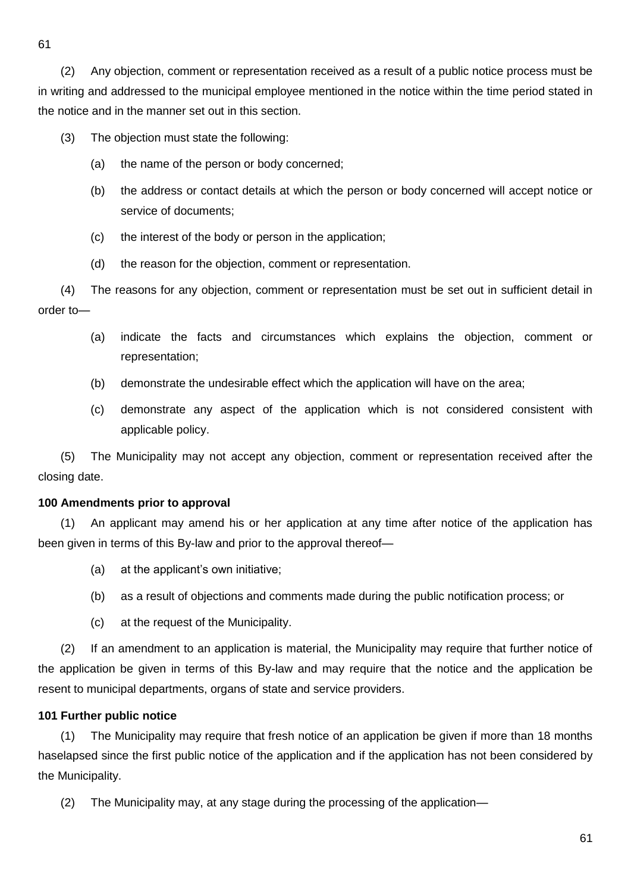(2) Any objection, comment or representation received as a result of a public notice process must be in writing and addressed to the municipal employee mentioned in the notice within the time period stated in the notice and in the manner set out in this section.

(3) The objection must state the following:

(a) the name of the person or body concerned;

(b) the address or contact details at which the person or body concerned will accept notice or service of documents;

(c) the interest of the body or person in the application;

(d) the reason for the objection, comment or representation.

(4) The reasons for any objection, comment or representation must be set out in sufficient detail in order to—

(a) indicate the facts and circumstances which explains the objection, comment or representation;

(b) demonstrate the undesirable effect which the application will have on the area;

(c) demonstrate any aspect of the application which is not considered consistent with applicable policy.

(5) The Municipality may not accept any objection, comment or representation received after the closing date.

**100 Amendments prior to approval**

(1) An applicant may amend his or her application at any time after notice of the application has been given in terms of this By-law and prior to the approval thereof—

(a) at the applicant's own initiative;

(b) as a result of objections and comments made during the public notification process; or

(c) at the request of the Municipality.

(2) If an amendment to an application is material, the Municipality may require that further notice of the application be given in terms of this By-law and may require that the notice and the application be resent to municipal departments, organs of state and service providers.

**101 Further public notice**

(1) The Municipality may require that fresh notice of an application be given if more than 18 months haselapsed since the first public notice of the application and if the application has not been considered by the Municipality.

(2) The Municipality may, at any stage during the processing of the application—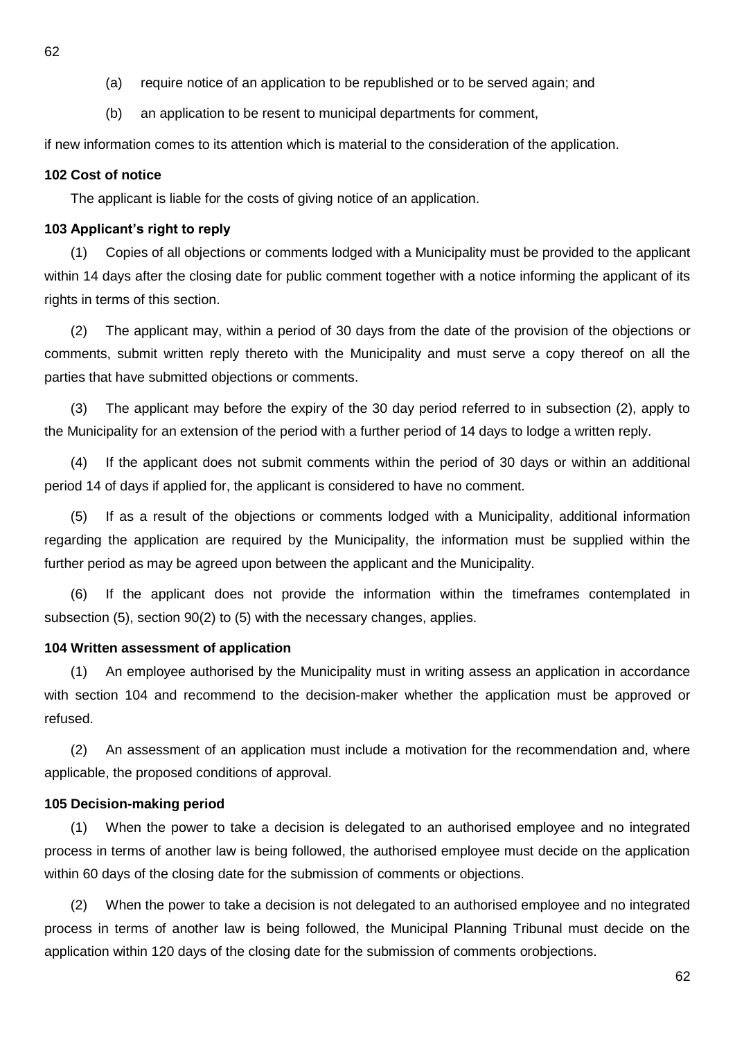(a) require notice of an application to be republished or to be served again; and

(b) an application to be resent to municipal departments for comment,

if new information comes to its attention which is material to the consideration of the application.

**102 Cost of notice**

The applicant is liable for the costs of giving notice of an application.

**103 Applicant's right to reply**

(1) Copies of all objections or comments lodged with a Municipality must be provided to the applicant within 14 days after the closing date for public comment together with a notice informing the applicant of its rights in terms of this section.

(2) The applicant may, within a period of 30 days from the date of the provision of the objections or comments, submit written reply thereto with the Municipality and must serve a copy thereof on all the parties that have submitted objections or comments.

(3) The applicant may before the expiry of the 30 day period referred to in subsection (2), apply to the Municipality for an extension of the period with a further period of 14 days to lodge a written reply.

(4) If the applicant does not submit comments within the period of 30 days or within an additional period 14 of days if applied for, the applicant is considered to have no comment.

(5) If as a result of the objections or comments lodged with a Municipality, additional information regarding the application are required by the Municipality, the information must be supplied within the further period as may be agreed upon between the applicant and the Municipality.

(6) If the applicant does not provide the information within the timeframes contemplated in subsection (5), section 90(2) to (5) with the necessary changes, applies.

**104 Written assessment of application**

(1) An employee authorised by the Municipality must in writing assess an application in accordance with section 104 and recommend to the decision-maker whether the application must be approved or refused.

(2) An assessment of an application must include a motivation for the recommendation and, where applicable, the proposed conditions of approval.

**105 Decision-making period**

(1) When the power to take a decision is delegated to an authorised employee and no integrated process in terms of another law is being followed, the authorised employee must decide on the application within 60 days of the closing date for the submission of comments or objections.

(2) When the power to take a decision is not delegated to an authorised employee and no integrated process in terms of another law is being followed, the Municipal Planning Tribunal must decide on the application within 120 days of the closing date for the submission of comments orobjections.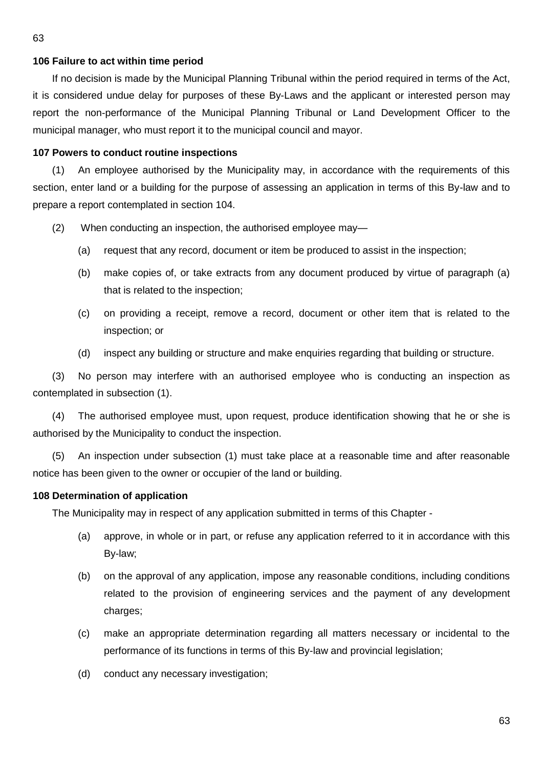**106 Failure to act within time period**

If no decision is made by the Municipal Planning Tribunal within the period required in terms of the Act, it is considered undue delay for purposes of these By-Laws and the applicant or interested person may report the non-performance of the Municipal Planning Tribunal or Land Development Officer to the municipal manager, who must report it to the municipal council and mayor.

**107 Powers to conduct routine inspections**

(1) An employee authorised by the Municipality may, in accordance with the requirements of this section, enter land or a building for the purpose of assessing an application in terms of this By-law and to prepare a report contemplated in section 104.

(2) When conducting an inspection, the authorised employee may—

(a) request that any record, document or item be produced to assist in the inspection;

(b) make copies of, or take extracts from any document produced by virtue of paragraph (a) that is related to the inspection;

(c) on providing a receipt, remove a record, document or other item that is related to the inspection; or

(d) inspect any building or structure and make enquiries regarding that building or structure.

(3) No person may interfere with an authorised employee who is conducting an inspection as contemplated in subsection (1).

(4) The authorised employee must, upon request, produce identification showing that he or she is authorised by the Municipality to conduct the inspection.

(5) An inspection under subsection (1) must take place at a reasonable time and after reasonable notice has been given to the owner or occupier of the land or building.

**108 Determination of application**

The Municipality may in respect of any application submitted in terms of this Chapter -

(a) approve, in whole or in part, or refuse any application referred to it in accordance with this By-law;

(b) on the approval of any application, impose any reasonable conditions, including conditions related to the provision of engineering services and the payment of any development charges;

(c) make an appropriate determination regarding all matters necessary or incidental to the performance of its functions in terms of this By-law and provincial legislation;

(d) conduct any necessary investigation;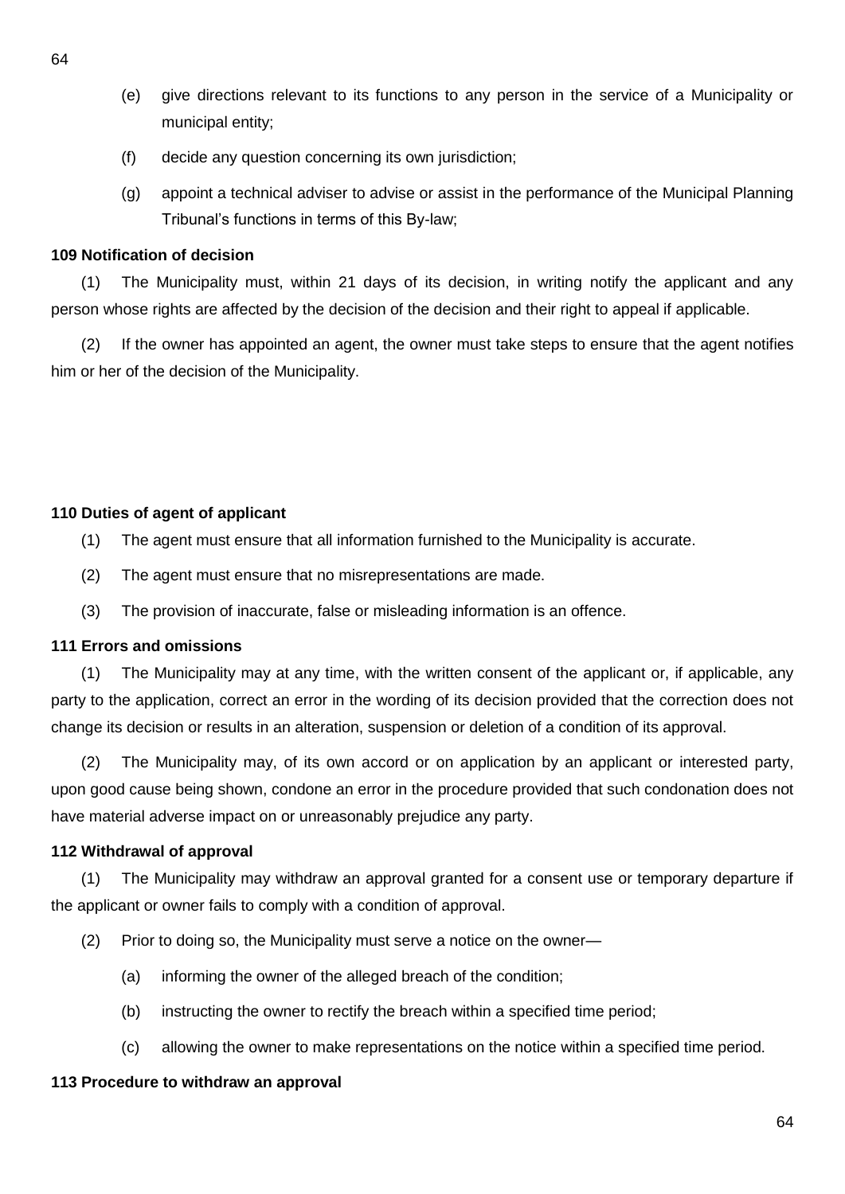(e) give directions relevant to its functions to any person in the service of a Municipality or municipal entity;

(f) decide any question concerning its own jurisdiction;

(g) appoint a technical adviser to advise or assist in the performance of the Municipal Planning Tribunal's functions in terms of this By-law;

**109 Notification of decision**

(1) The Municipality must, within 21 days of its decision, in writing notify the applicant and any person whose rights are affected by the decision of the decision and their right to appeal if applicable.

(2) If the owner has appointed an agent, the owner must take steps to ensure that the agent notifies him or her of the decision of the Municipality.

**110 Duties of agent of applicant**

(1) The agent must ensure that all information furnished to the Municipality is accurate.

(2) The agent must ensure that no misrepresentations are made.

(3) The provision of inaccurate, false or misleading information is an offence.

**111 Errors and omissions**

(1) The Municipality may at any time, with the written consent of the applicant or, if applicable, any party to the application, correct an error in the wording of its decision provided that the correction does not change its decision or results in an alteration, suspension or deletion of a condition of its approval.

(2) The Municipality may, of its own accord or on application by an applicant or interested party, upon good cause being shown, condone an error in the procedure provided that such condonation does not have material adverse impact on or unreasonably prejudice any party.

**112 Withdrawal of approval**

(1) The Municipality may withdraw an approval granted for a consent use or temporary departure if the applicant or owner fails to comply with a condition of approval.

(2) Prior to doing so, the Municipality must serve a notice on the owner—

(a) informing the owner of the alleged breach of the condition;

(b) instructing the owner to rectify the breach within a specified time period;

(c) allowing the owner to make representations on the notice within a specified time period.

**113 Procedure to withdraw an approval**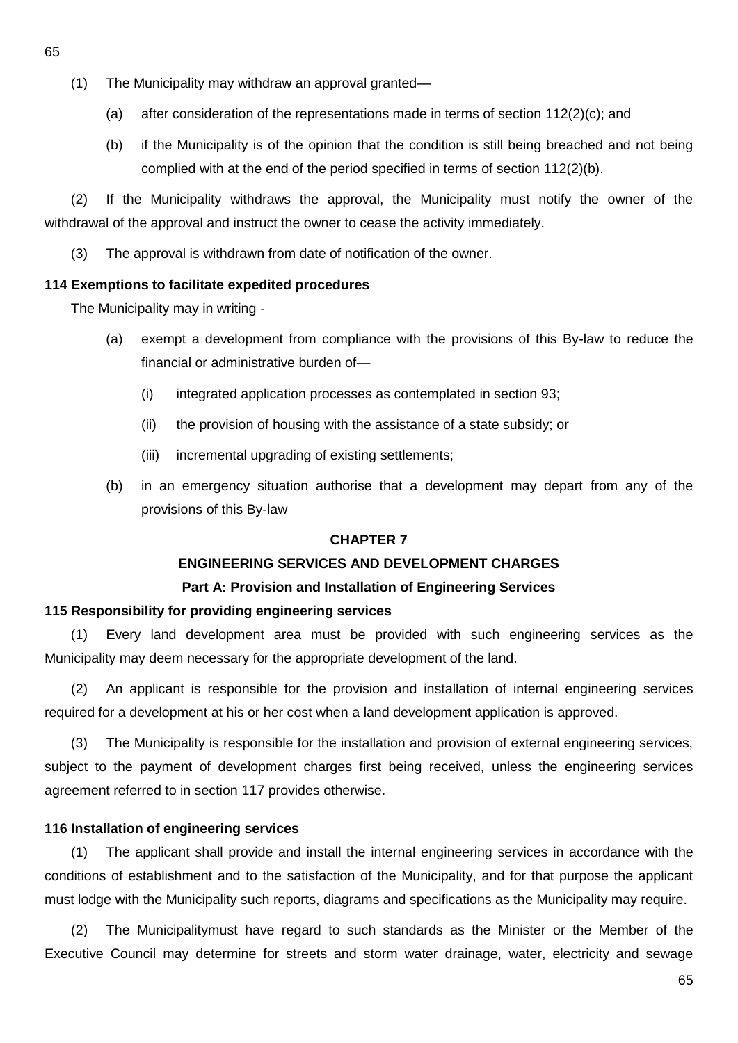(1) The Municipality may withdraw an approval granted—

(a) after consideration of the representations made in terms of section 112(2)(c); and

(b) if the Municipality is of the opinion that the condition is still being breached and not being complied with at the end of the period specified in terms of section 112(2)(b).

(2) If the Municipality withdraws the approval, the Municipality must notify the owner of the withdrawal of the approval and instruct the owner to cease the activity immediately.

(3) The approval is withdrawn from date of notification of the owner.

**114 Exemptions to facilitate expedited procedures**

The Municipality may in writing -

(a) exempt a development from compliance with the provisions of this By-law to reduce the financial or administrative burden of—

(i) integrated application processes as contemplated in section 93;

(ii) the provision of housing with the assistance of a state subsidy; or

(iii) incremental upgrading of existing settlements;

(b) in an emergency situation authorise that a development may depart from any of the provisions of this By-law

## CHAPTER 7

## ENGINEERING SERVICES AND DEVELOPMENT CHARGES

### Part A: Provision and Installation of Engineering Services

**115 Responsibility for providing engineering services**

(1) Every land development area must be provided with such engineering services as the Municipality may deem necessary for the appropriate development of the land.

(2) An applicant is responsible for the provision and installation of internal engineering services required for a development at his or her cost when a land development application is approved.

(3) The Municipality is responsible for the installation and provision of external engineering services, subject to the payment of development charges first being received, unless the engineering services agreement referred to in section 117 provides otherwise.

**116 Installation of engineering services**

(1) The applicant shall provide and install the internal engineering services in accordance with the conditions of establishment and to the satisfaction of the Municipality, and for that purpose the applicant must lodge with the Municipality such reports, diagrams and specifications as the Municipality may require.

(2) The Municipalitymust have regard to such standards as the Minister or the Member of the Executive Council may determine for streets and storm water drainage, water, electricity and sewage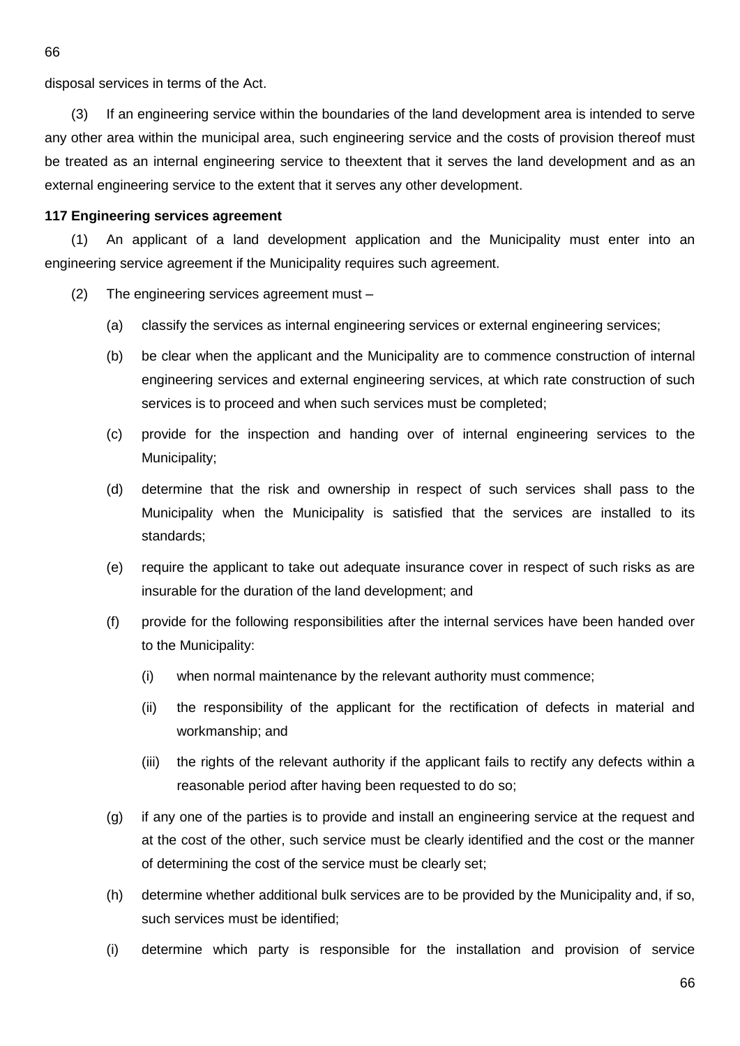disposal services in terms of the Act.

(3) If an engineering service within the boundaries of the land development area is intended to serve any other area within the municipal area, such engineering service and the costs of provision thereof must be treated as an internal engineering service to theextent that it serves the land development and as an external engineering service to the extent that it serves any other development.

**117 Engineering services agreement**

(1) An applicant of a land development application and the Municipality must enter into an engineering service agreement if the Municipality requires such agreement.

(2) The engineering services agreement must –

(a) classify the services as internal engineering services or external engineering services;

(b) be clear when the applicant and the Municipality are to commence construction of internal engineering services and external engineering services, at which rate construction of such services is to proceed and when such services must be completed;

(c) provide for the inspection and handing over of internal engineering services to the Municipality;

(d) determine that the risk and ownership in respect of such services shall pass to the Municipality when the Municipality is satisfied that the services are installed to its standards;

(e) require the applicant to take out adequate insurance cover in respect of such risks as are insurable for the duration of the land development; and

(f) provide for the following responsibilities after the internal services have been handed over to the Municipality:

(i) when normal maintenance by the relevant authority must commence;

(ii) the responsibility of the applicant for the rectification of defects in material and workmanship; and

(iii) the rights of the relevant authority if the applicant fails to rectify any defects within a reasonable period after having been requested to do so;

(g) if any one of the parties is to provide and install an engineering service at the request and at the cost of the other, such service must be clearly identified and the cost or the manner of determining the cost of the service must be clearly set;

(h) determine whether additional bulk services are to be provided by the Municipality and, if so, such services must be identified;

(i) determine which party is responsible for the installation and provision of service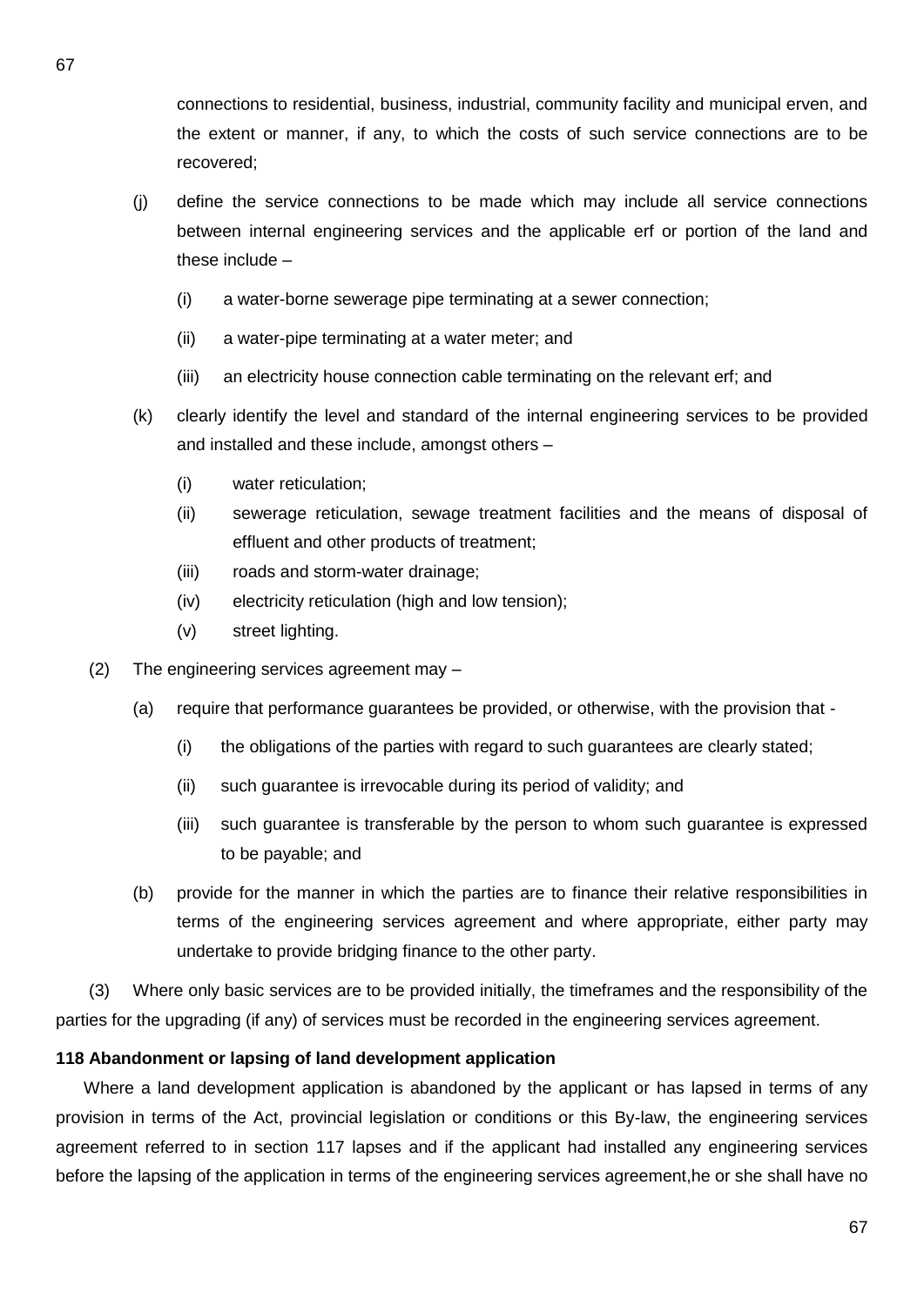connections to residential, business, industrial, community facility and municipal erven, and the extent or manner, if any, to which the costs of such service connections are to be recovered;

(j) define the service connections to be made which may include all service connections between internal engineering services and the applicable erf or portion of the land and these include –

(i) a water-borne sewerage pipe terminating at a sewer connection;

(ii) a water-pipe terminating at a water meter; and

(iii) an electricity house connection cable terminating on the relevant erf; and

(k) clearly identify the level and standard of the internal engineering services to be provided and installed and these include, amongst others –

(i) water reticulation;

(ii) sewerage reticulation, sewage treatment facilities and the means of disposal of effluent and other products of treatment;

(iii) roads and storm-water drainage;

(iv) electricity reticulation (high and low tension);

(v) street lighting.

(2) The engineering services agreement may –

(a) require that performance guarantees be provided, or otherwise, with the provision that -

(i) the obligations of the parties with regard to such guarantees are clearly stated;

(ii) such guarantee is irrevocable during its period of validity; and

(iii) such guarantee is transferable by the person to whom such guarantee is expressed to be payable; and

(b) provide for the manner in which the parties are to finance their relative responsibilities in terms of the engineering services agreement and where appropriate, either party may undertake to provide bridging finance to the other party.

(3) Where only basic services are to be provided initially, the timeframes and the responsibility of the parties for the upgrading (if any) of services must be recorded in the engineering services agreement.

**118 Abandonment or lapsing of land development application**

Where a land development application is abandoned by the applicant or has lapsed in terms of any provision in terms of the Act, provincial legislation or conditions or this By-law, the engineering services agreement referred to in section 117 lapses and if the applicant had installed any engineering services before the lapsing of the application in terms of the engineering services agreement,he or she shall have no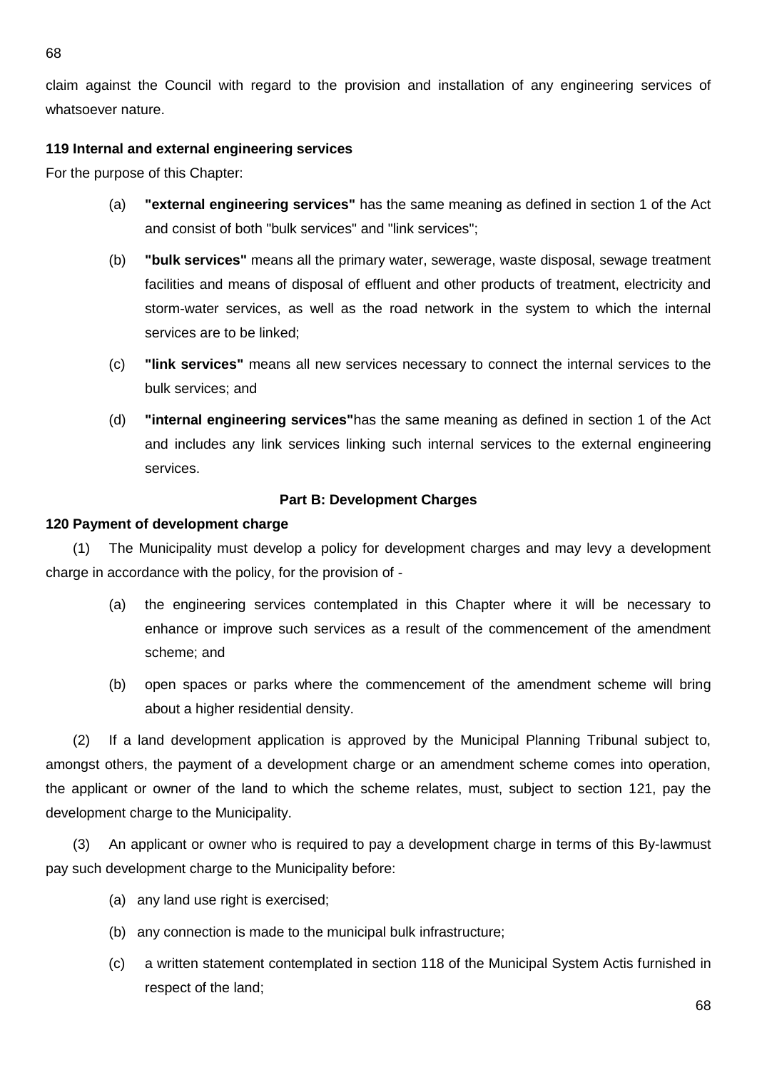claim against the Council with regard to the provision and installation of any engineering services of whatsoever nature.

**119 Internal and external engineering services**

For the purpose of this Chapter:

(a) **"external engineering services"** has the same meaning as defined in section 1 of the Act and consist of both "bulk services" and "link services";

(b) **"bulk services"** means all the primary water, sewerage, waste disposal, sewage treatment facilities and means of disposal of effluent and other products of treatment, electricity and storm-water services, as well as the road network in the system to which the internal services are to be linked;

(c) **"link services"** means all new services necessary to connect the internal services to the bulk services; and

(d) **"internal engineering services"**has the same meaning as defined in section 1 of the Act and includes any link services linking such internal services to the external engineering services.

**Part B: Development Charges**

**120 Payment of development charge**

(1) The Municipality must develop a policy for development charges and may levy a development charge in accordance with the policy, for the provision of -

(a) the engineering services contemplated in this Chapter where it will be necessary to enhance or improve such services as a result of the commencement of the amendment scheme; and

(b) open spaces or parks where the commencement of the amendment scheme will bring about a higher residential density.

(2) If a land development application is approved by the Municipal Planning Tribunal subject to, amongst others, the payment of a development charge or an amendment scheme comes into operation, the applicant or owner of the land to which the scheme relates, must, subject to section 121, pay the development charge to the Municipality.

(3) An applicant or owner who is required to pay a development charge in terms of this By-lawmust pay such development charge to the Municipality before:

(a) any land use right is exercised;

(b) any connection is made to the municipal bulk infrastructure;

(c) a written statement contemplated in section 118 of the Municipal System Actis furnished in respect of the land;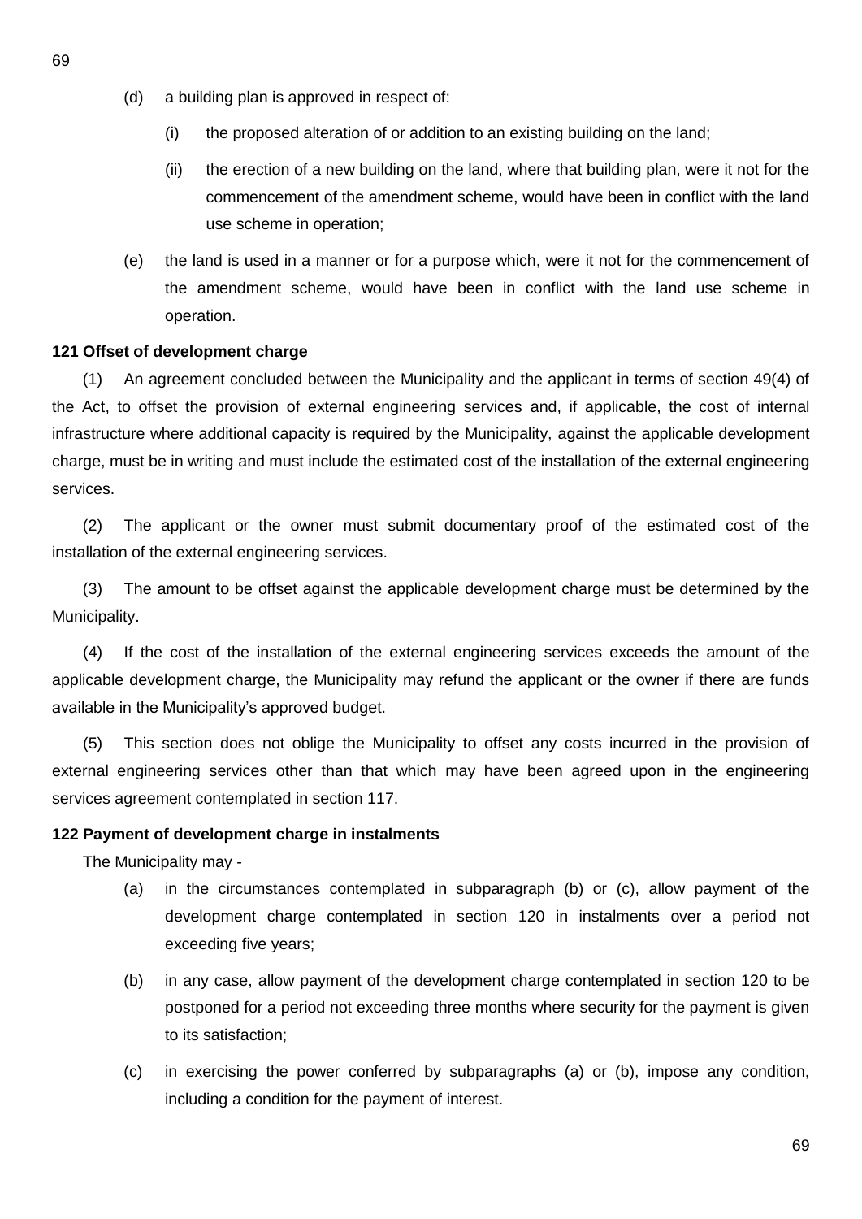(d) a building plan is approved in respect of:

  (i) the proposed alteration of or addition to an existing building on the land;

  (ii) the erection of a new building on the land, where that building plan, were it not for the commencement of the amendment scheme, would have been in conflict with the land use scheme in operation;

(e) the land is used in a manner or for a purpose which, were it not for the commencement of the amendment scheme, would have been in conflict with the land use scheme in operation.

**121 Offset of development charge**

(1) An agreement concluded between the Municipality and the applicant in terms of section 49(4) of the Act, to offset the provision of external engineering services and, if applicable, the cost of internal infrastructure where additional capacity is required by the Municipality, against the applicable development charge, must be in writing and must include the estimated cost of the installation of the external engineering services.

(2) The applicant or the owner must submit documentary proof of the estimated cost of the installation of the external engineering services.

(3) The amount to be offset against the applicable development charge must be determined by the Municipality.

(4) If the cost of the installation of the external engineering services exceeds the amount of the applicable development charge, the Municipality may refund the applicant or the owner if there are funds available in the Municipality's approved budget.

(5) This section does not oblige the Municipality to offset any costs incurred in the provision of external engineering services other than that which may have been agreed upon in the engineering services agreement contemplated in section 117.

**122 Payment of development charge in instalments**

The Municipality may -

(a) in the circumstances contemplated in subparagraph (b) or (c), allow payment of the development charge contemplated in section 120 in instalments over a period not exceeding five years;

(b) in any case, allow payment of the development charge contemplated in section 120 to be postponed for a period not exceeding three months where security for the payment is given to its satisfaction;

(c) in exercising the power conferred by subparagraphs (a) or (b), impose any condition, including a condition for the payment of interest.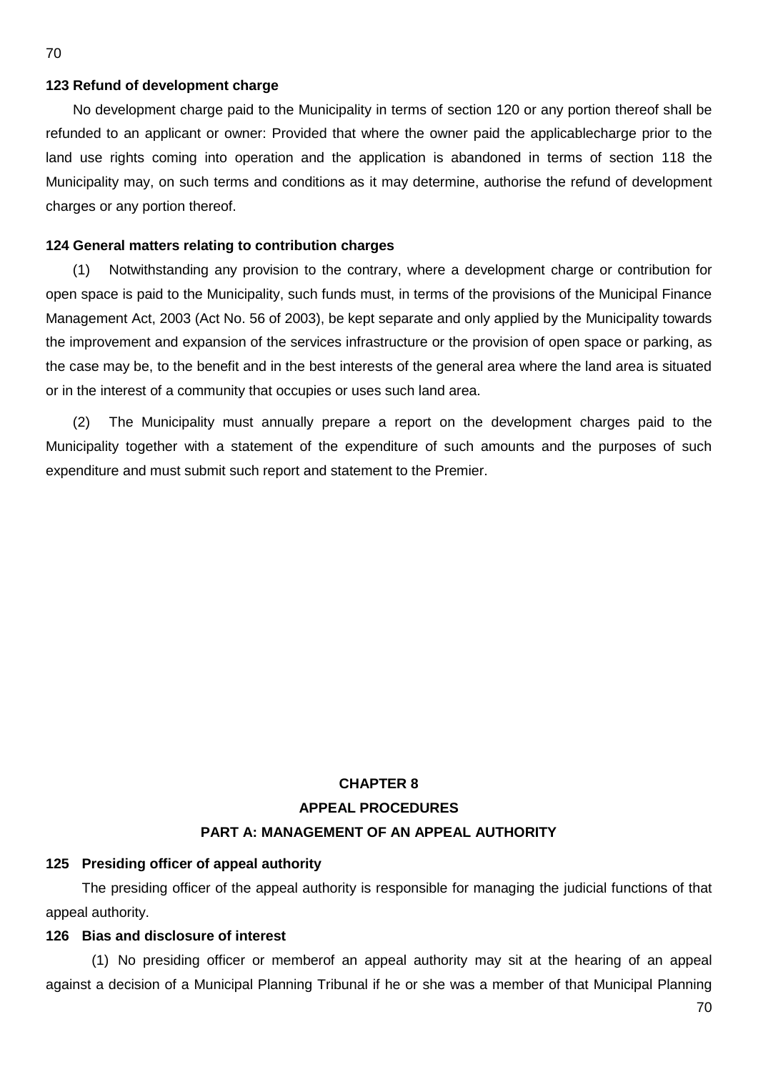**123 Refund of development charge**

No development charge paid to the Municipality in terms of section 120 or any portion thereof shall be refunded to an applicant or owner: Provided that where the owner paid the applicablecharge prior to the land use rights coming into operation and the application is abandoned in terms of section 118 the Municipality may, on such terms and conditions as it may determine, authorise the refund of development charges or any portion thereof.

**124 General matters relating to contribution charges**

(1) Notwithstanding any provision to the contrary, where a development charge or contribution for open space is paid to the Municipality, such funds must, in terms of the provisions of the Municipal Finance Management Act, 2003 (Act No. 56 of 2003), be kept separate and only applied by the Municipality towards the improvement and expansion of the services infrastructure or the provision of open space or parking, as the case may be, to the benefit and in the best interests of the general area where the land area is situated or in the interest of a community that occupies or uses such land area.

(2) The Municipality must annually prepare a report on the development charges paid to the Municipality together with a statement of the expenditure of such amounts and the purposes of such expenditure and must submit such report and statement to the Premier.

## CHAPTER 8
## APPEAL PROCEDURES
### PART A: MANAGEMENT OF AN APPEAL AUTHORITY

**125 Presiding officer of appeal authority**

The presiding officer of the appeal authority is responsible for managing the judicial functions of that appeal authority.

**126 Bias and disclosure of interest**

(1) No presiding officer or memberof an appeal authority may sit at the hearing of an appeal against a decision of a Municipal Planning Tribunal if he or she was a member of that Municipal Planning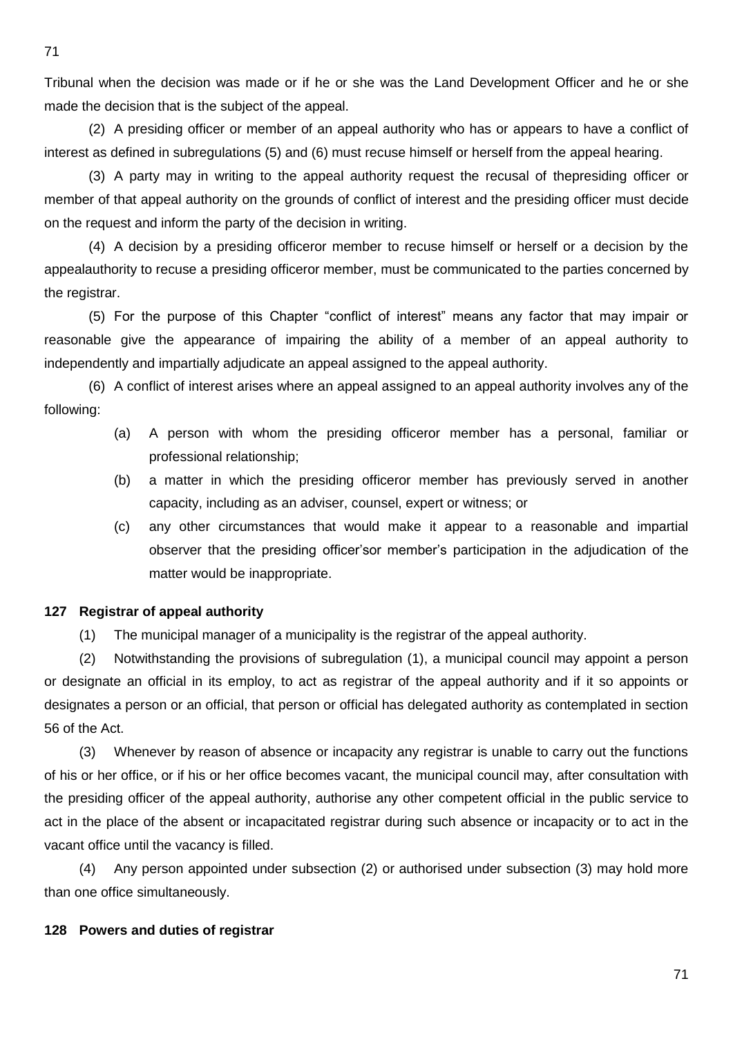Tribunal when the decision was made or if he or she was the Land Development Officer and he or she made the decision that is the subject of the appeal.

(2) A presiding officer or member of an appeal authority who has or appears to have a conflict of interest as defined in subregulations (5) and (6) must recuse himself or herself from the appeal hearing.

(3) A party may in writing to the appeal authority request the recusal of thepresiding officer or member of that appeal authority on the grounds of conflict of interest and the presiding officer must decide on the request and inform the party of the decision in writing.

(4) A decision by a presiding officeror member to recuse himself or herself or a decision by the appealauthority to recuse a presiding officeror member, must be communicated to the parties concerned by the registrar.

(5) For the purpose of this Chapter "conflict of interest" means any factor that may impair or reasonable give the appearance of impairing the ability of a member of an appeal authority to independently and impartially adjudicate an appeal assigned to the appeal authority.

(6) A conflict of interest arises where an appeal assigned to an appeal authority involves any of the following:

(a) A person with whom the presiding officeror member has a personal, familiar or professional relationship;

(b) a matter in which the presiding officeror member has previously served in another capacity, including as an adviser, counsel, expert or witness; or

(c) any other circumstances that would make it appear to a reasonable and impartial observer that the presiding officer'sor member's participation in the adjudication of the matter would be inappropriate.

**127 Registrar of appeal authority**

(1) The municipal manager of a municipality is the registrar of the appeal authority.

(2) Notwithstanding the provisions of subregulation (1), a municipal council may appoint a person or designate an official in its employ, to act as registrar of the appeal authority and if it so appoints or designates a person or an official, that person or official has delegated authority as contemplated in section 56 of the Act.

(3) Whenever by reason of absence or incapacity any registrar is unable to carry out the functions of his or her office, or if his or her office becomes vacant, the municipal council may, after consultation with the presiding officer of the appeal authority, authorise any other competent official in the public service to act in the place of the absent or incapacitated registrar during such absence or incapacity or to act in the vacant office until the vacancy is filled.

(4) Any person appointed under subsection (2) or authorised under subsection (3) may hold more than one office simultaneously.

**128 Powers and duties of registrar**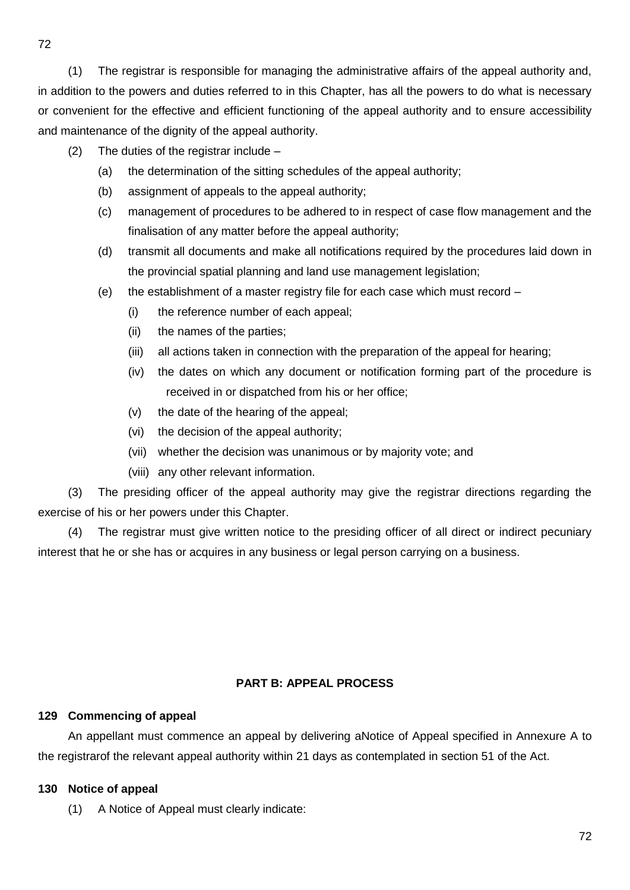(1) The registrar is responsible for managing the administrative affairs of the appeal authority and, in addition to the powers and duties referred to in this Chapter, has all the powers to do what is necessary or convenient for the effective and efficient functioning of the appeal authority and to ensure accessibility and maintenance of the dignity of the appeal authority.

(2) The duties of the registrar include –

- (a) the determination of the sitting schedules of the appeal authority;
- (b) assignment of appeals to the appeal authority;
- (c) management of procedures to be adhered to in respect of case flow management and the finalisation of any matter before the appeal authority;
- (d) transmit all documents and make all notifications required by the procedures laid down in the provincial spatial planning and land use management legislation;
- (e) the establishment of a master registry file for each case which must record –
  - (i) the reference number of each appeal;
  - (ii) the names of the parties;
  - (iii) all actions taken in connection with the preparation of the appeal for hearing;
  - (iv) the dates on which any document or notification forming part of the procedure is received in or dispatched from his or her office;
  - (v) the date of the hearing of the appeal;
  - (vi) the decision of the appeal authority;
  - (vii) whether the decision was unanimous or by majority vote; and
  - (viii) any other relevant information.

(3) The presiding officer of the appeal authority may give the registrar directions regarding the exercise of his or her powers under this Chapter.

(4) The registrar must give written notice to the presiding officer of all direct or indirect pecuniary interest that he or she has or acquires in any business or legal person carrying on a business.

## PART B: APPEAL PROCESS

### 129 Commencing of appeal

An appellant must commence an appeal by delivering aNotice of Appeal specified in Annexure A to the registrarof the relevant appeal authority within 21 days as contemplated in section 51 of the Act.

### 130 Notice of appeal

(1) A Notice of Appeal must clearly indicate: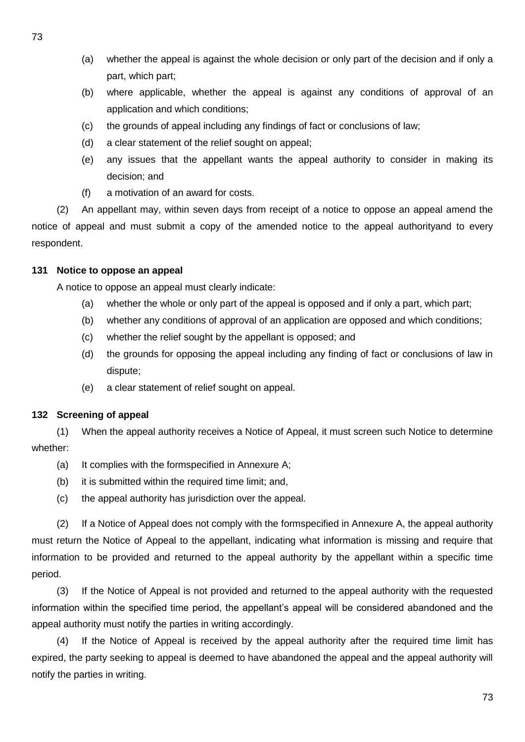(a) whether the appeal is against the whole decision or only part of the decision and if only a part, which part;

(b) where applicable, whether the appeal is against any conditions of approval of an application and which conditions;

(c) the grounds of appeal including any findings of fact or conclusions of law;

(d) a clear statement of the relief sought on appeal;

(e) any issues that the appellant wants the appeal authority to consider in making its decision; and

(f) a motivation of an award for costs.

(2) An appellant may, within seven days from receipt of a notice to oppose an appeal amend the notice of appeal and must submit a copy of the amended notice to the appeal authorityand to every respondent.

**131 Notice to oppose an appeal**

A notice to oppose an appeal must clearly indicate:

(a) whether the whole or only part of the appeal is opposed and if only a part, which part;

(b) whether any conditions of approval of an application are opposed and which conditions;

(c) whether the relief sought by the appellant is opposed; and

(d) the grounds for opposing the appeal including any finding of fact or conclusions of law in dispute;

(e) a clear statement of relief sought on appeal.

**132 Screening of appeal**

(1) When the appeal authority receives a Notice of Appeal, it must screen such Notice to determine whether:

(a) It complies with the formspecified in Annexure A;

(b) it is submitted within the required time limit; and,

(c) the appeal authority has jurisdiction over the appeal.

(2) If a Notice of Appeal does not comply with the formspecified in Annexure A, the appeal authority must return the Notice of Appeal to the appellant, indicating what information is missing and require that information to be provided and returned to the appeal authority by the appellant within a specific time period.

(3) If the Notice of Appeal is not provided and returned to the appeal authority with the requested information within the specified time period, the appellant's appeal will be considered abandoned and the appeal authority must notify the parties in writing accordingly.

(4) If the Notice of Appeal is received by the appeal authority after the required time limit has expired, the party seeking to appeal is deemed to have abandoned the appeal and the appeal authority will notify the parties in writing.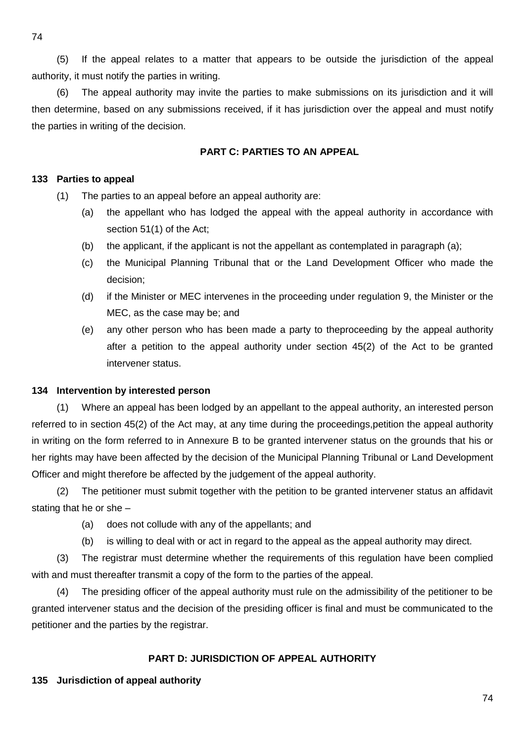(5) If the appeal relates to a matter that appears to be outside the jurisdiction of the appeal authority, it must notify the parties in writing.

(6) The appeal authority may invite the parties to make submissions on its jurisdiction and it will then determine, based on any submissions received, if it has jurisdiction over the appeal and must notify the parties in writing of the decision.

## PART C: PARTIES TO AN APPEAL

### 133 Parties to appeal

(1) The parties to an appeal before an appeal authority are:

- (a) the appellant who has lodged the appeal with the appeal authority in accordance with section 51(1) of the Act;
- (b) the applicant, if the applicant is not the appellant as contemplated in paragraph (a);
- (c) the Municipal Planning Tribunal that or the Land Development Officer who made the decision;
- (d) if the Minister or MEC intervenes in the proceeding under regulation 9, the Minister or the MEC, as the case may be; and
- (e) any other person who has been made a party to theproceeding by the appeal authority after a petition to the appeal authority under section 45(2) of the Act to be granted intervener status.

### 134 Intervention by interested person

(1) Where an appeal has been lodged by an appellant to the appeal authority, an interested person referred to in section 45(2) of the Act may, at any time during the proceedings,petition the appeal authority in writing on the form referred to in Annexure B to be granted intervener status on the grounds that his or her rights may have been affected by the decision of the Municipal Planning Tribunal or Land Development Officer and might therefore be affected by the judgement of the appeal authority.

(2) The petitioner must submit together with the petition to be granted intervener status an affidavit stating that he or she –

- (a) does not collude with any of the appellants; and
- (b) is willing to deal with or act in regard to the appeal as the appeal authority may direct.

(3) The registrar must determine whether the requirements of this regulation have been complied with and must thereafter transmit a copy of the form to the parties of the appeal.

(4) The presiding officer of the appeal authority must rule on the admissibility of the petitioner to be granted intervener status and the decision of the presiding officer is final and must be communicated to the petitioner and the parties by the registrar.

## PART D: JURISDICTION OF APPEAL AUTHORITY

### 135 Jurisdiction of appeal authority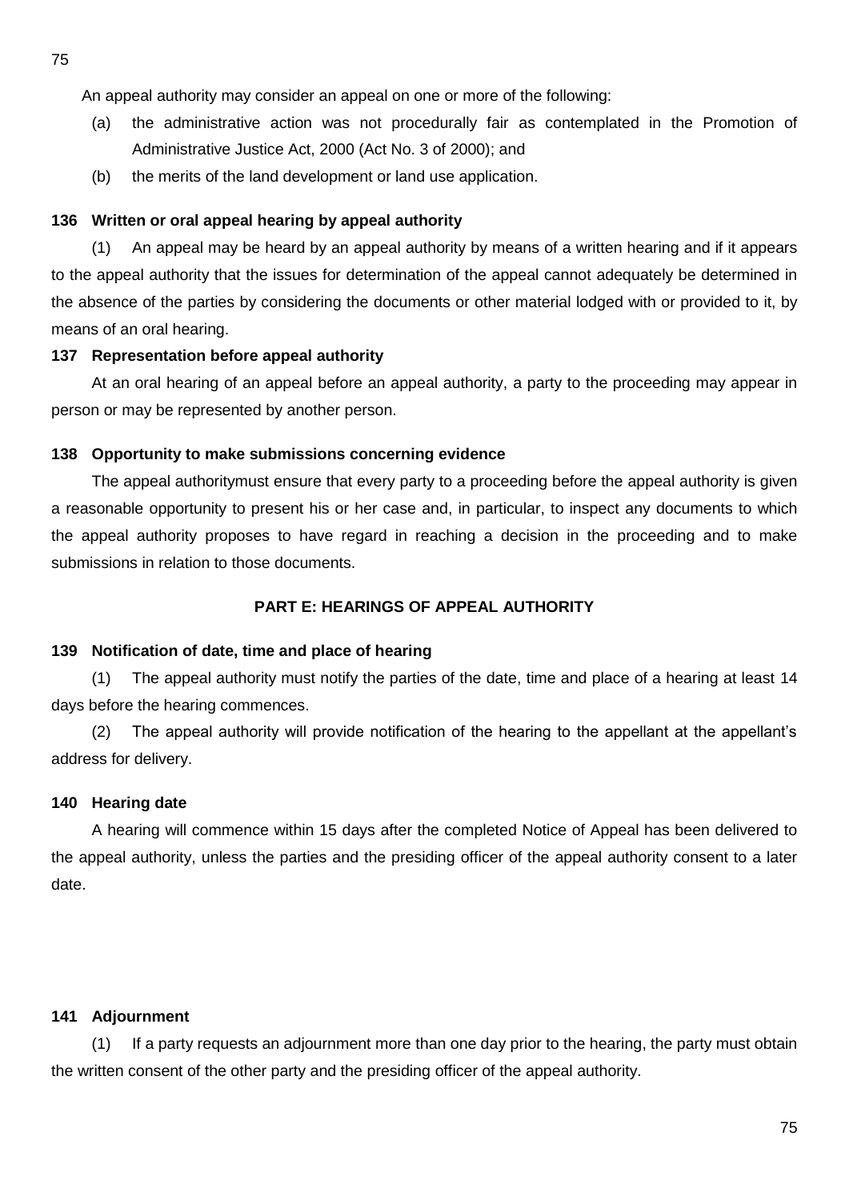An appeal authority may consider an appeal on one or more of the following:

(a) the administrative action was not procedurally fair as contemplated in the Promotion of Administrative Justice Act, 2000 (Act No. 3 of 2000); and

(b) the merits of the land development or land use application.

**136 Written or oral appeal hearing by appeal authority**

(1) An appeal may be heard by an appeal authority by means of a written hearing and if it appears to the appeal authority that the issues for determination of the appeal cannot adequately be determined in the absence of the parties by considering the documents or other material lodged with or provided to it, by means of an oral hearing.

**137 Representation before appeal authority**

At an oral hearing of an appeal before an appeal authority, a party to the proceeding may appear in person or may be represented by another person.

**138 Opportunity to make submissions concerning evidence**

The appeal authoritymust ensure that every party to a proceeding before the appeal authority is given a reasonable opportunity to present his or her case and, in particular, to inspect any documents to which the appeal authority proposes to have regard in reaching a decision in the proceeding and to make submissions in relation to those documents.

## PART E: HEARINGS OF APPEAL AUTHORITY

**139 Notification of date, time and place of hearing**

(1) The appeal authority must notify the parties of the date, time and place of a hearing at least 14 days before the hearing commences.

(2) The appeal authority will provide notification of the hearing to the appellant at the appellant's address for delivery.

**140 Hearing date**

A hearing will commence within 15 days after the completed Notice of Appeal has been delivered to the appeal authority, unless the parties and the presiding officer of the appeal authority consent to a later date.

**141 Adjournment**

(1) If a party requests an adjournment more than one day prior to the hearing, the party must obtain the written consent of the other party and the presiding officer of the appeal authority.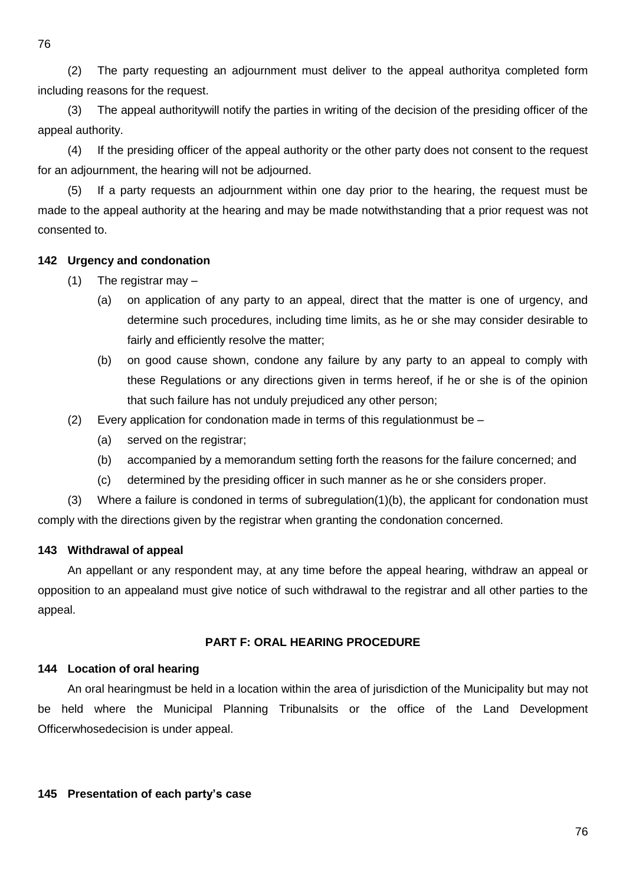(2) The party requesting an adjournment must deliver to the appeal authoritya completed form including reasons for the request.

(3) The appeal authoritywill notify the parties in writing of the decision of the presiding officer of the appeal authority.

(4) If the presiding officer of the appeal authority or the other party does not consent to the request for an adjournment, the hearing will not be adjourned.

(5) If a party requests an adjournment within one day prior to the hearing, the request must be made to the appeal authority at the hearing and may be made notwithstanding that a prior request was not consented to.

**142 Urgency and condonation**

(1) The registrar may –

(a) on application of any party to an appeal, direct that the matter is one of urgency, and determine such procedures, including time limits, as he or she may consider desirable to fairly and efficiently resolve the matter;

(b) on good cause shown, condone any failure by any party to an appeal to comply with these Regulations or any directions given in terms hereof, if he or she is of the opinion that such failure has not unduly prejudiced any other person;

(2) Every application for condonation made in terms of this regulationmust be –

(a) served on the registrar;

(b) accompanied by a memorandum setting forth the reasons for the failure concerned; and

(c) determined by the presiding officer in such manner as he or she considers proper.

(3) Where a failure is condoned in terms of subregulation(1)(b), the applicant for condonation must comply with the directions given by the registrar when granting the condonation concerned.

**143 Withdrawal of appeal**

An appellant or any respondent may, at any time before the appeal hearing, withdraw an appeal or opposition to an appealand must give notice of such withdrawal to the registrar and all other parties to the appeal.

## PART F: ORAL HEARING PROCEDURE

**144 Location of oral hearing**

An oral hearingmust be held in a location within the area of jurisdiction of the Municipality but may not be held where the Municipal Planning Tribunalsits or the office of the Land Development Officerwhosedecision is under appeal.

**145 Presentation of each party's case**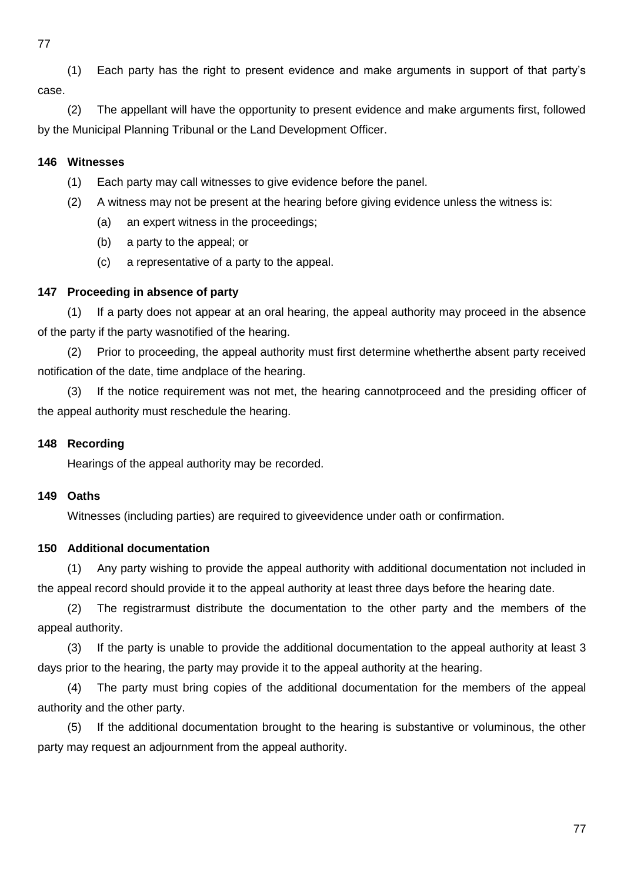(1) Each party has the right to present evidence and make arguments in support of that party's case.

(2) The appellant will have the opportunity to present evidence and make arguments first, followed by the Municipal Planning Tribunal or the Land Development Officer.

### 146 Witnesses

(1) Each party may call witnesses to give evidence before the panel.

(2) A witness may not be present at the hearing before giving evidence unless the witness is:

- (a) an expert witness in the proceedings;
- (b) a party to the appeal; or
- (c) a representative of a party to the appeal.

### 147 Proceeding in absence of party

(1) If a party does not appear at an oral hearing, the appeal authority may proceed in the absence of the party if the party wasnotified of the hearing.

(2) Prior to proceeding, the appeal authority must first determine whetherthe absent party received notification of the date, time andplace of the hearing.

(3) If the notice requirement was not met, the hearing cannotproceed and the presiding officer of the appeal authority must reschedule the hearing.

### 148 Recording

Hearings of the appeal authority may be recorded.

### 149 Oaths

Witnesses (including parties) are required to giveevidence under oath or confirmation.

### 150 Additional documentation

(1) Any party wishing to provide the appeal authority with additional documentation not included in the appeal record should provide it to the appeal authority at least three days before the hearing date.

(2) The registrarmust distribute the documentation to the other party and the members of the appeal authority.

(3) If the party is unable to provide the additional documentation to the appeal authority at least 3 days prior to the hearing, the party may provide it to the appeal authority at the hearing.

(4) The party must bring copies of the additional documentation for the members of the appeal authority and the other party.

(5) If the additional documentation brought to the hearing is substantive or voluminous, the other party may request an adjournment from the appeal authority.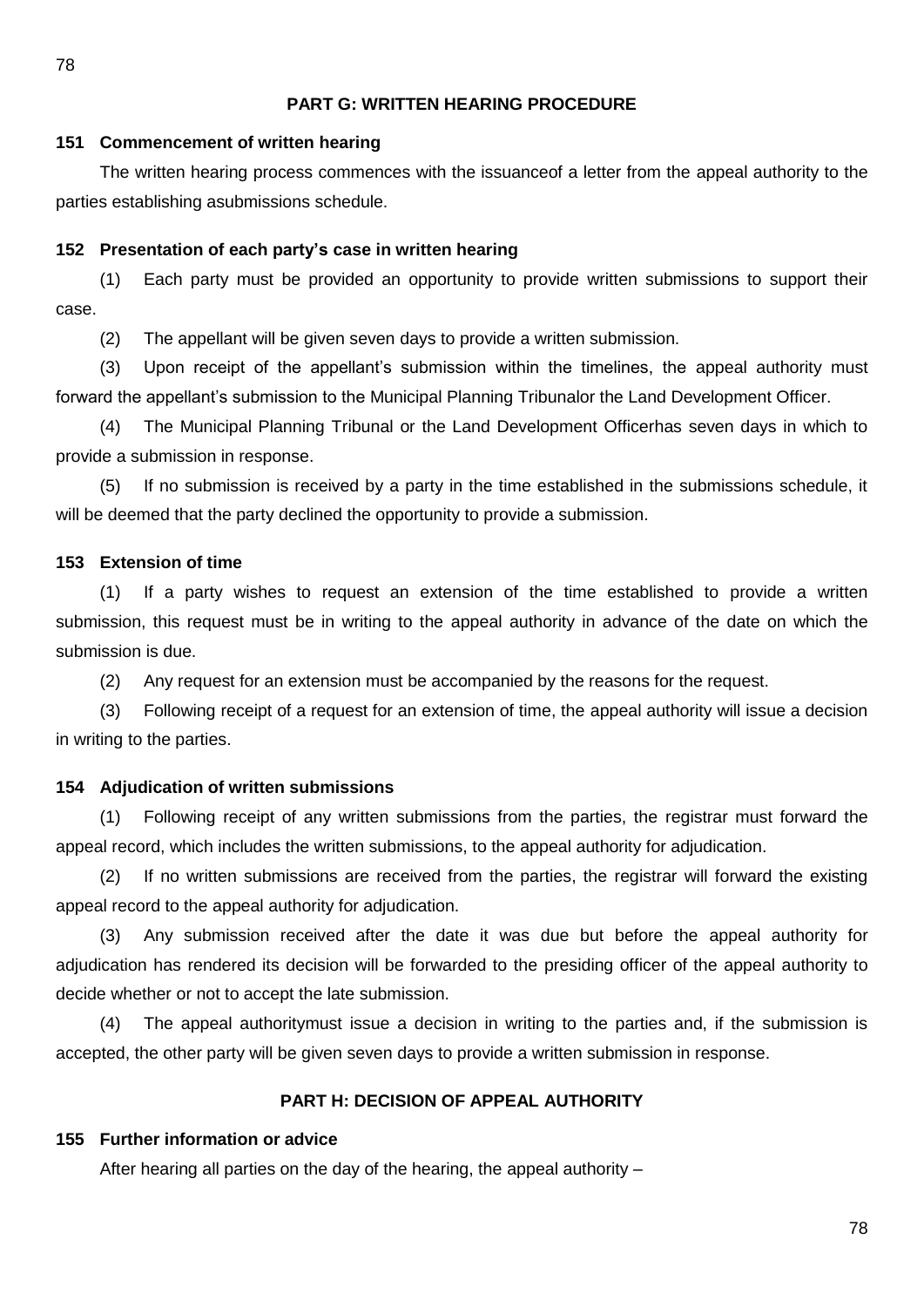## PART G: WRITTEN HEARING PROCEDURE

### 151 Commencement of written hearing

The written hearing process commences with the issuanceof a letter from the appeal authority to the parties establishing asubmissions schedule.

### 152 Presentation of each party's case in written hearing

(1) Each party must be provided an opportunity to provide written submissions to support their case.

(2) The appellant will be given seven days to provide a written submission.

(3) Upon receipt of the appellant's submission within the timelines, the appeal authority must forward the appellant's submission to the Municipal Planning Tribunalor the Land Development Officer.

(4) The Municipal Planning Tribunal or the Land Development Officerhas seven days in which to provide a submission in response.

(5) If no submission is received by a party in the time established in the submissions schedule, it will be deemed that the party declined the opportunity to provide a submission.

### 153 Extension of time

(1) If a party wishes to request an extension of the time established to provide a written submission, this request must be in writing to the appeal authority in advance of the date on which the submission is due.

(2) Any request for an extension must be accompanied by the reasons for the request.

(3) Following receipt of a request for an extension of time, the appeal authority will issue a decision in writing to the parties.

### 154 Adjudication of written submissions

(1) Following receipt of any written submissions from the parties, the registrar must forward the appeal record, which includes the written submissions, to the appeal authority for adjudication.

(2) If no written submissions are received from the parties, the registrar will forward the existing appeal record to the appeal authority for adjudication.

(3) Any submission received after the date it was due but before the appeal authority for adjudication has rendered its decision will be forwarded to the presiding officer of the appeal authority to decide whether or not to accept the late submission.

(4) The appeal authoritymust issue a decision in writing to the parties and, if the submission is accepted, the other party will be given seven days to provide a written submission in response.

## PART H: DECISION OF APPEAL AUTHORITY

### 155 Further information or advice

After hearing all parties on the day of the hearing, the appeal authority –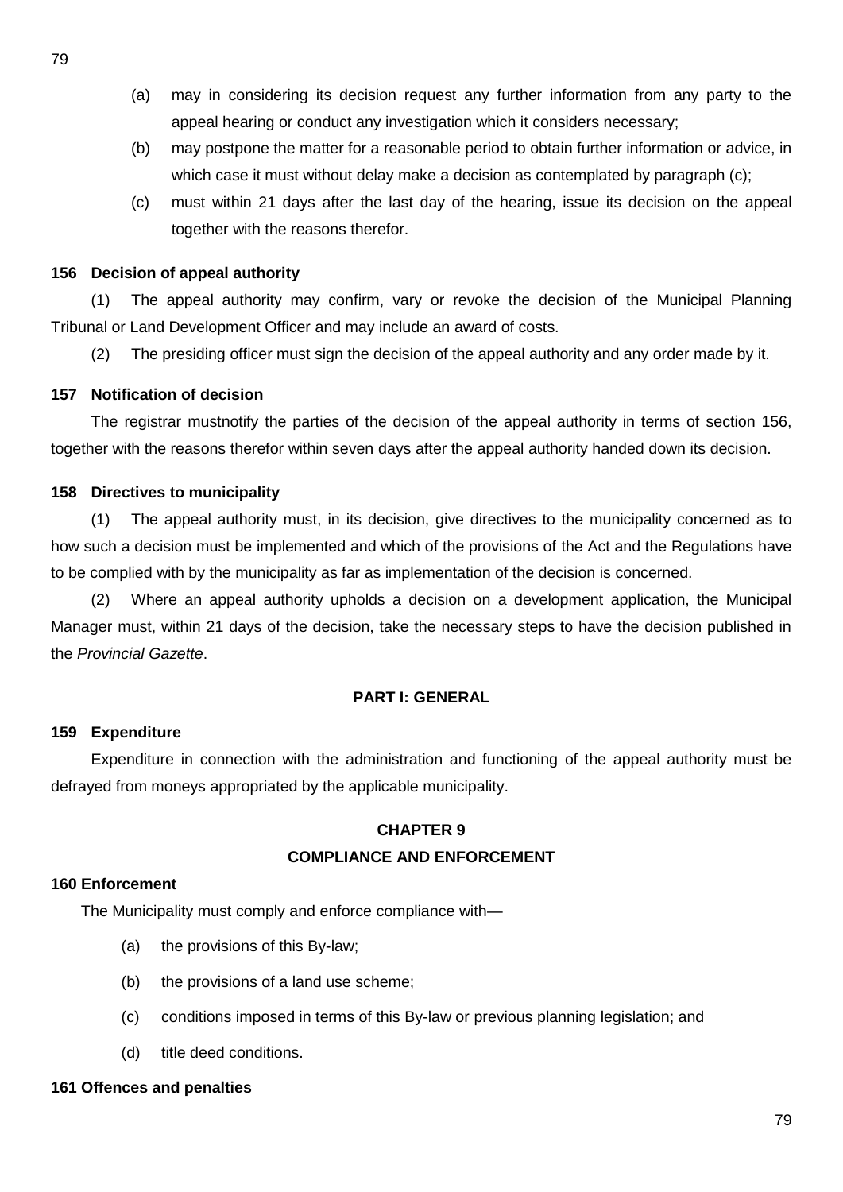(a) may in considering its decision request any further information from any party to the appeal hearing or conduct any investigation which it considers necessary;

(b) may postpone the matter for a reasonable period to obtain further information or advice, in which case it must without delay make a decision as contemplated by paragraph (c);

(c) must within 21 days after the last day of the hearing, issue its decision on the appeal together with the reasons therefor.

**156 Decision of appeal authority**

(1) The appeal authority may confirm, vary or revoke the decision of the Municipal Planning Tribunal or Land Development Officer and may include an award of costs.

(2) The presiding officer must sign the decision of the appeal authority and any order made by it.

**157 Notification of decision**

The registrar mustnotify the parties of the decision of the appeal authority in terms of section 156, together with the reasons therefor within seven days after the appeal authority handed down its decision.

**158 Directives to municipality**

(1) The appeal authority must, in its decision, give directives to the municipality concerned as to how such a decision must be implemented and which of the provisions of the Act and the Regulations have to be complied with by the municipality as far as implementation of the decision is concerned.

(2) Where an appeal authority upholds a decision on a development application, the Municipal Manager must, within 21 days of the decision, take the necessary steps to have the decision published in the *Provincial Gazette*.

**PART I: GENERAL**

**159 Expenditure**

Expenditure in connection with the administration and functioning of the appeal authority must be defrayed from moneys appropriated by the applicable municipality.

**CHAPTER 9**

**COMPLIANCE AND ENFORCEMENT**

**160 Enforcement**

The Municipality must comply and enforce compliance with—

(a) the provisions of this By-law;

(b) the provisions of a land use scheme;

(c) conditions imposed in terms of this By-law or previous planning legislation; and

(d) title deed conditions.

**161 Offences and penalties**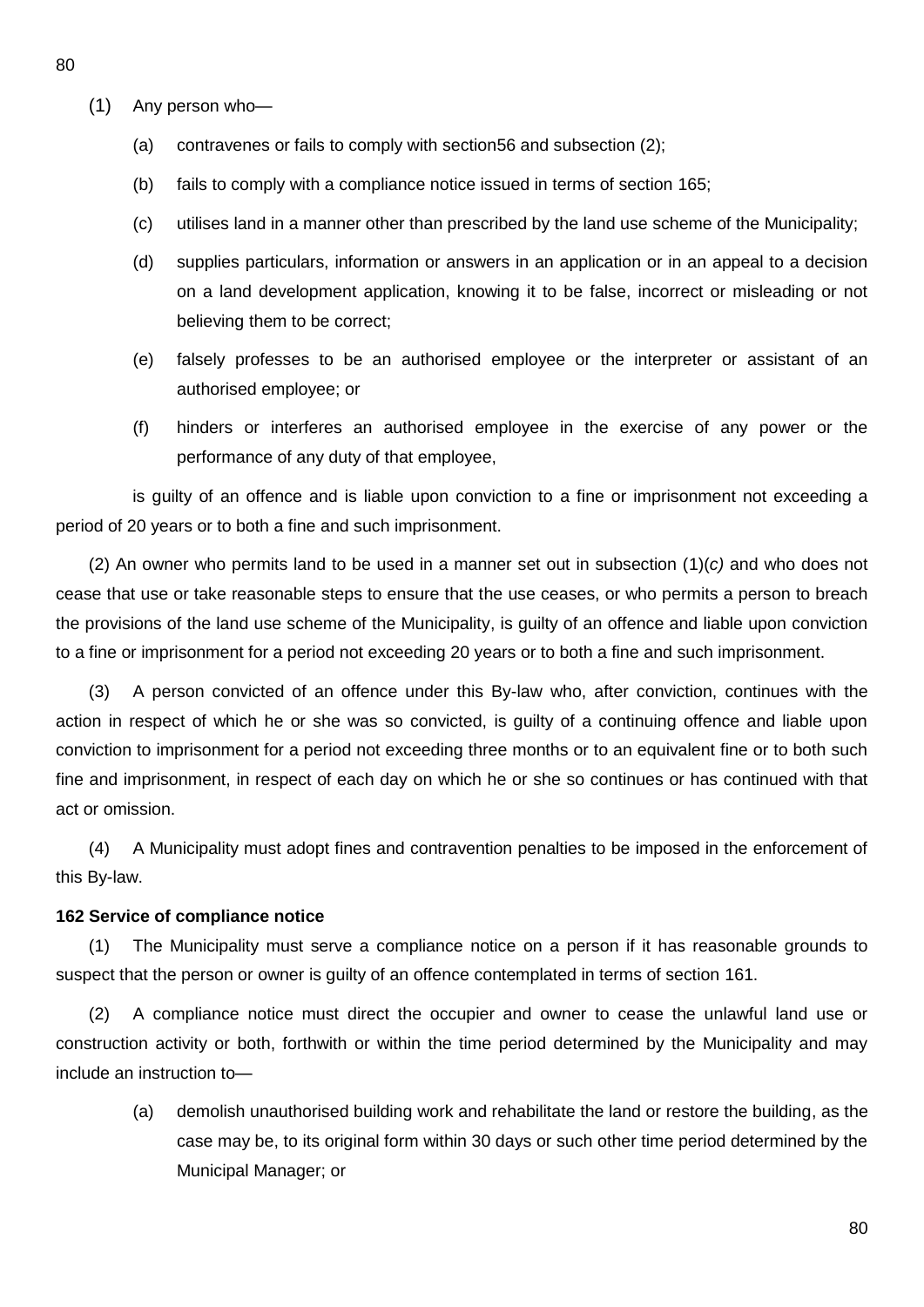(1) Any person who—

(a) contravenes or fails to comply with section56 and subsection (2);

(b) fails to comply with a compliance notice issued in terms of section 165;

(c) utilises land in a manner other than prescribed by the land use scheme of the Municipality;

(d) supplies particulars, information or answers in an application or in an appeal to a decision on a land development application, knowing it to be false, incorrect or misleading or not believing them to be correct;

(e) falsely professes to be an authorised employee or the interpreter or assistant of an authorised employee; or

(f) hinders or interferes an authorised employee in the exercise of any power or the performance of any duty of that employee,

is guilty of an offence and is liable upon conviction to a fine or imprisonment not exceeding a period of 20 years or to both a fine and such imprisonment.

(2) An owner who permits land to be used in a manner set out in subsection (1)(*c)* and who does not cease that use or take reasonable steps to ensure that the use ceases, or who permits a person to breach the provisions of the land use scheme of the Municipality, is guilty of an offence and liable upon conviction to a fine or imprisonment for a period not exceeding 20 years or to both a fine and such imprisonment.

(3) A person convicted of an offence under this By-law who, after conviction, continues with the action in respect of which he or she was so convicted, is guilty of a continuing offence and liable upon conviction to imprisonment for a period not exceeding three months or to an equivalent fine or to both such fine and imprisonment, in respect of each day on which he or she so continues or has continued with that act or omission.

(4) A Municipality must adopt fines and contravention penalties to be imposed in the enforcement of this By-law.

**162 Service of compliance notice**

(1) The Municipality must serve a compliance notice on a person if it has reasonable grounds to suspect that the person or owner is guilty of an offence contemplated in terms of section 161.

(2) A compliance notice must direct the occupier and owner to cease the unlawful land use or construction activity or both, forthwith or within the time period determined by the Municipality and may include an instruction to—

(a) demolish unauthorised building work and rehabilitate the land or restore the building, as the case may be, to its original form within 30 days or such other time period determined by the Municipal Manager; or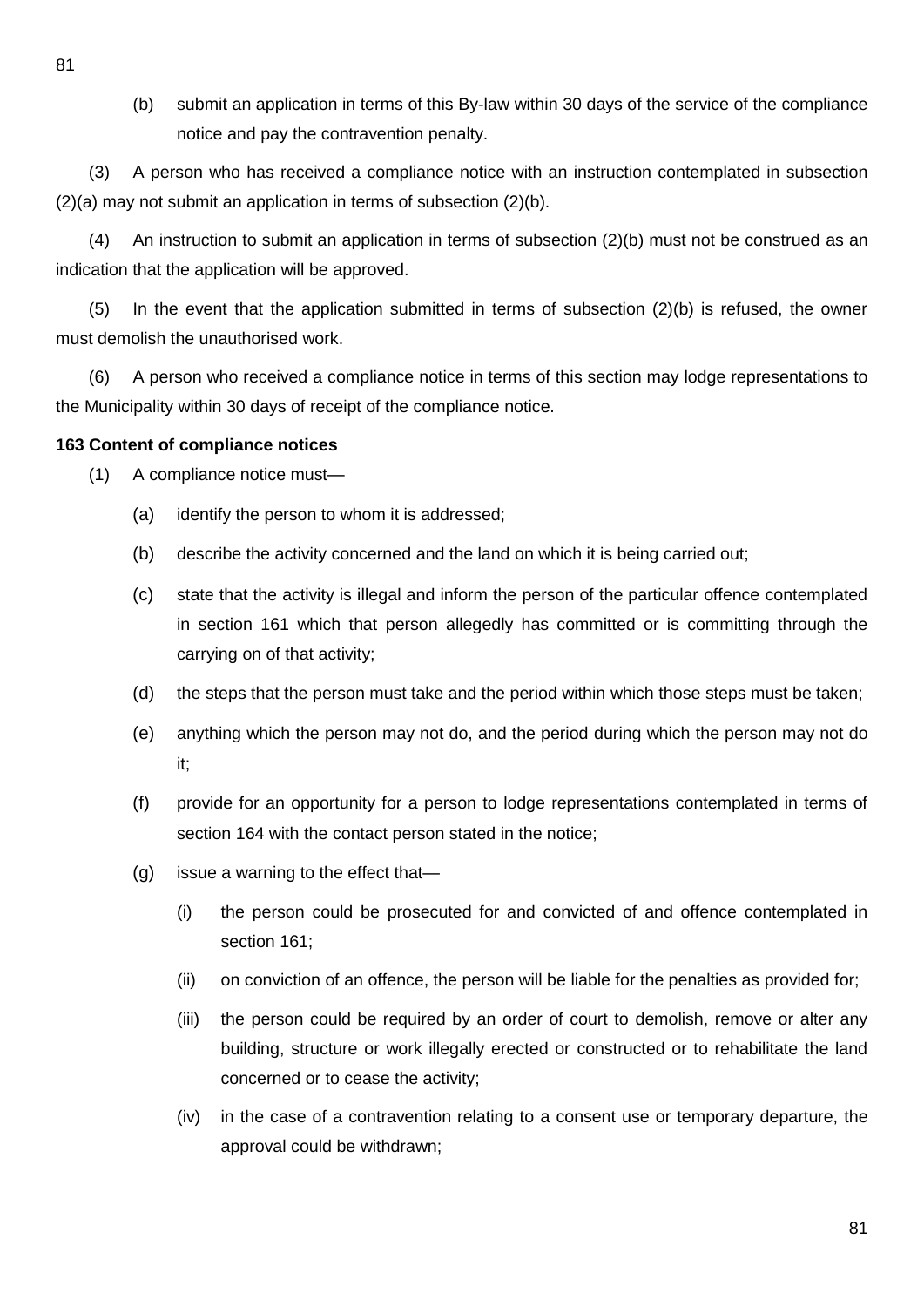(b) submit an application in terms of this By-law within 30 days of the service of the compliance notice and pay the contravention penalty.

(3) A person who has received a compliance notice with an instruction contemplated in subsection (2)(a) may not submit an application in terms of subsection (2)(b).

(4) An instruction to submit an application in terms of subsection (2)(b) must not be construed as an indication that the application will be approved.

(5) In the event that the application submitted in terms of subsection (2)(b) is refused, the owner must demolish the unauthorised work.

(6) A person who received a compliance notice in terms of this section may lodge representations to the Municipality within 30 days of receipt of the compliance notice.

**163 Content of compliance notices**

(1) A compliance notice must—

(a) identify the person to whom it is addressed;

(b) describe the activity concerned and the land on which it is being carried out;

(c) state that the activity is illegal and inform the person of the particular offence contemplated in section 161 which that person allegedly has committed or is committing through the carrying on of that activity;

(d) the steps that the person must take and the period within which those steps must be taken;

(e) anything which the person may not do, and the period during which the person may not do it;

(f) provide for an opportunity for a person to lodge representations contemplated in terms of section 164 with the contact person stated in the notice;

(g) issue a warning to the effect that—

(i) the person could be prosecuted for and convicted of and offence contemplated in section 161;

(ii) on conviction of an offence, the person will be liable for the penalties as provided for;

(iii) the person could be required by an order of court to demolish, remove or alter any building, structure or work illegally erected or constructed or to rehabilitate the land concerned or to cease the activity;

(iv) in the case of a contravention relating to a consent use or temporary departure, the approval could be withdrawn;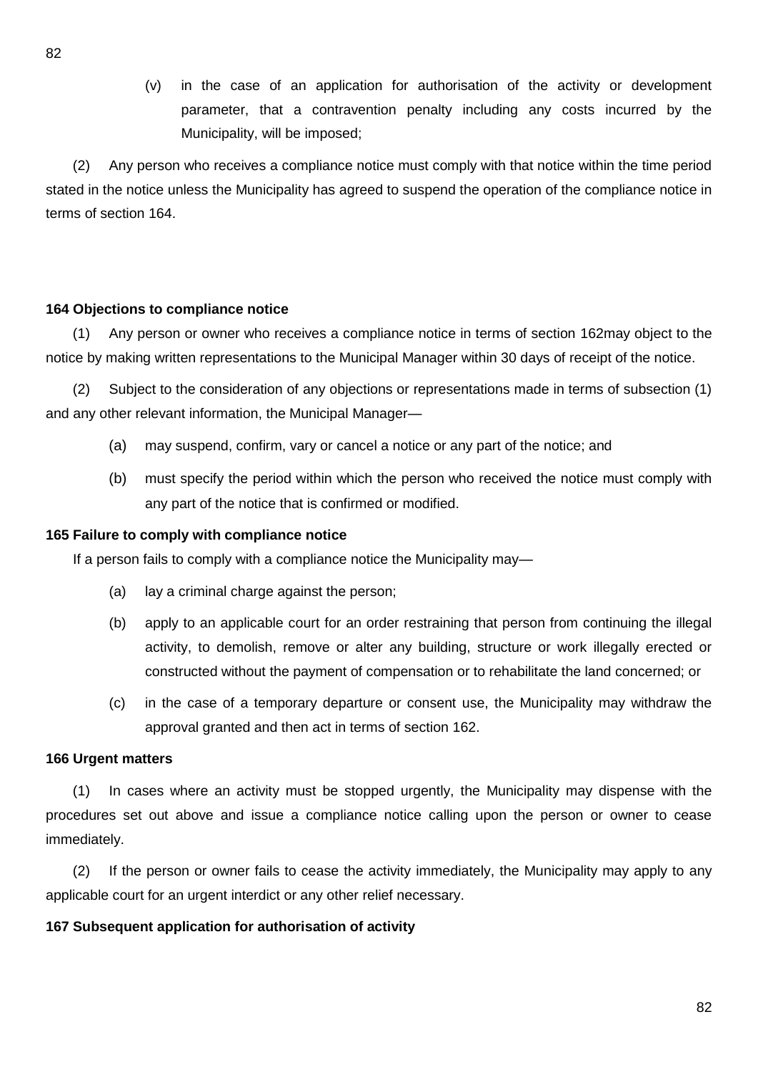(v) in the case of an application for authorisation of the activity or development parameter, that a contravention penalty including any costs incurred by the Municipality, will be imposed;

(2) Any person who receives a compliance notice must comply with that notice within the time period stated in the notice unless the Municipality has agreed to suspend the operation of the compliance notice in terms of section 164.

**164 Objections to compliance notice**

(1) Any person or owner who receives a compliance notice in terms of section 162may object to the notice by making written representations to the Municipal Manager within 30 days of receipt of the notice.

(2) Subject to the consideration of any objections or representations made in terms of subsection (1) and any other relevant information, the Municipal Manager—

(a) may suspend, confirm, vary or cancel a notice or any part of the notice; and

(b) must specify the period within which the person who received the notice must comply with any part of the notice that is confirmed or modified.

**165 Failure to comply with compliance notice**

If a person fails to comply with a compliance notice the Municipality may—

(a) lay a criminal charge against the person;

(b) apply to an applicable court for an order restraining that person from continuing the illegal activity, to demolish, remove or alter any building, structure or work illegally erected or constructed without the payment of compensation or to rehabilitate the land concerned; or

(c) in the case of a temporary departure or consent use, the Municipality may withdraw the approval granted and then act in terms of section 162.

**166 Urgent matters**

(1) In cases where an activity must be stopped urgently, the Municipality may dispense with the procedures set out above and issue a compliance notice calling upon the person or owner to cease immediately.

(2) If the person or owner fails to cease the activity immediately, the Municipality may apply to any applicable court for an urgent interdict or any other relief necessary.

**167 Subsequent application for authorisation of activity**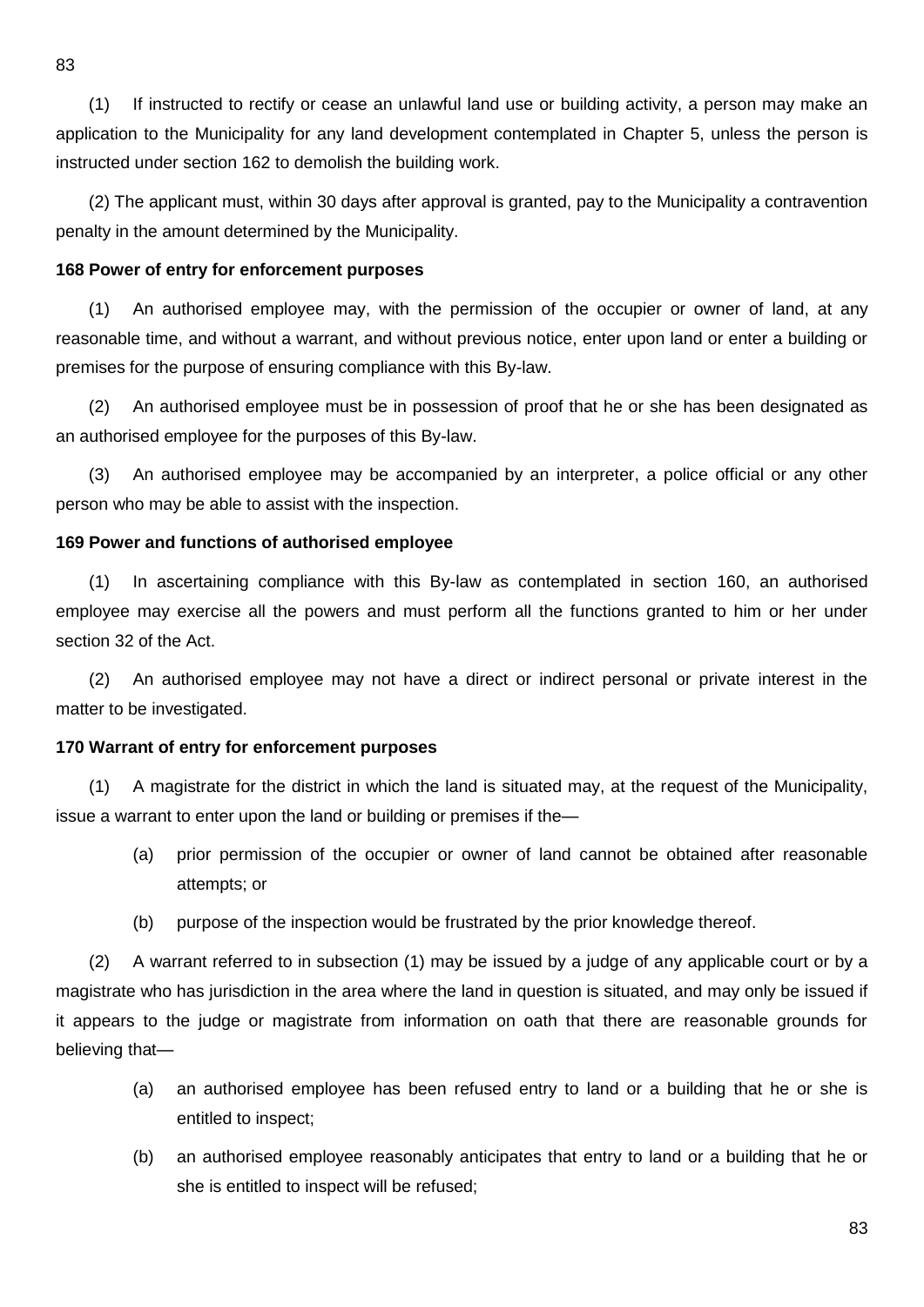(1) If instructed to rectify or cease an unlawful land use or building activity, a person may make an application to the Municipality for any land development contemplated in Chapter 5, unless the person is instructed under section 162 to demolish the building work.

(2) The applicant must, within 30 days after approval is granted, pay to the Municipality a contravention penalty in the amount determined by the Municipality.

**168 Power of entry for enforcement purposes**

(1) An authorised employee may, with the permission of the occupier or owner of land, at any reasonable time, and without a warrant, and without previous notice, enter upon land or enter a building or premises for the purpose of ensuring compliance with this By-law.

(2) An authorised employee must be in possession of proof that he or she has been designated as an authorised employee for the purposes of this By-law.

(3) An authorised employee may be accompanied by an interpreter, a police official or any other person who may be able to assist with the inspection.

**169 Power and functions of authorised employee**

(1) In ascertaining compliance with this By-law as contemplated in section 160, an authorised employee may exercise all the powers and must perform all the functions granted to him or her under section 32 of the Act.

(2) An authorised employee may not have a direct or indirect personal or private interest in the matter to be investigated.

**170 Warrant of entry for enforcement purposes**

(1) A magistrate for the district in which the land is situated may, at the request of the Municipality, issue a warrant to enter upon the land or building or premises if the—

(a) prior permission of the occupier or owner of land cannot be obtained after reasonable attempts; or

(b) purpose of the inspection would be frustrated by the prior knowledge thereof.

(2) A warrant referred to in subsection (1) may be issued by a judge of any applicable court or by a magistrate who has jurisdiction in the area where the land in question is situated, and may only be issued if it appears to the judge or magistrate from information on oath that there are reasonable grounds for believing that—

(a) an authorised employee has been refused entry to land or a building that he or she is entitled to inspect;

(b) an authorised employee reasonably anticipates that entry to land or a building that he or she is entitled to inspect will be refused;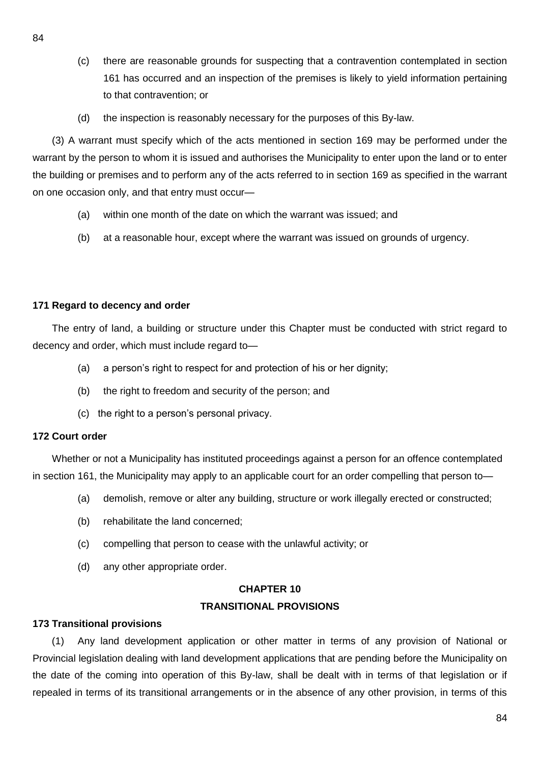(c) there are reasonable grounds for suspecting that a contravention contemplated in section 161 has occurred and an inspection of the premises is likely to yield information pertaining to that contravention; or

(d) the inspection is reasonably necessary for the purposes of this By-law.

(3) A warrant must specify which of the acts mentioned in section 169 may be performed under the warrant by the person to whom it is issued and authorises the Municipality to enter upon the land or to enter the building or premises and to perform any of the acts referred to in section 169 as specified in the warrant on one occasion only, and that entry must occur—

(a) within one month of the date on which the warrant was issued; and

(b) at a reasonable hour, except where the warrant was issued on grounds of urgency.

**171 Regard to decency and order**

The entry of land, a building or structure under this Chapter must be conducted with strict regard to decency and order, which must include regard to—

(a) a person's right to respect for and protection of his or her dignity;

(b) the right to freedom and security of the person; and

(c) the right to a person's personal privacy.

**172 Court order**

Whether or not a Municipality has instituted proceedings against a person for an offence contemplated in section 161, the Municipality may apply to an applicable court for an order compelling that person to—

(a) demolish, remove or alter any building, structure or work illegally erected or constructed;

(b) rehabilitate the land concerned;

(c) compelling that person to cease with the unlawful activity; or

(d) any other appropriate order.

## CHAPTER 10
## TRANSITIONAL PROVISIONS

**173 Transitional provisions**

(1) Any land development application or other matter in terms of any provision of National or Provincial legislation dealing with land development applications that are pending before the Municipality on the date of the coming into operation of this By-law, shall be dealt with in terms of that legislation or if repealed in terms of its transitional arrangements or in the absence of any other provision, in terms of this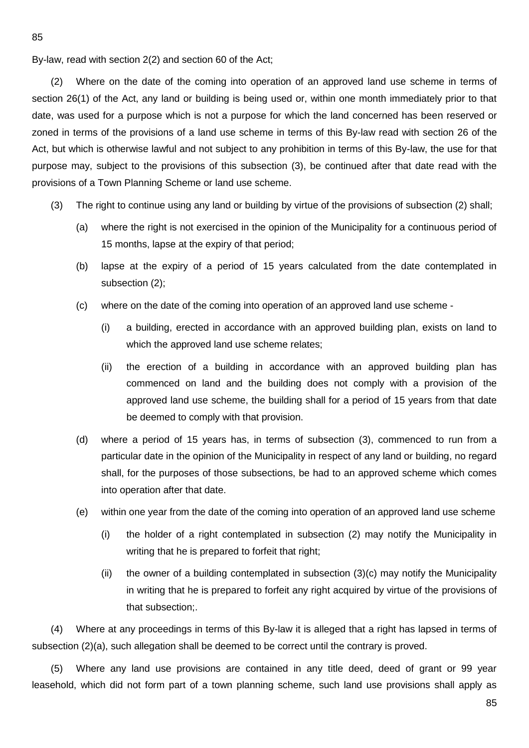By-law, read with section 2(2) and section 60 of the Act;

(2) Where on the date of the coming into operation of an approved land use scheme in terms of section 26(1) of the Act, any land or building is being used or, within one month immediately prior to that date, was used for a purpose which is not a purpose for which the land concerned has been reserved or zoned in terms of the provisions of a land use scheme in terms of this By-law read with section 26 of the Act, but which is otherwise lawful and not subject to any prohibition in terms of this By-law, the use for that purpose may, subject to the provisions of this subsection (3), be continued after that date read with the provisions of a Town Planning Scheme or land use scheme.

(3) The right to continue using any land or building by virtue of the provisions of subsection (2) shall;

(a) where the right is not exercised in the opinion of the Municipality for a continuous period of 15 months, lapse at the expiry of that period;

(b) lapse at the expiry of a period of 15 years calculated from the date contemplated in subsection (2);

(c) where on the date of the coming into operation of an approved land use scheme -

(i) a building, erected in accordance with an approved building plan, exists on land to which the approved land use scheme relates;

(ii) the erection of a building in accordance with an approved building plan has commenced on land and the building does not comply with a provision of the approved land use scheme, the building shall for a period of 15 years from that date be deemed to comply with that provision.

(d) where a period of 15 years has, in terms of subsection (3), commenced to run from a particular date in the opinion of the Municipality in respect of any land or building, no regard shall, for the purposes of those subsections, be had to an approved scheme which comes into operation after that date.

(e) within one year from the date of the coming into operation of an approved land use scheme

(i) the holder of a right contemplated in subsection (2) may notify the Municipality in writing that he is prepared to forfeit that right;

(ii) the owner of a building contemplated in subsection (3)(c) may notify the Municipality in writing that he is prepared to forfeit any right acquired by virtue of the provisions of that subsection;.

(4) Where at any proceedings in terms of this By-law it is alleged that a right has lapsed in terms of subsection (2)(a), such allegation shall be deemed to be correct until the contrary is proved.

(5) Where any land use provisions are contained in any title deed, deed of grant or 99 year leasehold, which did not form part of a town planning scheme, such land use provisions shall apply as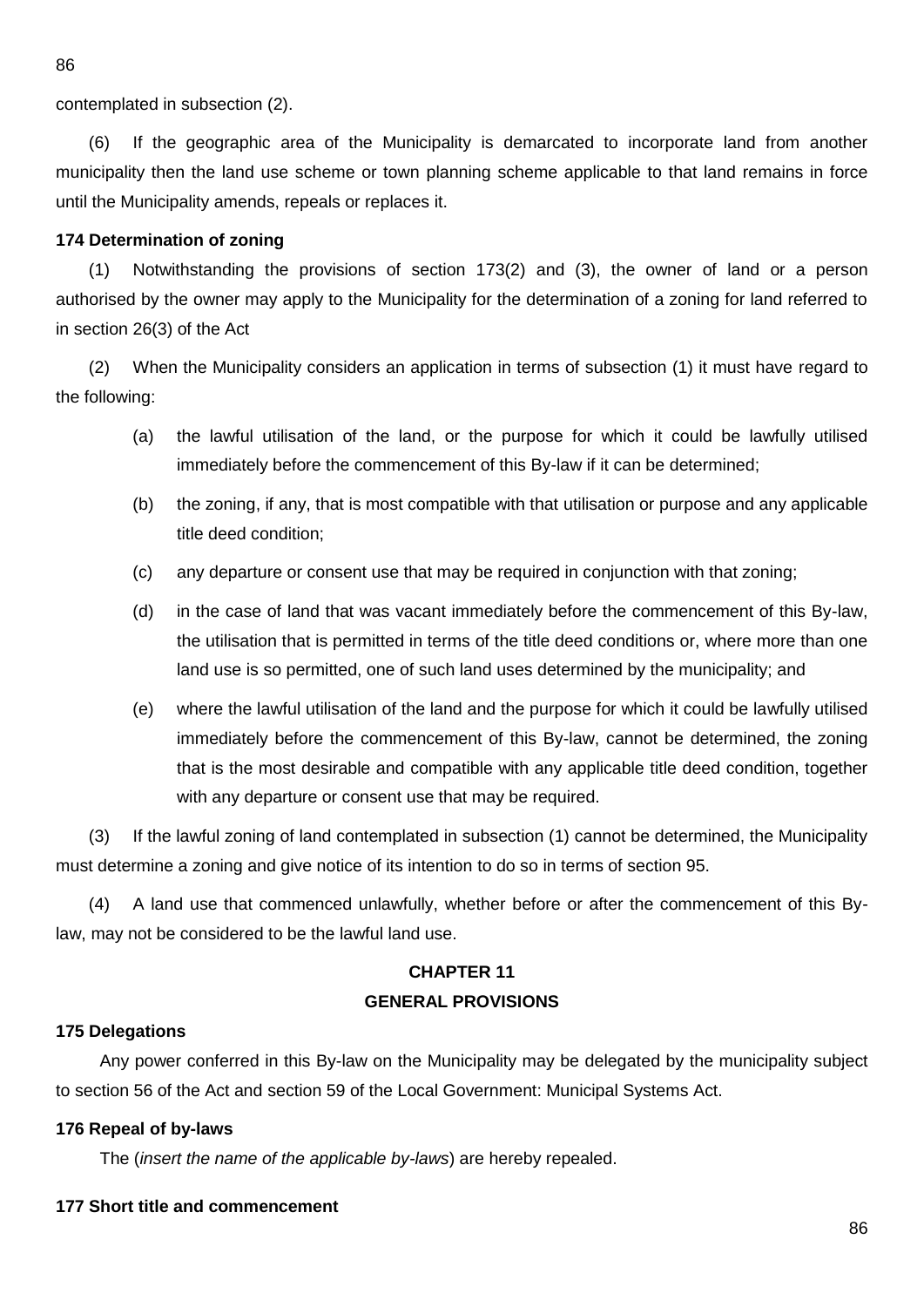contemplated in subsection (2).

(6) If the geographic area of the Municipality is demarcated to incorporate land from another municipality then the land use scheme or town planning scheme applicable to that land remains in force until the Municipality amends, repeals or replaces it.

**174 Determination of zoning**

(1) Notwithstanding the provisions of section 173(2) and (3), the owner of land or a person authorised by the owner may apply to the Municipality for the determination of a zoning for land referred to in section 26(3) of the Act

(2) When the Municipality considers an application in terms of subsection (1) it must have regard to the following:

(a) the lawful utilisation of the land, or the purpose for which it could be lawfully utilised immediately before the commencement of this By-law if it can be determined;

(b) the zoning, if any, that is most compatible with that utilisation or purpose and any applicable title deed condition;

(c) any departure or consent use that may be required in conjunction with that zoning;

(d) in the case of land that was vacant immediately before the commencement of this By-law, the utilisation that is permitted in terms of the title deed conditions or, where more than one land use is so permitted, one of such land uses determined by the municipality; and

(e) where the lawful utilisation of the land and the purpose for which it could be lawfully utilised immediately before the commencement of this By-law, cannot be determined, the zoning that is the most desirable and compatible with any applicable title deed condition, together with any departure or consent use that may be required.

(3) If the lawful zoning of land contemplated in subsection (1) cannot be determined, the Municipality must determine a zoning and give notice of its intention to do so in terms of section 95.

(4) A land use that commenced unlawfully, whether before or after the commencement of this By-law, may not be considered to be the lawful land use.

## CHAPTER 11
## GENERAL PROVISIONS

**175 Delegations**

Any power conferred in this By-law on the Municipality may be delegated by the municipality subject to section 56 of the Act and section 59 of the Local Government: Municipal Systems Act.

**176 Repeal of by-laws**

The (*insert the name of the applicable by-laws*) are hereby repealed.

**177 Short title and commencement**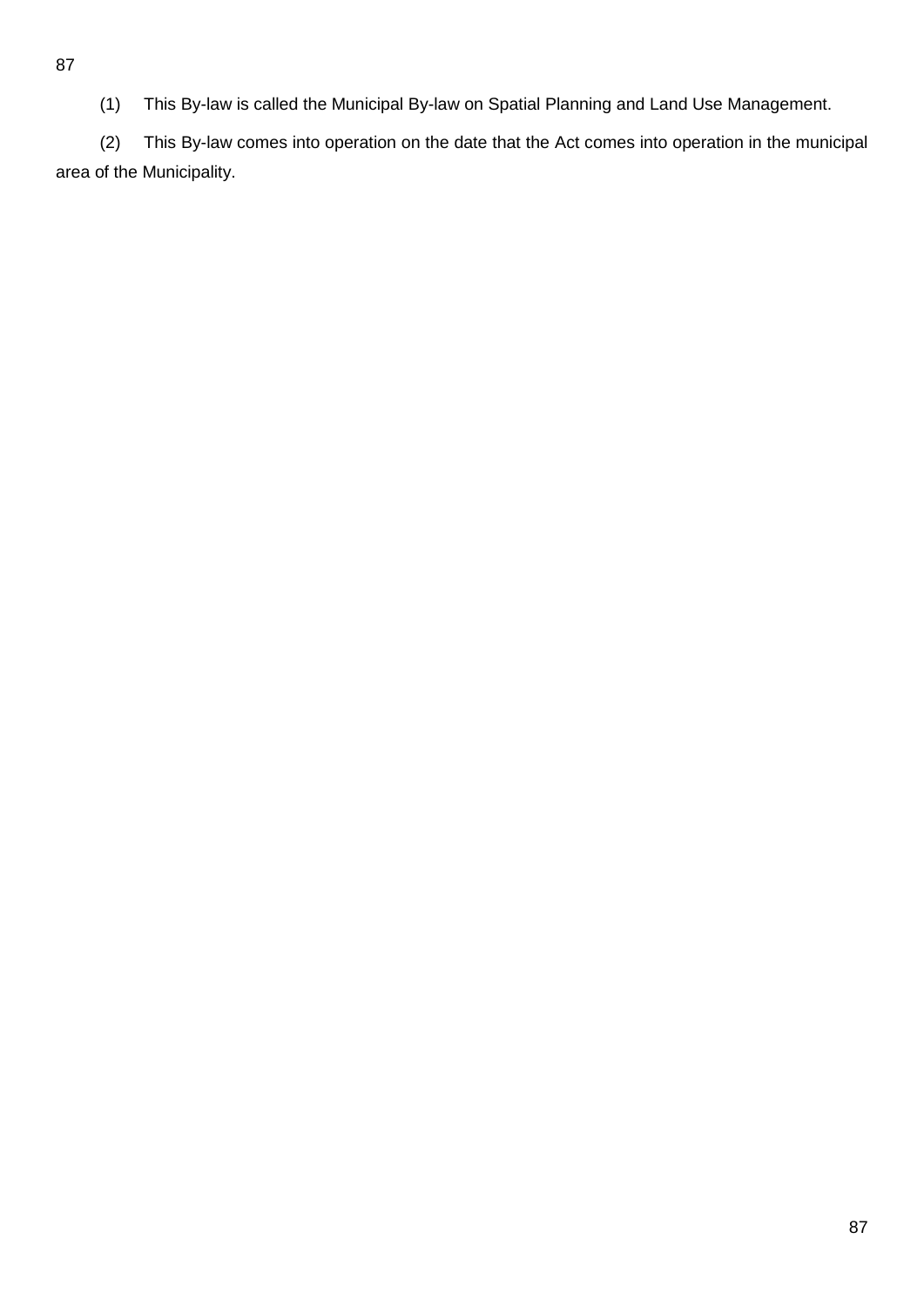(1) This By-law is called the Municipal By-law on Spatial Planning and Land Use Management.

(2) This By-law comes into operation on the date that the Act comes into operation in the municipal area of the Municipality.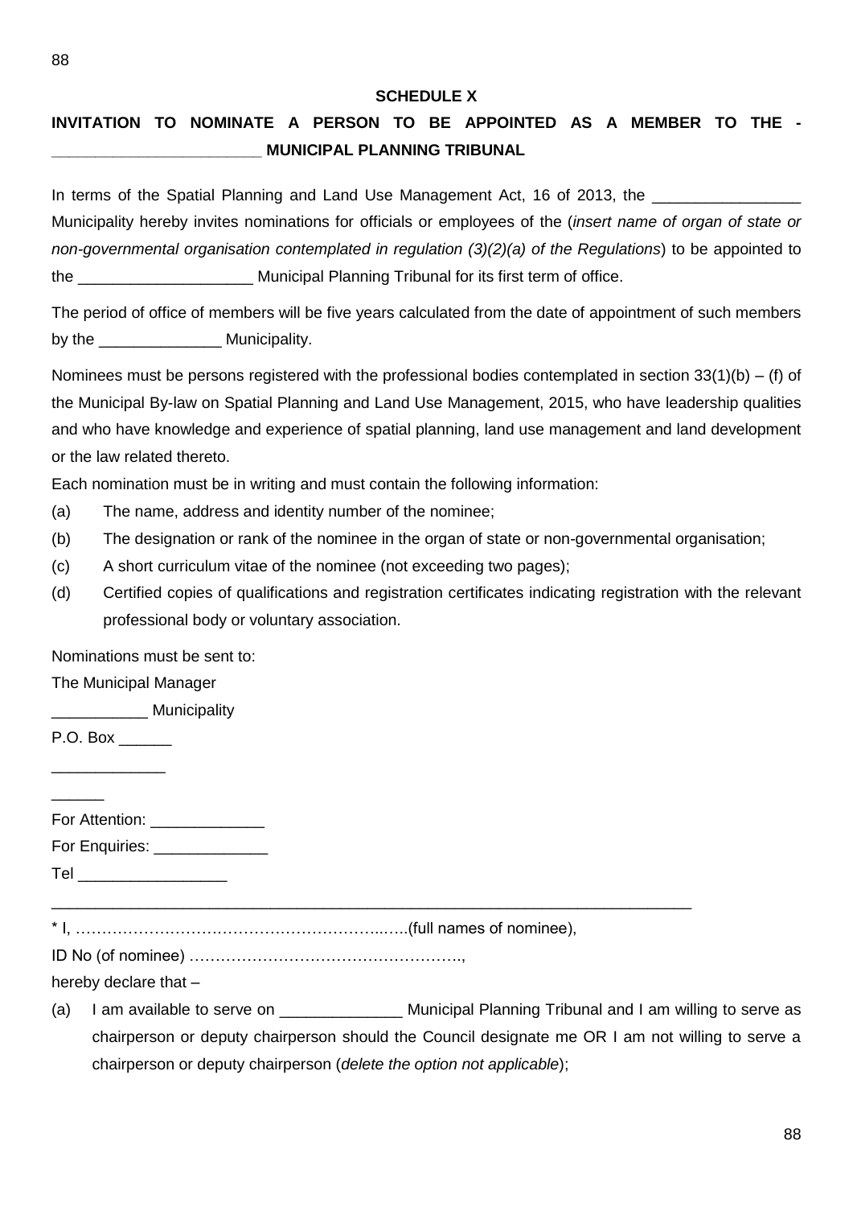**SCHEDULE X**

**INVITATION TO NOMINATE A PERSON TO BE APPOINTED AS A MEMBER TO THE - ________________________ MUNICIPAL PLANNING TRIBUNAL**

In terms of the Spatial Planning and Land Use Management Act, 16 of 2013, the _________________ Municipality hereby invites nominations for officials or employees of the (*insert name of organ of state or non-governmental organisation contemplated in regulation (3)(2)(a) of the Regulations*) to be appointed to the ____________________ Municipal Planning Tribunal for its first term of office.

The period of office of members will be five years calculated from the date of appointment of such members by the ______________ Municipality.

Nominees must be persons registered with the professional bodies contemplated in section 33(1)(b) – (f) of the Municipal By-law on Spatial Planning and Land Use Management, 2015, who have leadership qualities and who have knowledge and experience of spatial planning, land use management and land development or the law related thereto.

Each nomination must be in writing and must contain the following information:

(a) The name, address and identity number of the nominee;

(b) The designation or rank of the nominee in the organ of state or non-governmental organisation;

(c) A short curriculum vitae of the nominee (not exceeding two pages);

(d) Certified copies of qualifications and registration certificates indicating registration with the relevant professional body or voluntary association.

Nominations must be sent to:

The Municipal Manager

___________ Municipality

P.O. Box ______

_____________

______

For Attention: _____________

For Enquiries: _____________

Tel _________________

---

* I, ……………………………………………………..…..(full names of nominee),

ID No (of nominee) …………………………………………….,

hereby declare that –

(a) I am available to serve on ______________ Municipal Planning Tribunal and I am willing to serve as chairperson or deputy chairperson should the Council designate me OR I am not willing to serve a chairperson or deputy chairperson (*delete the option not applicable*);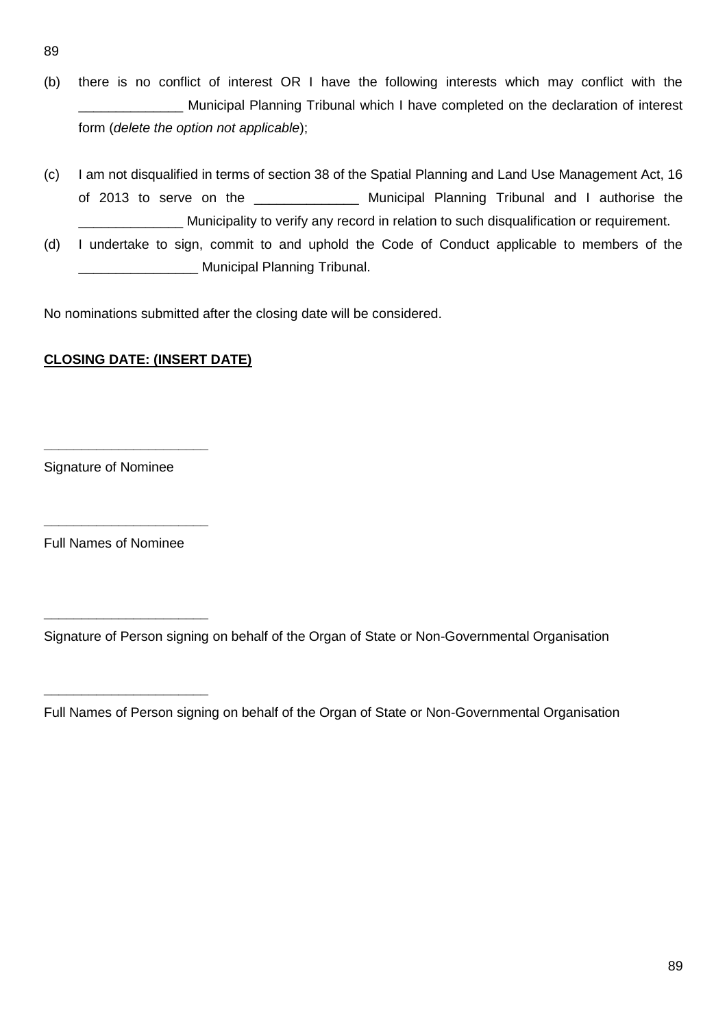(b) there is no conflict of interest OR I have the following interests which may conflict with the ______________ Municipal Planning Tribunal which I have completed on the declaration of interest form (*delete the option not applicable*);

(c) I am not disqualified in terms of section 38 of the Spatial Planning and Land Use Management Act, 16 of 2013 to serve on the ______________ Municipal Planning Tribunal and I authorise the ______________ Municipality to verify any record in relation to such disqualification or requirement.

(d) I undertake to sign, commit to and uphold the Code of Conduct applicable to members of the ________________ Municipal Planning Tribunal.

No nominations submitted after the closing date will be considered.

**CLOSING DATE: (INSERT DATE)**

______________________

Signature of Nominee

______________________

Full Names of Nominee

______________________

Signature of Person signing on behalf of the Organ of State or Non-Governmental Organisation

______________________

Full Names of Person signing on behalf of the Organ of State or Non-Governmental Organisation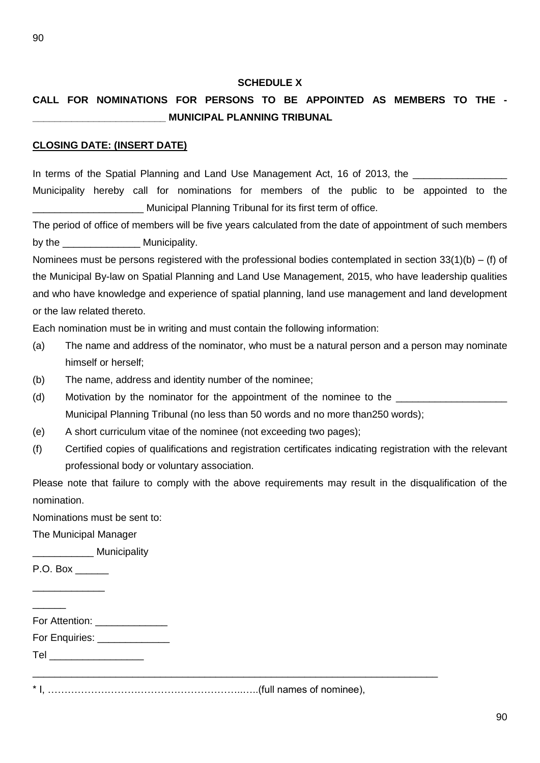**SCHEDULE X**

**CALL FOR NOMINATIONS FOR PERSONS TO BE APPOINTED AS MEMBERS TO THE - ________________________ MUNICIPAL PLANNING TRIBUNAL**

**CLOSING DATE: (INSERT DATE)**

In terms of the Spatial Planning and Land Use Management Act, 16 of 2013, the _________________ Municipality hereby call for nominations for members of the public to be appointed to the ____________________ Municipal Planning Tribunal for its first term of office.

The period of office of members will be five years calculated from the date of appointment of such members by the ______________ Municipality.

Nominees must be persons registered with the professional bodies contemplated in section 33(1)(b) – (f) of the Municipal By-law on Spatial Planning and Land Use Management, 2015, who have leadership qualities and who have knowledge and experience of spatial planning, land use management and land development or the law related thereto.

Each nomination must be in writing and must contain the following information:

(a) The name and address of the nominator, who must be a natural person and a person may nominate himself or herself;

(b) The name, address and identity number of the nominee;

(d) Motivation by the nominator for the appointment of the nominee to the ____________________ Municipal Planning Tribunal (no less than 50 words and no more than250 words);

(e) A short curriculum vitae of the nominee (not exceeding two pages);

(f) Certified copies of qualifications and registration certificates indicating registration with the relevant professional body or voluntary association.

Please note that failure to comply with the above requirements may result in the disqualification of the nomination.

Nominations must be sent to:

The Municipal Manager

___________ Municipality

P.O. Box ______

_____________

______

For Attention: _____________

For Enquiries: _____________

Tel _________________

___________________________________________________________________________

* I, ……………………………………………………..…..(full names of nominee),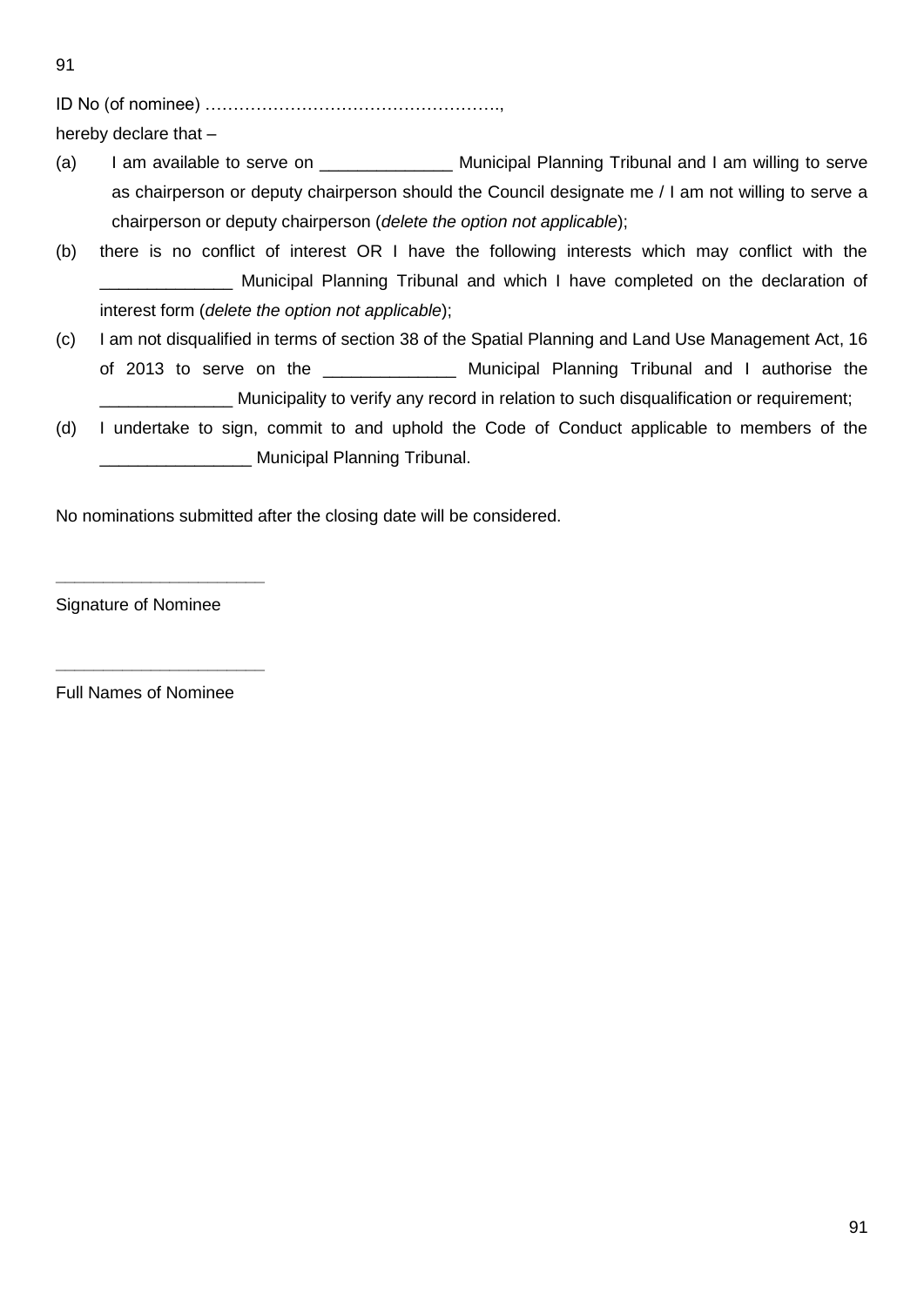ID No (of nominee) …………………………………………….,

hereby declare that –

(a) I am available to serve on ______________ Municipal Planning Tribunal and I am willing to serve as chairperson or deputy chairperson should the Council designate me / I am not willing to serve a chairperson or deputy chairperson (*delete the option not applicable*);

(b) there is no conflict of interest OR I have the following interests which may conflict with the ______________ Municipal Planning Tribunal and which I have completed on the declaration of interest form (*delete the option not applicable*);

(c) I am not disqualified in terms of section 38 of the Spatial Planning and Land Use Management Act, 16 of 2013 to serve on the ______________ Municipal Planning Tribunal and I authorise the ______________ Municipality to verify any record in relation to such disqualification or requirement;

(d) I undertake to sign, commit to and uphold the Code of Conduct applicable to members of the ________________ Municipal Planning Tribunal.

No nominations submitted after the closing date will be considered.

______________________

Signature of Nominee

______________________

Full Names of Nominee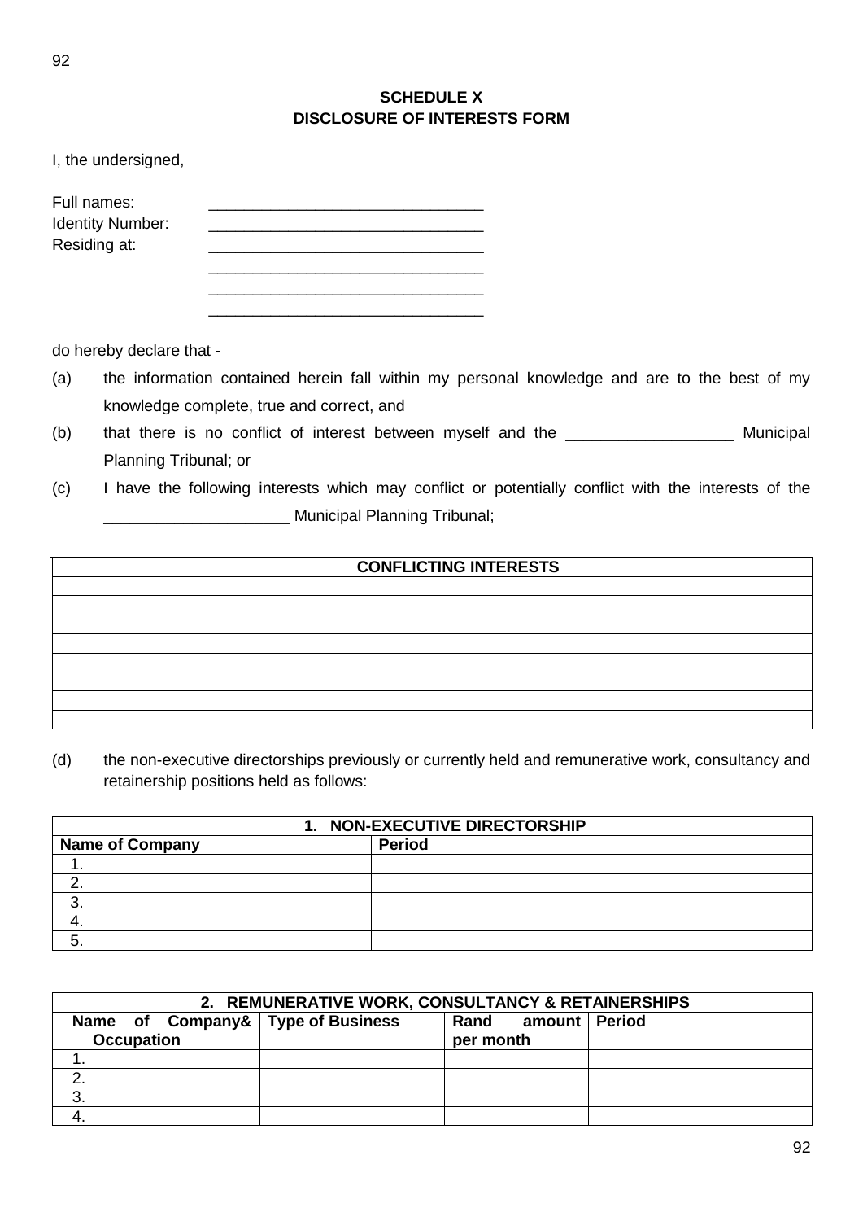## SCHEDULE X
## DISCLOSURE OF INTERESTS FORM

I, the undersigned,

Full names: _______________________________
Identity Number: _______________________________
Residing at: _______________________________
_______________________________
_______________________________
_______________________________

do hereby declare that -

(a) the information contained herein fall within my personal knowledge and are to the best of my knowledge complete, true and correct, and

(b) that there is no conflict of interest between myself and the ___________________ Municipal Planning Tribunal; or

(c) I have the following interests which may conflict or potentially conflict with the interests of the _____________________ Municipal Planning Tribunal;

| **CONFLICTING INTERESTS** |
|---|
| |
| |
| |
| |
| |
| |
| |
| |

(d) the non-executive directorships previously or currently held and remunerative work, consultancy and retainership positions held as follows:

| **1. NON-EXECUTIVE DIRECTORSHIP** | |
|---|---|
| **Name of Company** | **Period** |
| 1. | |
| 2. | |
| 3. | |
| 4. | |
| 5. | |

| **2. REMUNERATIVE WORK, CONSULTANCY & RETAINERSHIPS** | | | |
|---|---|---|---|
| **Name of Company& Occupation** | **Type of Business** | **Rand amount per month** | **Period** |
| 1. | | | |
| 2. | | | |
| 3. | | | |
| 4. | | | |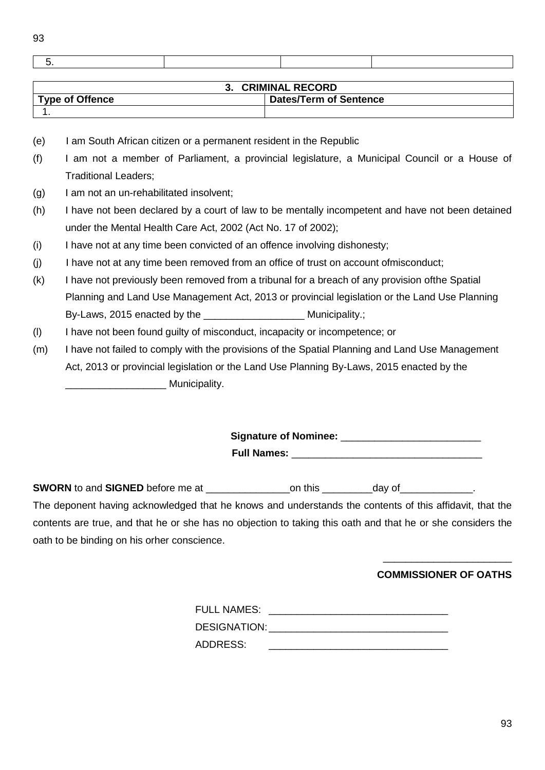| 5. | | | |
|---|---|---|---|

| 3. CRIMINAL RECORD | |
|---|---|
| **Type of Offence** | **Dates/Term of Sentence** |
| 1. | |

(e) I am South African citizen or a permanent resident in the Republic

(f) I am not a member of Parliament, a provincial legislature, a Municipal Council or a House of Traditional Leaders;

(g) I am not an un-rehabilitated insolvent;

(h) I have not been declared by a court of law to be mentally incompetent and have not been detained under the Mental Health Care Act, 2002 (Act No. 17 of 2002);

(i) I have not at any time been convicted of an offence involving dishonesty;

(j) I have not at any time been removed from an office of trust on account ofmisconduct;

(k) I have not previously been removed from a tribunal for a breach of any provision ofthe Spatial Planning and Land Use Management Act, 2013 or provincial legislation or the Land Use Planning By-Laws, 2015 enacted by the __________________ Municipality.;

(l) I have not been found guilty of misconduct, incapacity or incompetence; or

(m) I have not failed to comply with the provisions of the Spatial Planning and Land Use Management Act, 2013 or provincial legislation or the Land Use Planning By-Laws, 2015 enacted by the __________________ Municipality.

**Signature of Nominee:** _________________________

**Full Names:** __________________________________

**SWORN** to and **SIGNED** before me at _______________on this _________day of_____________.
The deponent having acknowledged that he knows and understands the contents of this affidavit, that the contents are true, and that he or she has no objection to taking this oath and that he or she considers the oath to be binding on his orher conscience.

_______________________

**COMMISSIONER OF OATHS**

FULL NAMES: ________________________________

DESIGNATION: ________________________________

ADDRESS: ________________________________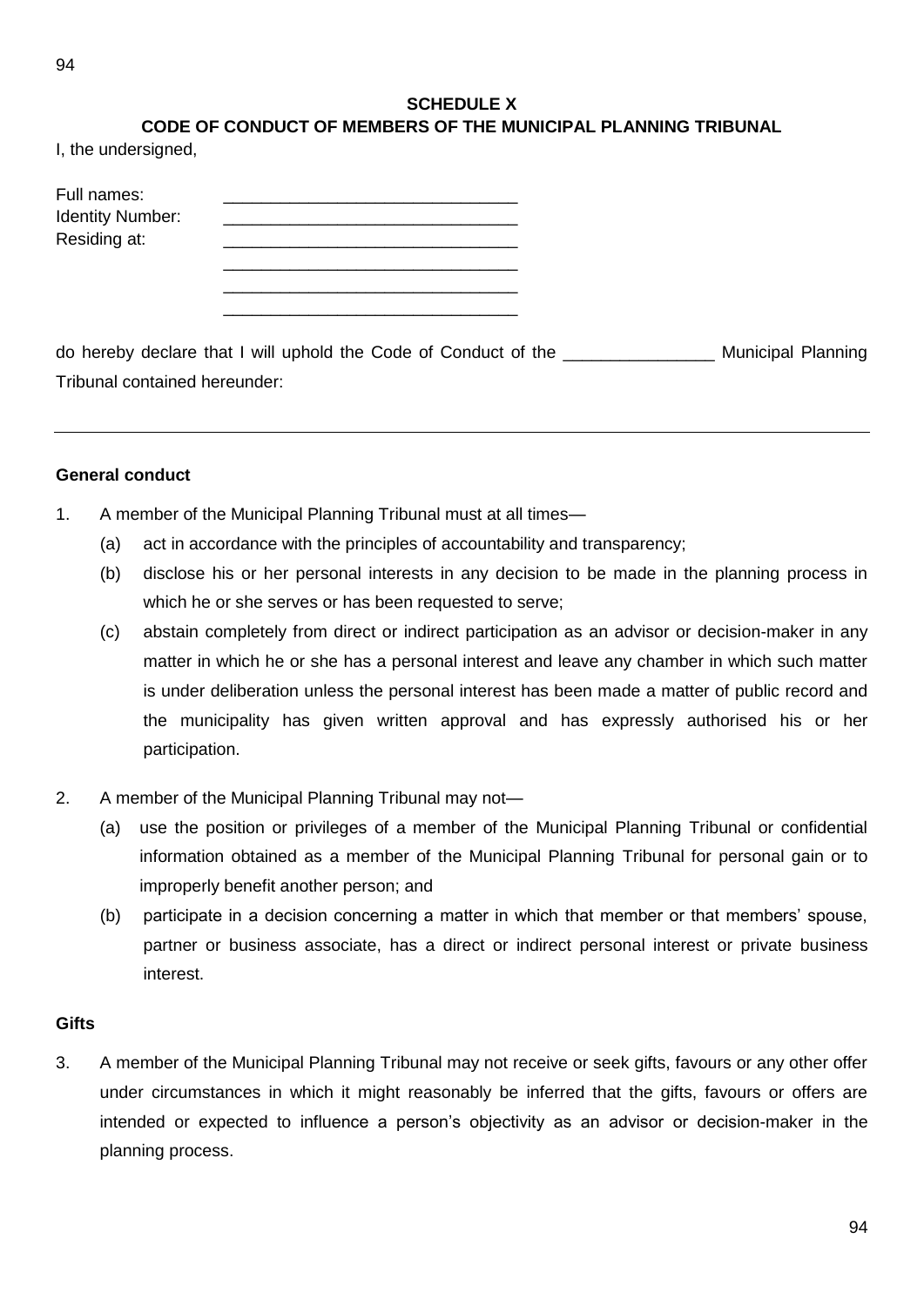**SCHEDULE X**

**CODE OF CONDUCT OF MEMBERS OF THE MUNICIPAL PLANNING TRIBUNAL**

I, the undersigned,

Full names: _______________________________

Identity Number: _______________________________

Residing at: _______________________________

_______________________________

_______________________________

_______________________________

do hereby declare that I will uphold the Code of Conduct of the ________________ Municipal Planning Tribunal contained hereunder:

---

**General conduct**

1. A member of the Municipal Planning Tribunal must at all times—
   (a) act in accordance with the principles of accountability and transparency;
   (b) disclose his or her personal interests in any decision to be made in the planning process in which he or she serves or has been requested to serve;
   (c) abstain completely from direct or indirect participation as an advisor or decision-maker in any matter in which he or she has a personal interest and leave any chamber in which such matter is under deliberation unless the personal interest has been made a matter of public record and the municipality has given written approval and has expressly authorised his or her participation.

2. A member of the Municipal Planning Tribunal may not—
   (a) use the position or privileges of a member of the Municipal Planning Tribunal or confidential information obtained as a member of the Municipal Planning Tribunal for personal gain or to improperly benefit another person; and
   (b) participate in a decision concerning a matter in which that member or that members' spouse, partner or business associate, has a direct or indirect personal interest or private business interest.

**Gifts**

3. A member of the Municipal Planning Tribunal may not receive or seek gifts, favours or any other offer under circumstances in which it might reasonably be inferred that the gifts, favours or offers are intended or expected to influence a person's objectivity as an advisor or decision-maker in the planning process.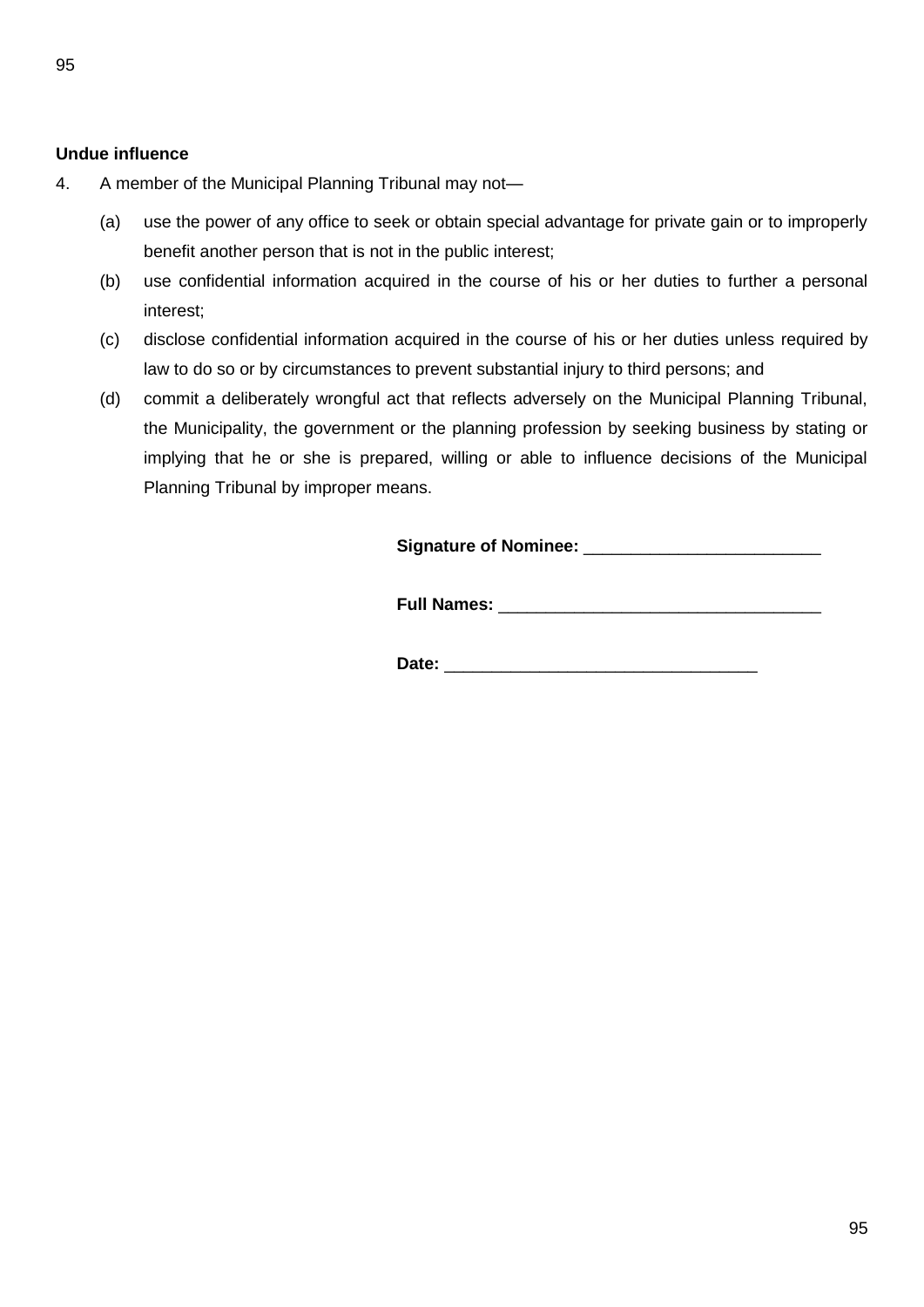**Undue influence**

4. A member of the Municipal Planning Tribunal may not—

   (a) use the power of any office to seek or obtain special advantage for private gain or to improperly benefit another person that is not in the public interest;

   (b) use confidential information acquired in the course of his or her duties to further a personal interest;

   (c) disclose confidential information acquired in the course of his or her duties unless required by law to do so or by circumstances to prevent substantial injury to third persons; and

   (d) commit a deliberately wrongful act that reflects adversely on the Municipal Planning Tribunal, the Municipality, the government or the planning profession by seeking business by stating or implying that he or she is prepared, willing or able to influence decisions of the Municipal Planning Tribunal by improper means.

**Signature of Nominee:** _________________________

**Full Names:** __________________________________

**Date:** ________________________________